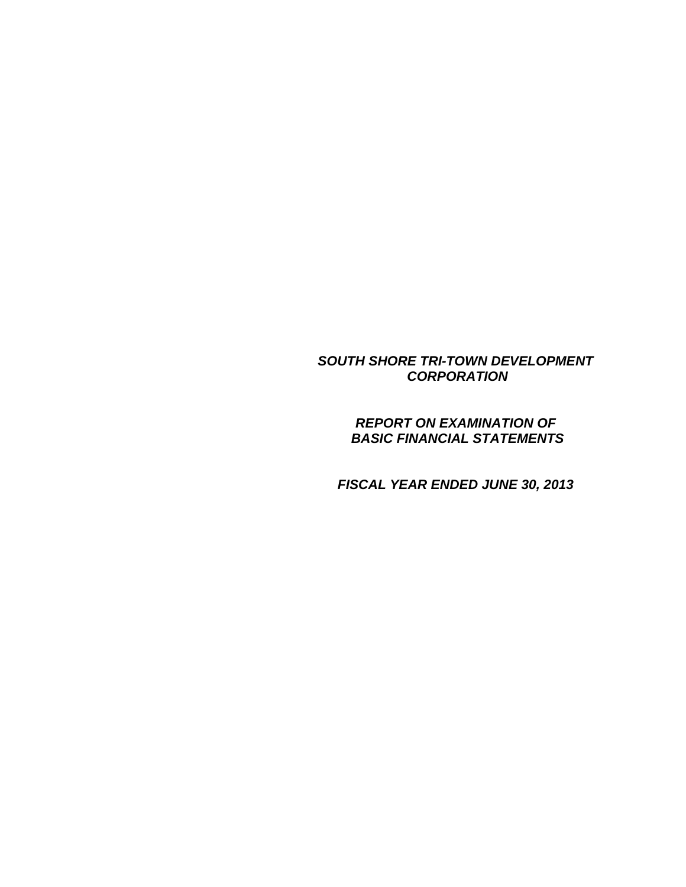***SOUTH SHORE TRI-TOWN DEVELOPMENT CORPORATION***

***REPORT ON EXAMINATION OF BASIC FINANCIAL STATEMENTS***

***FISCAL YEAR ENDED JUNE 30, 2013***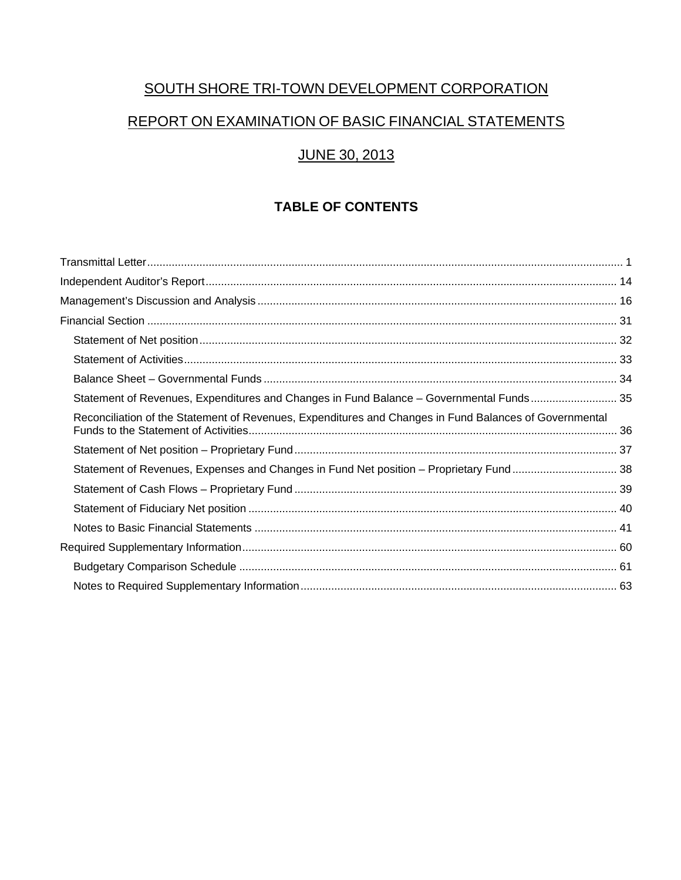# SOUTH SHORE TRI-TOWN DEVELOPMENT CORPORATION

## REPORT ON EXAMINATION OF BASIC FINANCIAL STATEMENTS

## JUNE 30, 2013

### TABLE OF CONTENTS

Transmittal Letter ........................................................................................ 1

Independent Auditor's Report ........................................................................ 14

Management's Discussion and Analysis ........................................................ 16

Financial Section ........................................................................................ 31

- Statement of Net position ........................................................................ 32
- Statement of Activities ............................................................................ 33
- Balance Sheet – Governmental Funds ...................................................... 34
- Statement of Revenues, Expenditures and Changes in Fund Balance – Governmental Funds ............ 35
- Reconciliation of the Statement of Revenues, Expenditures and Changes in Fund Balances of Governmental Funds to the Statement of Activities ........................................................................ 36
- Statement of Net position – Proprietary Fund ........................................... 37
- Statement of Revenues, Expenses and Changes in Fund Net position – Proprietary Fund .................. 38
- Statement of Cash Flows – Proprietary Fund ............................................ 39
- Statement of Fiduciary Net position ......................................................... 40
- Notes to Basic Financial Statements ........................................................ 41

Required Supplementary Information ........................................................... 60

- Budgetary Comparison Schedule ............................................................ 61
- Notes to Required Supplementary Information ......................................... 63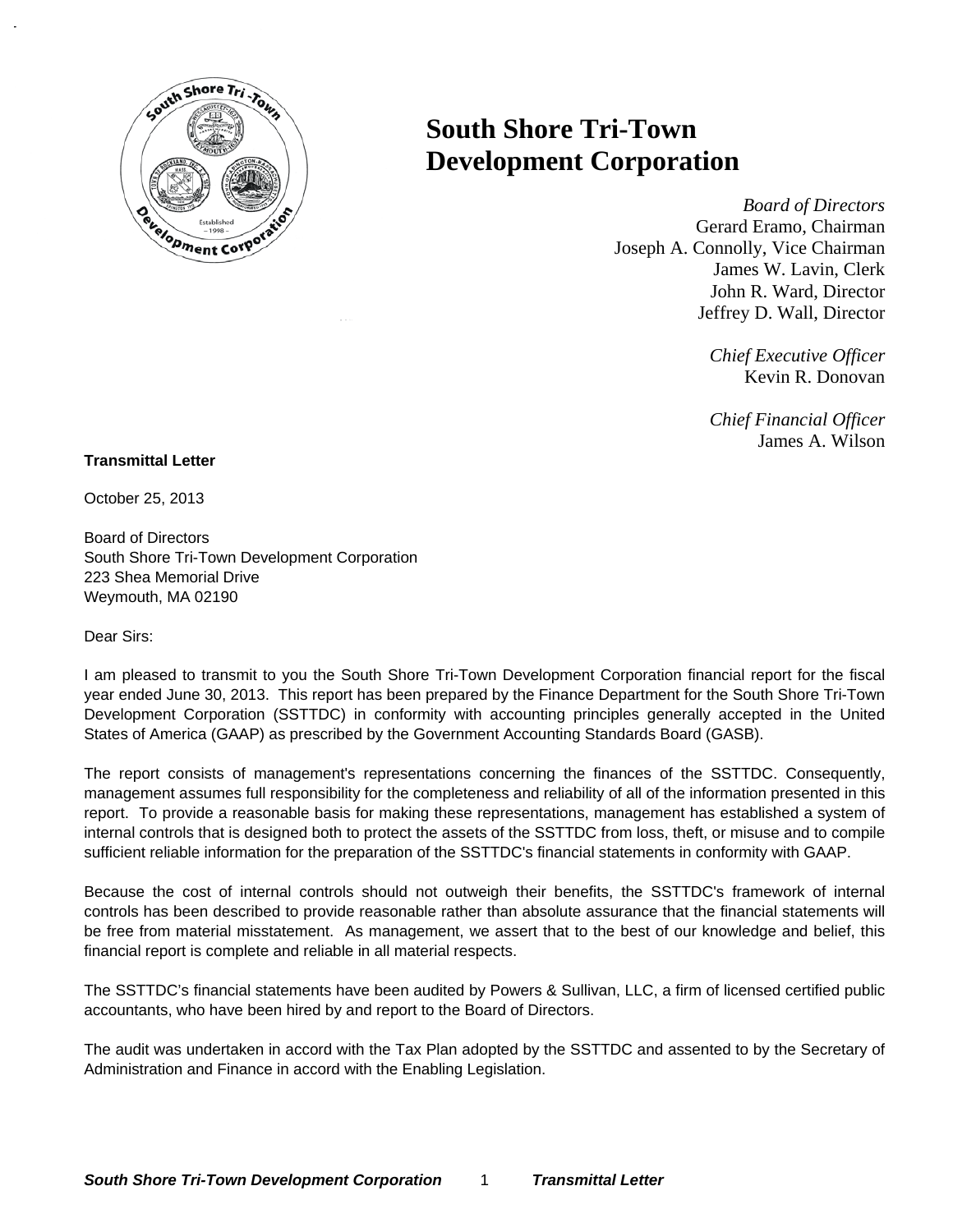# South Shore Tri-Town Development Corporation

*Board of Directors*
Gerard Eramo, Chairman
Joseph A. Connolly, Vice Chairman
James W. Lavin, Clerk
John R. Ward, Director
Jeffrey D. Wall, Director

*Chief Executive Officer*
Kevin R. Donovan

*Chief Financial Officer*
James A. Wilson

**Transmittal Letter**

October 25, 2013

Board of Directors
South Shore Tri-Town Development Corporation
223 Shea Memorial Drive
Weymouth, MA 02190

Dear Sirs:

I am pleased to transmit to you the South Shore Tri-Town Development Corporation financial report for the fiscal year ended June 30, 2013. This report has been prepared by the Finance Department for the South Shore Tri-Town Development Corporation (SSTTDC) in conformity with accounting principles generally accepted in the United States of America (GAAP) as prescribed by the Government Accounting Standards Board (GASB).

The report consists of management's representations concerning the finances of the SSTTDC. Consequently, management assumes full responsibility for the completeness and reliability of all of the information presented in this report. To provide a reasonable basis for making these representations, management has established a system of internal controls that is designed both to protect the assets of the SSTTDC from loss, theft, or misuse and to compile sufficient reliable information for the preparation of the SSTTDC's financial statements in conformity with GAAP.

Because the cost of internal controls should not outweigh their benefits, the SSTTDC's framework of internal controls has been described to provide reasonable rather than absolute assurance that the financial statements will be free from material misstatement. As management, we assert that to the best of our knowledge and belief, this financial report is complete and reliable in all material respects.

The SSTTDC's financial statements have been audited by Powers & Sullivan, LLC, a firm of licensed certified public accountants, who have been hired by and report to the Board of Directors.

The audit was undertaken in accord with the Tax Plan adopted by the SSTTDC and assented to by the Secretary of Administration and Finance in accord with the Enabling Legislation.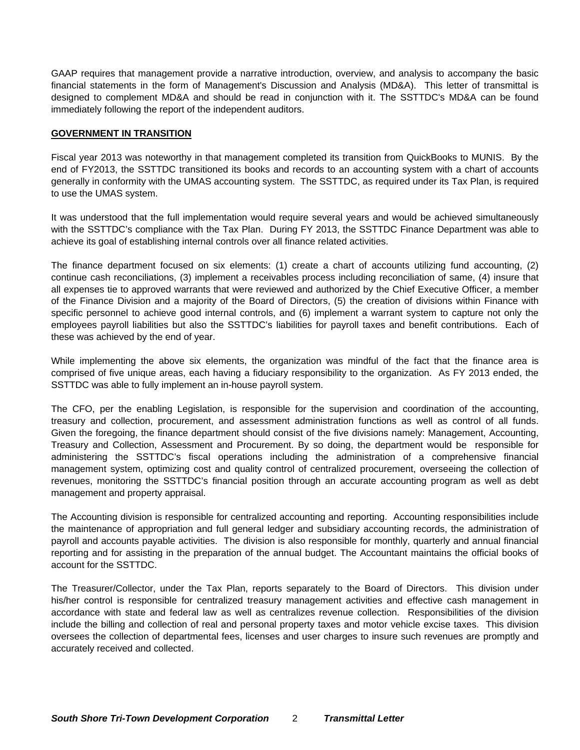GAAP requires that management provide a narrative introduction, overview, and analysis to accompany the basic financial statements in the form of Management's Discussion and Analysis (MD&A). This letter of transmittal is designed to complement MD&A and should be read in conjunction with it. The SSTTDC's MD&A can be found immediately following the report of the independent auditors.

**GOVERNMENT IN TRANSITION**

Fiscal year 2013 was noteworthy in that management completed its transition from QuickBooks to MUNIS. By the end of FY2013, the SSTTDC transitioned its books and records to an accounting system with a chart of accounts generally in conformity with the UMAS accounting system. The SSTTDC, as required under its Tax Plan, is required to use the UMAS system.

It was understood that the full implementation would require several years and would be achieved simultaneously with the SSTTDC's compliance with the Tax Plan. During FY 2013, the SSTTDC Finance Department was able to achieve its goal of establishing internal controls over all finance related activities.

The finance department focused on six elements: (1) create a chart of accounts utilizing fund accounting, (2) continue cash reconciliations, (3) implement a receivables process including reconciliation of same, (4) insure that all expenses tie to approved warrants that were reviewed and authorized by the Chief Executive Officer, a member of the Finance Division and a majority of the Board of Directors, (5) the creation of divisions within Finance with specific personnel to achieve good internal controls, and (6) implement a warrant system to capture not only the employees payroll liabilities but also the SSTTDC's liabilities for payroll taxes and benefit contributions. Each of these was achieved by the end of year.

While implementing the above six elements, the organization was mindful of the fact that the finance area is comprised of five unique areas, each having a fiduciary responsibility to the organization. As FY 2013 ended, the SSTTDC was able to fully implement an in-house payroll system.

The CFO, per the enabling Legislation, is responsible for the supervision and coordination of the accounting, treasury and collection, procurement, and assessment administration functions as well as control of all funds. Given the foregoing, the finance department should consist of the five divisions namely: Management, Accounting, Treasury and Collection, Assessment and Procurement. By so doing, the department would be responsible for administering the SSTTDC's fiscal operations including the administration of a comprehensive financial management system, optimizing cost and quality control of centralized procurement, overseeing the collection of revenues, monitoring the SSTTDC's financial position through an accurate accounting program as well as debt management and property appraisal.

The Accounting division is responsible for centralized accounting and reporting. Accounting responsibilities include the maintenance of appropriation and full general ledger and subsidiary accounting records, the administration of payroll and accounts payable activities. The division is also responsible for monthly, quarterly and annual financial reporting and for assisting in the preparation of the annual budget. The Accountant maintains the official books of account for the SSTTDC.

The Treasurer/Collector, under the Tax Plan, reports separately to the Board of Directors. This division under his/her control is responsible for centralized treasury management activities and effective cash management in accordance with state and federal law as well as centralizes revenue collection. Responsibilities of the division include the billing and collection of real and personal property taxes and motor vehicle excise taxes. This division oversees the collection of departmental fees, licenses and user charges to insure such revenues are promptly and accurately received and collected.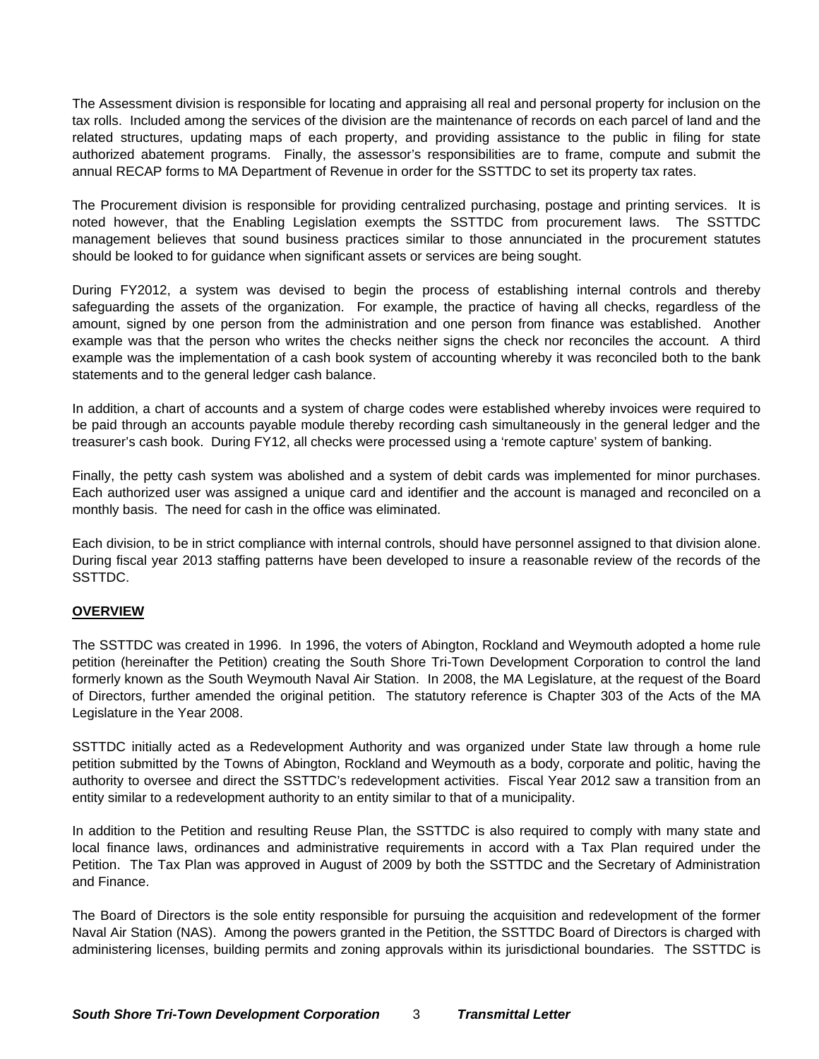The Assessment division is responsible for locating and appraising all real and personal property for inclusion on the tax rolls. Included among the services of the division are the maintenance of records on each parcel of land and the related structures, updating maps of each property, and providing assistance to the public in filing for state authorized abatement programs. Finally, the assessor's responsibilities are to frame, compute and submit the annual RECAP forms to MA Department of Revenue in order for the SSTTDC to set its property tax rates.

The Procurement division is responsible for providing centralized purchasing, postage and printing services. It is noted however, that the Enabling Legislation exempts the SSTTDC from procurement laws. The SSTTDC management believes that sound business practices similar to those annunciated in the procurement statutes should be looked to for guidance when significant assets or services are being sought.

During FY2012, a system was devised to begin the process of establishing internal controls and thereby safeguarding the assets of the organization. For example, the practice of having all checks, regardless of the amount, signed by one person from the administration and one person from finance was established. Another example was that the person who writes the checks neither signs the check nor reconciles the account. A third example was the implementation of a cash book system of accounting whereby it was reconciled both to the bank statements and to the general ledger cash balance.

In addition, a chart of accounts and a system of charge codes were established whereby invoices were required to be paid through an accounts payable module thereby recording cash simultaneously in the general ledger and the treasurer's cash book. During FY12, all checks were processed using a 'remote capture' system of banking.

Finally, the petty cash system was abolished and a system of debit cards was implemented for minor purchases. Each authorized user was assigned a unique card and identifier and the account is managed and reconciled on a monthly basis. The need for cash in the office was eliminated.

Each division, to be in strict compliance with internal controls, should have personnel assigned to that division alone. During fiscal year 2013 staffing patterns have been developed to insure a reasonable review of the records of the SSTTDC.

**OVERVIEW**

The SSTTDC was created in 1996. In 1996, the voters of Abington, Rockland and Weymouth adopted a home rule petition (hereinafter the Petition) creating the South Shore Tri-Town Development Corporation to control the land formerly known as the South Weymouth Naval Air Station. In 2008, the MA Legislature, at the request of the Board of Directors, further amended the original petition. The statutory reference is Chapter 303 of the Acts of the MA Legislature in the Year 2008.

SSTTDC initially acted as a Redevelopment Authority and was organized under State law through a home rule petition submitted by the Towns of Abington, Rockland and Weymouth as a body, corporate and politic, having the authority to oversee and direct the SSTTDC's redevelopment activities. Fiscal Year 2012 saw a transition from an entity similar to a redevelopment authority to an entity similar to that of a municipality.

In addition to the Petition and resulting Reuse Plan, the SSTTDC is also required to comply with many state and local finance laws, ordinances and administrative requirements in accord with a Tax Plan required under the Petition. The Tax Plan was approved in August of 2009 by both the SSTTDC and the Secretary of Administration and Finance.

The Board of Directors is the sole entity responsible for pursuing the acquisition and redevelopment of the former Naval Air Station (NAS). Among the powers granted in the Petition, the SSTTDC Board of Directors is charged with administering licenses, building permits and zoning approvals within its jurisdictional boundaries. The SSTTDC is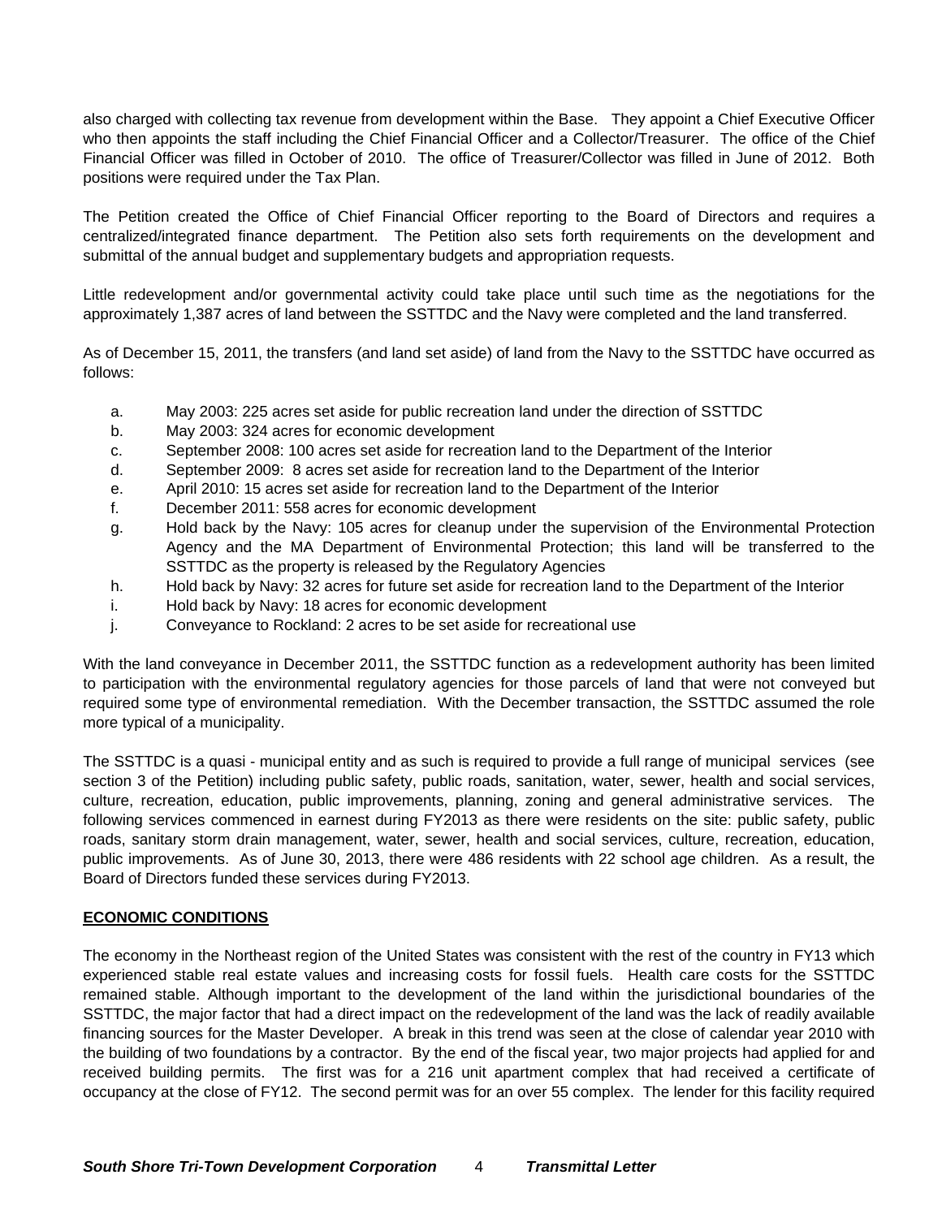also charged with collecting tax revenue from development within the Base. They appoint a Chief Executive Officer who then appoints the staff including the Chief Financial Officer and a Collector/Treasurer. The office of the Chief Financial Officer was filled in October of 2010. The office of Treasurer/Collector was filled in June of 2012. Both positions were required under the Tax Plan.

The Petition created the Office of Chief Financial Officer reporting to the Board of Directors and requires a centralized/integrated finance department. The Petition also sets forth requirements on the development and submittal of the annual budget and supplementary budgets and appropriation requests.

Little redevelopment and/or governmental activity could take place until such time as the negotiations for the approximately 1,387 acres of land between the SSTTDC and the Navy were completed and the land transferred.

As of December 15, 2011, the transfers (and land set aside) of land from the Navy to the SSTTDC have occurred as follows:

a. May 2003: 225 acres set aside for public recreation land under the direction of SSTTDC
b. May 2003: 324 acres for economic development
c. September 2008: 100 acres set aside for recreation land to the Department of the Interior
d. September 2009: 8 acres set aside for recreation land to the Department of the Interior
e. April 2010: 15 acres set aside for recreation land to the Department of the Interior
f. December 2011: 558 acres for economic development
g. Hold back by the Navy: 105 acres for cleanup under the supervision of the Environmental Protection Agency and the MA Department of Environmental Protection; this land will be transferred to the SSTTDC as the property is released by the Regulatory Agencies
h. Hold back by Navy: 32 acres for future set aside for recreation land to the Department of the Interior
i. Hold back by Navy: 18 acres for economic development
j. Conveyance to Rockland: 2 acres to be set aside for recreational use

With the land conveyance in December 2011, the SSTTDC function as a redevelopment authority has been limited to participation with the environmental regulatory agencies for those parcels of land that were not conveyed but required some type of environmental remediation. With the December transaction, the SSTTDC assumed the role more typical of a municipality.

The SSTTDC is a quasi - municipal entity and as such is required to provide a full range of municipal services (see section 3 of the Petition) including public safety, public roads, sanitation, water, sewer, health and social services, culture, recreation, education, public improvements, planning, zoning and general administrative services. The following services commenced in earnest during FY2013 as there were residents on the site: public safety, public roads, sanitary storm drain management, water, sewer, health and social services, culture, recreation, education, public improvements. As of June 30, 2013, there were 486 residents with 22 school age children. As a result, the Board of Directors funded these services during FY2013.

**ECONOMIC CONDITIONS**

The economy in the Northeast region of the United States was consistent with the rest of the country in FY13 which experienced stable real estate values and increasing costs for fossil fuels. Health care costs for the SSTTDC remained stable. Although important to the development of the land within the jurisdictional boundaries of the SSTTDC, the major factor that had a direct impact on the redevelopment of the land was the lack of readily available financing sources for the Master Developer. A break in this trend was seen at the close of calendar year 2010 with the building of two foundations by a contractor. By the end of the fiscal year, two major projects had applied for and received building permits. The first was for a 216 unit apartment complex that had received a certificate of occupancy at the close of FY12. The second permit was for an over 55 complex. The lender for this facility required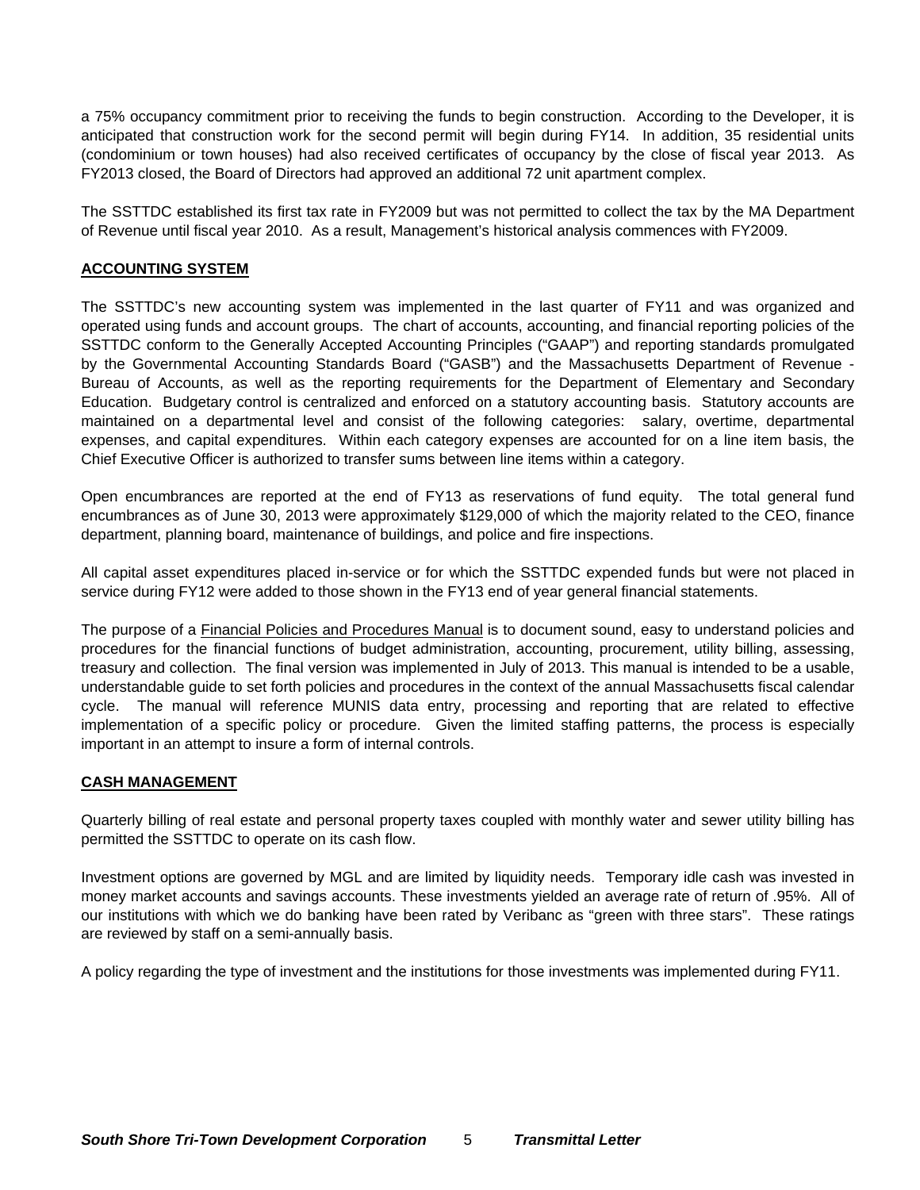a 75% occupancy commitment prior to receiving the funds to begin construction. According to the Developer, it is anticipated that construction work for the second permit will begin during FY14. In addition, 35 residential units (condominium or town houses) had also received certificates of occupancy by the close of fiscal year 2013. As FY2013 closed, the Board of Directors had approved an additional 72 unit apartment complex.

The SSTTDC established its first tax rate in FY2009 but was not permitted to collect the tax by the MA Department of Revenue until fiscal year 2010. As a result, Management's historical analysis commences with FY2009.

## ACCOUNTING SYSTEM

The SSTTDC's new accounting system was implemented in the last quarter of FY11 and was organized and operated using funds and account groups. The chart of accounts, accounting, and financial reporting policies of the SSTTDC conform to the Generally Accepted Accounting Principles ("GAAP") and reporting standards promulgated by the Governmental Accounting Standards Board ("GASB") and the Massachusetts Department of Revenue - Bureau of Accounts, as well as the reporting requirements for the Department of Elementary and Secondary Education. Budgetary control is centralized and enforced on a statutory accounting basis. Statutory accounts are maintained on a departmental level and consist of the following categories: salary, overtime, departmental expenses, and capital expenditures. Within each category expenses are accounted for on a line item basis, the Chief Executive Officer is authorized to transfer sums between line items within a category.

Open encumbrances are reported at the end of FY13 as reservations of fund equity. The total general fund encumbrances as of June 30, 2013 were approximately $129,000 of which the majority related to the CEO, finance department, planning board, maintenance of buildings, and police and fire inspections.

All capital asset expenditures placed in-service or for which the SSTTDC expended funds but were not placed in service during FY12 were added to those shown in the FY13 end of year general financial statements.

The purpose of a Financial Policies and Procedures Manual is to document sound, easy to understand policies and procedures for the financial functions of budget administration, accounting, procurement, utility billing, assessing, treasury and collection. The final version was implemented in July of 2013. This manual is intended to be a usable, understandable guide to set forth policies and procedures in the context of the annual Massachusetts fiscal calendar cycle. The manual will reference MUNIS data entry, processing and reporting that are related to effective implementation of a specific policy or procedure. Given the limited staffing patterns, the process is especially important in an attempt to insure a form of internal controls.

## CASH MANAGEMENT

Quarterly billing of real estate and personal property taxes coupled with monthly water and sewer utility billing has permitted the SSTTDC to operate on its cash flow.

Investment options are governed by MGL and are limited by liquidity needs. Temporary idle cash was invested in money market accounts and savings accounts. These investments yielded an average rate of return of .95%. All of our institutions with which we do banking have been rated by Veribanc as "green with three stars". These ratings are reviewed by staff on a semi-annually basis.

A policy regarding the type of investment and the institutions for those investments was implemented during FY11.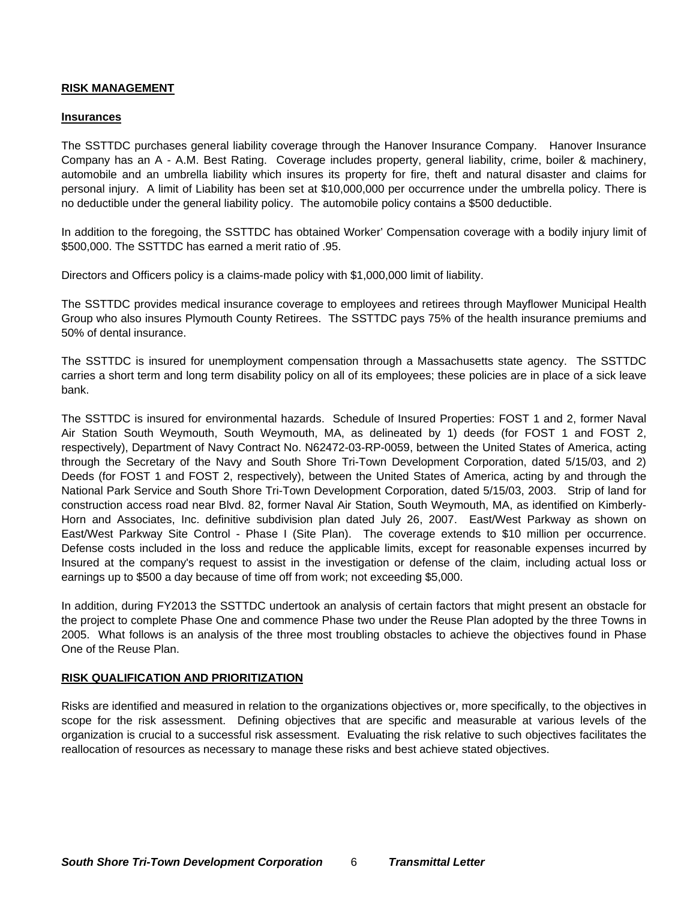## RISK MANAGEMENT

### Insurances

The SSTTDC purchases general liability coverage through the Hanover Insurance Company. Hanover Insurance Company has an A - A.M. Best Rating. Coverage includes property, general liability, crime, boiler & machinery, automobile and an umbrella liability which insures its property for fire, theft and natural disaster and claims for personal injury. A limit of Liability has been set at $10,000,000 per occurrence under the umbrella policy. There is no deductible under the general liability policy. The automobile policy contains a $500 deductible.

In addition to the foregoing, the SSTTDC has obtained Worker' Compensation coverage with a bodily injury limit of $500,000. The SSTTDC has earned a merit ratio of .95.

Directors and Officers policy is a claims-made policy with $1,000,000 limit of liability.

The SSTTDC provides medical insurance coverage to employees and retirees through Mayflower Municipal Health Group who also insures Plymouth County Retirees. The SSTTDC pays 75% of the health insurance premiums and 50% of dental insurance.

The SSTTDC is insured for unemployment compensation through a Massachusetts state agency. The SSTTDC carries a short term and long term disability policy on all of its employees; these policies are in place of a sick leave bank.

The SSTTDC is insured for environmental hazards. Schedule of Insured Properties: FOST 1 and 2, former Naval Air Station South Weymouth, South Weymouth, MA, as delineated by 1) deeds (for FOST 1 and FOST 2, respectively), Department of Navy Contract No. N62472-03-RP-0059, between the United States of America, acting through the Secretary of the Navy and South Shore Tri-Town Development Corporation, dated 5/15/03, and 2) Deeds (for FOST 1 and FOST 2, respectively), between the United States of America, acting by and through the National Park Service and South Shore Tri-Town Development Corporation, dated 5/15/03, 2003. Strip of land for construction access road near Blvd. 82, former Naval Air Station, South Weymouth, MA, as identified on Kimberly-Horn and Associates, Inc. definitive subdivision plan dated July 26, 2007. East/West Parkway as shown on East/West Parkway Site Control - Phase I (Site Plan). The coverage extends to $10 million per occurrence. Defense costs included in the loss and reduce the applicable limits, except for reasonable expenses incurred by Insured at the company's request to assist in the investigation or defense of the claim, including actual loss or earnings up to $500 a day because of time off from work; not exceeding $5,000.

In addition, during FY2013 the SSTTDC undertook an analysis of certain factors that might present an obstacle for the project to complete Phase One and commence Phase two under the Reuse Plan adopted by the three Towns in 2005. What follows is an analysis of the three most troubling obstacles to achieve the objectives found in Phase One of the Reuse Plan.

## RISK QUALIFICATION AND PRIORITIZATION

Risks are identified and measured in relation to the organizations objectives or, more specifically, to the objectives in scope for the risk assessment. Defining objectives that are specific and measurable at various levels of the organization is crucial to a successful risk assessment. Evaluating the risk relative to such objectives facilitates the reallocation of resources as necessary to manage these risks and best achieve stated objectives.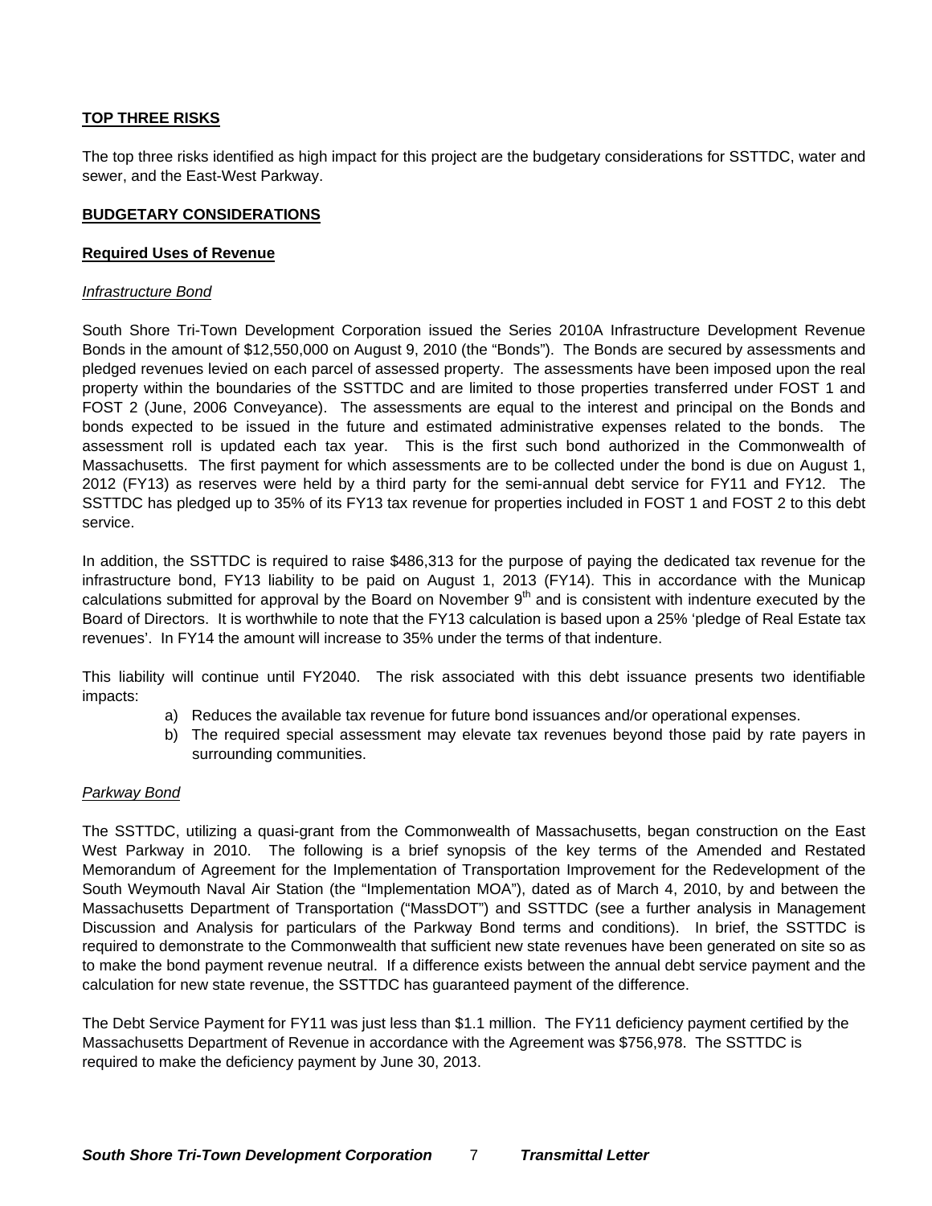## TOP THREE RISKS

The top three risks identified as high impact for this project are the budgetary considerations for SSTTDC, water and sewer, and the East-West Parkway.

## BUDGETARY CONSIDERATIONS

### Required Uses of Revenue

*Infrastructure Bond*

South Shore Tri-Town Development Corporation issued the Series 2010A Infrastructure Development Revenue Bonds in the amount of $12,550,000 on August 9, 2010 (the "Bonds"). The Bonds are secured by assessments and pledged revenues levied on each parcel of assessed property. The assessments have been imposed upon the real property within the boundaries of the SSTTDC and are limited to those properties transferred under FOST 1 and FOST 2 (June, 2006 Conveyance). The assessments are equal to the interest and principal on the Bonds and bonds expected to be issued in the future and estimated administrative expenses related to the bonds. The assessment roll is updated each tax year. This is the first such bond authorized in the Commonwealth of Massachusetts. The first payment for which assessments are to be collected under the bond is due on August 1, 2012 (FY13) as reserves were held by a third party for the semi-annual debt service for FY11 and FY12. The SSTTDC has pledged up to 35% of its FY13 tax revenue for properties included in FOST 1 and FOST 2 to this debt service.

In addition, the SSTTDC is required to raise $486,313 for the purpose of paying the dedicated tax revenue for the infrastructure bond, FY13 liability to be paid on August 1, 2013 (FY14). This in accordance with the Municap calculations submitted for approval by the Board on November 9th and is consistent with indenture executed by the Board of Directors. It is worthwhile to note that the FY13 calculation is based upon a 25% 'pledge of Real Estate tax revenues'. In FY14 the amount will increase to 35% under the terms of that indenture.

This liability will continue until FY2040. The risk associated with this debt issuance presents two identifiable impacts:

a) Reduces the available tax revenue for future bond issuances and/or operational expenses.
b) The required special assessment may elevate tax revenues beyond those paid by rate payers in surrounding communities.

*Parkway Bond*

The SSTTDC, utilizing a quasi-grant from the Commonwealth of Massachusetts, began construction on the East West Parkway in 2010. The following is a brief synopsis of the key terms of the Amended and Restated Memorandum of Agreement for the Implementation of Transportation Improvement for the Redevelopment of the South Weymouth Naval Air Station (the "Implementation MOA"), dated as of March 4, 2010, by and between the Massachusetts Department of Transportation ("MassDOT") and SSTTDC (see a further analysis in Management Discussion and Analysis for particulars of the Parkway Bond terms and conditions). In brief, the SSTTDC is required to demonstrate to the Commonwealth that sufficient new state revenues have been generated on site so as to make the bond payment revenue neutral. If a difference exists between the annual debt service payment and the calculation for new state revenue, the SSTTDC has guaranteed payment of the difference.

The Debt Service Payment for FY11 was just less than $1.1 million. The FY11 deficiency payment certified by the Massachusetts Department of Revenue in accordance with the Agreement was $756,978. The SSTTDC is required to make the deficiency payment by June 30, 2013.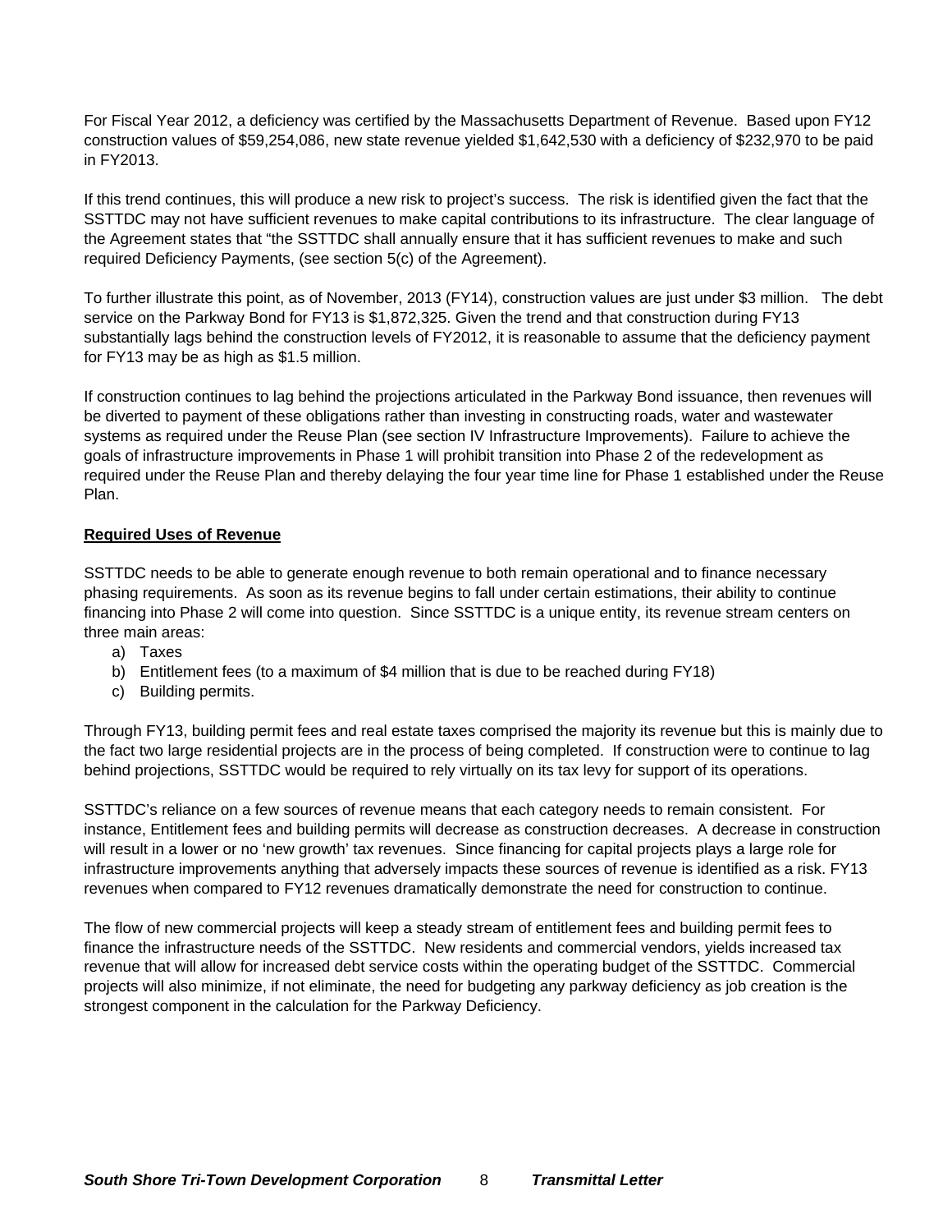For Fiscal Year 2012, a deficiency was certified by the Massachusetts Department of Revenue. Based upon FY12 construction values of $59,254,086, new state revenue yielded $1,642,530 with a deficiency of $232,970 to be paid in FY2013.

If this trend continues, this will produce a new risk to project's success. The risk is identified given the fact that the SSTTDC may not have sufficient revenues to make capital contributions to its infrastructure. The clear language of the Agreement states that "the SSTTDC shall annually ensure that it has sufficient revenues to make and such required Deficiency Payments, (see section 5(c) of the Agreement).

To further illustrate this point, as of November, 2013 (FY14), construction values are just under $3 million. The debt service on the Parkway Bond for FY13 is $1,872,325. Given the trend and that construction during FY13 substantially lags behind the construction levels of FY2012, it is reasonable to assume that the deficiency payment for FY13 may be as high as $1.5 million.

If construction continues to lag behind the projections articulated in the Parkway Bond issuance, then revenues will be diverted to payment of these obligations rather than investing in constructing roads, water and wastewater systems as required under the Reuse Plan (see section IV Infrastructure Improvements). Failure to achieve the goals of infrastructure improvements in Phase 1 will prohibit transition into Phase 2 of the redevelopment as required under the Reuse Plan and thereby delaying the four year time line for Phase 1 established under the Reuse Plan.

**Required Uses of Revenue**

SSTTDC needs to be able to generate enough revenue to both remain operational and to finance necessary phasing requirements. As soon as its revenue begins to fall under certain estimations, their ability to continue financing into Phase 2 will come into question. Since SSTTDC is a unique entity, its revenue stream centers on three main areas:

a) Taxes
b) Entitlement fees (to a maximum of $4 million that is due to be reached during FY18)
c) Building permits.

Through FY13, building permit fees and real estate taxes comprised the majority its revenue but this is mainly due to the fact two large residential projects are in the process of being completed. If construction were to continue to lag behind projections, SSTTDC would be required to rely virtually on its tax levy for support of its operations.

SSTTDC's reliance on a few sources of revenue means that each category needs to remain consistent. For instance, Entitlement fees and building permits will decrease as construction decreases. A decrease in construction will result in a lower or no 'new growth' tax revenues. Since financing for capital projects plays a large role for infrastructure improvements anything that adversely impacts these sources of revenue is identified as a risk. FY13 revenues when compared to FY12 revenues dramatically demonstrate the need for construction to continue.

The flow of new commercial projects will keep a steady stream of entitlement fees and building permit fees to finance the infrastructure needs of the SSTTDC. New residents and commercial vendors, yields increased tax revenue that will allow for increased debt service costs within the operating budget of the SSTTDC. Commercial projects will also minimize, if not eliminate, the need for budgeting any parkway deficiency as job creation is the strongest component in the calculation for the Parkway Deficiency.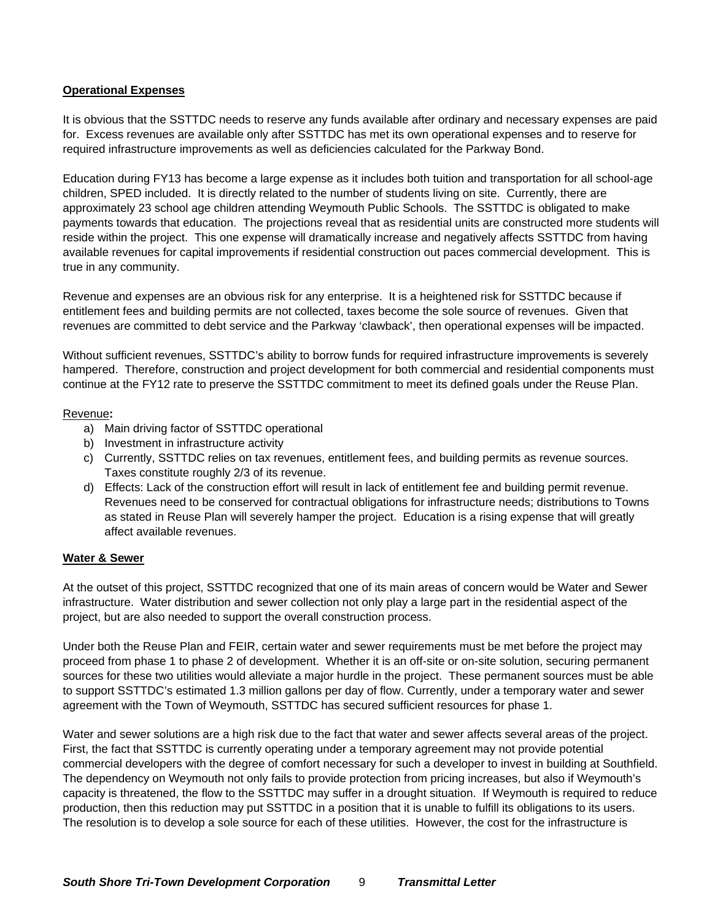**Operational Expenses**

It is obvious that the SSTTDC needs to reserve any funds available after ordinary and necessary expenses are paid for. Excess revenues are available only after SSTTDC has met its own operational expenses and to reserve for required infrastructure improvements as well as deficiencies calculated for the Parkway Bond.

Education during FY13 has become a large expense as it includes both tuition and transportation for all school-age children, SPED included. It is directly related to the number of students living on site. Currently, there are approximately 23 school age children attending Weymouth Public Schools. The SSTTDC is obligated to make payments towards that education. The projections reveal that as residential units are constructed more students will reside within the project. This one expense will dramatically increase and negatively affects SSTTDC from having available revenues for capital improvements if residential construction out paces commercial development. This is true in any community.

Revenue and expenses are an obvious risk for any enterprise. It is a heightened risk for SSTTDC because if entitlement fees and building permits are not collected, taxes become the sole source of revenues. Given that revenues are committed to debt service and the Parkway 'clawback', then operational expenses will be impacted.

Without sufficient revenues, SSTTDC's ability to borrow funds for required infrastructure improvements is severely hampered. Therefore, construction and project development for both commercial and residential components must continue at the FY12 rate to preserve the SSTTDC commitment to meet its defined goals under the Reuse Plan.

Revenue**:**

a) Main driving factor of SSTTDC operational
b) Investment in infrastructure activity
c) Currently, SSTTDC relies on tax revenues, entitlement fees, and building permits as revenue sources. Taxes constitute roughly 2/3 of its revenue.
d) Effects: Lack of the construction effort will result in lack of entitlement fee and building permit revenue. Revenues need to be conserved for contractual obligations for infrastructure needs; distributions to Towns as stated in Reuse Plan will severely hamper the project. Education is a rising expense that will greatly affect available revenues.

**Water & Sewer**

At the outset of this project, SSTTDC recognized that one of its main areas of concern would be Water and Sewer infrastructure. Water distribution and sewer collection not only play a large part in the residential aspect of the project, but are also needed to support the overall construction process.

Under both the Reuse Plan and FEIR, certain water and sewer requirements must be met before the project may proceed from phase 1 to phase 2 of development. Whether it is an off-site or on-site solution, securing permanent sources for these two utilities would alleviate a major hurdle in the project. These permanent sources must be able to support SSTTDC's estimated 1.3 million gallons per day of flow. Currently, under a temporary water and sewer agreement with the Town of Weymouth, SSTTDC has secured sufficient resources for phase 1.

Water and sewer solutions are a high risk due to the fact that water and sewer affects several areas of the project. First, the fact that SSTTDC is currently operating under a temporary agreement may not provide potential commercial developers with the degree of comfort necessary for such a developer to invest in building at Southfield. The dependency on Weymouth not only fails to provide protection from pricing increases, but also if Weymouth's capacity is threatened, the flow to the SSTTDC may suffer in a drought situation. If Weymouth is required to reduce production, then this reduction may put SSTTDC in a position that it is unable to fulfill its obligations to its users. The resolution is to develop a sole source for each of these utilities. However, the cost for the infrastructure is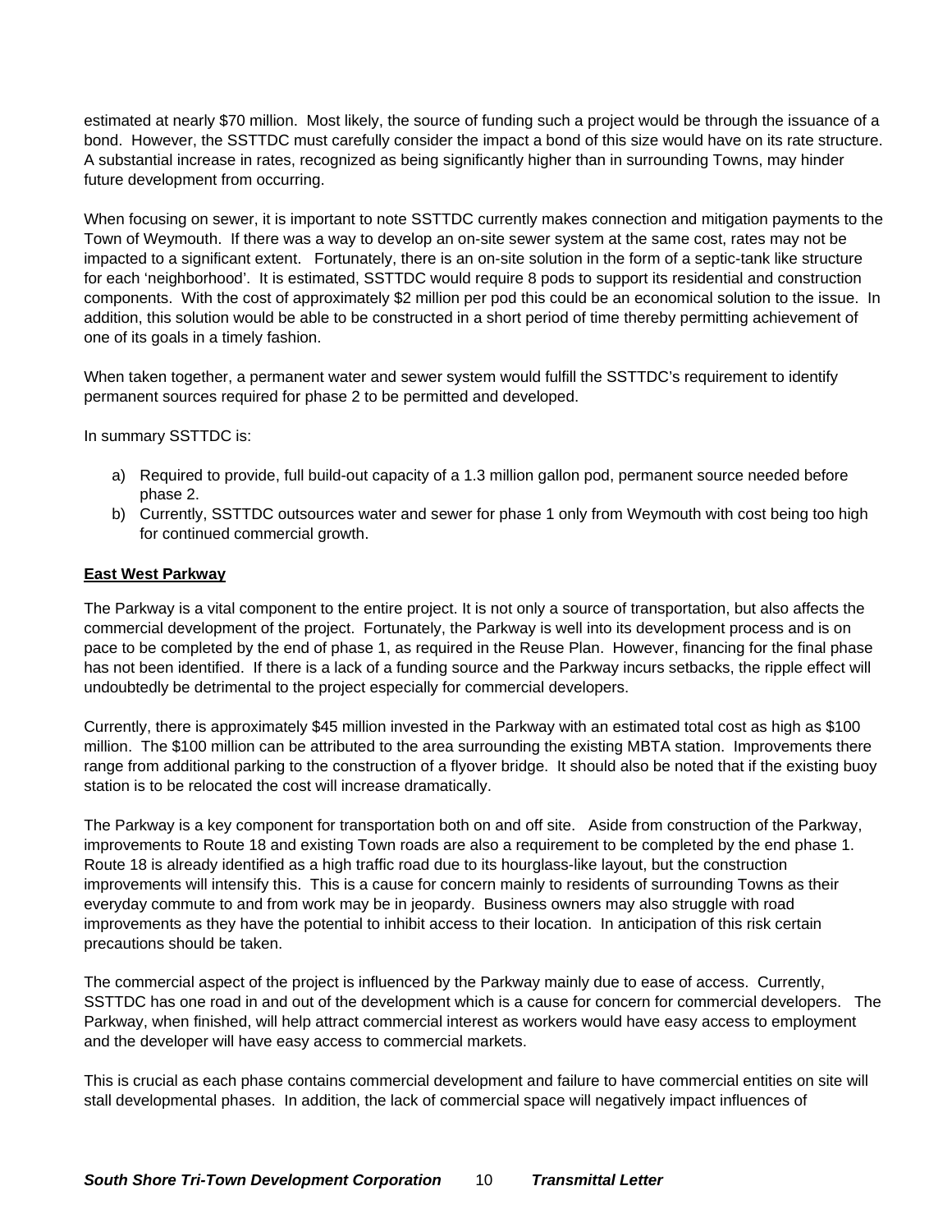estimated at nearly $70 million. Most likely, the source of funding such a project would be through the issuance of a bond. However, the SSTTDC must carefully consider the impact a bond of this size would have on its rate structure. A substantial increase in rates, recognized as being significantly higher than in surrounding Towns, may hinder future development from occurring.

When focusing on sewer, it is important to note SSTTDC currently makes connection and mitigation payments to the Town of Weymouth. If there was a way to develop an on-site sewer system at the same cost, rates may not be impacted to a significant extent. Fortunately, there is an on-site solution in the form of a septic-tank like structure for each 'neighborhood'. It is estimated, SSTTDC would require 8 pods to support its residential and construction components. With the cost of approximately $2 million per pod this could be an economical solution to the issue. In addition, this solution would be able to be constructed in a short period of time thereby permitting achievement of one of its goals in a timely fashion.

When taken together, a permanent water and sewer system would fulfill the SSTTDC's requirement to identify permanent sources required for phase 2 to be permitted and developed.

In summary SSTTDC is:

a) Required to provide, full build-out capacity of a 1.3 million gallon pod, permanent source needed before phase 2.
b) Currently, SSTTDC outsources water and sewer for phase 1 only from Weymouth with cost being too high for continued commercial growth.

**East West Parkway**

The Parkway is a vital component to the entire project. It is not only a source of transportation, but also affects the commercial development of the project. Fortunately, the Parkway is well into its development process and is on pace to be completed by the end of phase 1, as required in the Reuse Plan. However, financing for the final phase has not been identified. If there is a lack of a funding source and the Parkway incurs setbacks, the ripple effect will undoubtedly be detrimental to the project especially for commercial developers.

Currently, there is approximately $45 million invested in the Parkway with an estimated total cost as high as $100 million. The $100 million can be attributed to the area surrounding the existing MBTA station. Improvements there range from additional parking to the construction of a flyover bridge. It should also be noted that if the existing buoy station is to be relocated the cost will increase dramatically.

The Parkway is a key component for transportation both on and off site. Aside from construction of the Parkway, improvements to Route 18 and existing Town roads are also a requirement to be completed by the end phase 1. Route 18 is already identified as a high traffic road due to its hourglass-like layout, but the construction improvements will intensify this. This is a cause for concern mainly to residents of surrounding Towns as their everyday commute to and from work may be in jeopardy. Business owners may also struggle with road improvements as they have the potential to inhibit access to their location. In anticipation of this risk certain precautions should be taken.

The commercial aspect of the project is influenced by the Parkway mainly due to ease of access. Currently, SSTTDC has one road in and out of the development which is a cause for concern for commercial developers. The Parkway, when finished, will help attract commercial interest as workers would have easy access to employment and the developer will have easy access to commercial markets.

This is crucial as each phase contains commercial development and failure to have commercial entities on site will stall developmental phases. In addition, the lack of commercial space will negatively impact influences of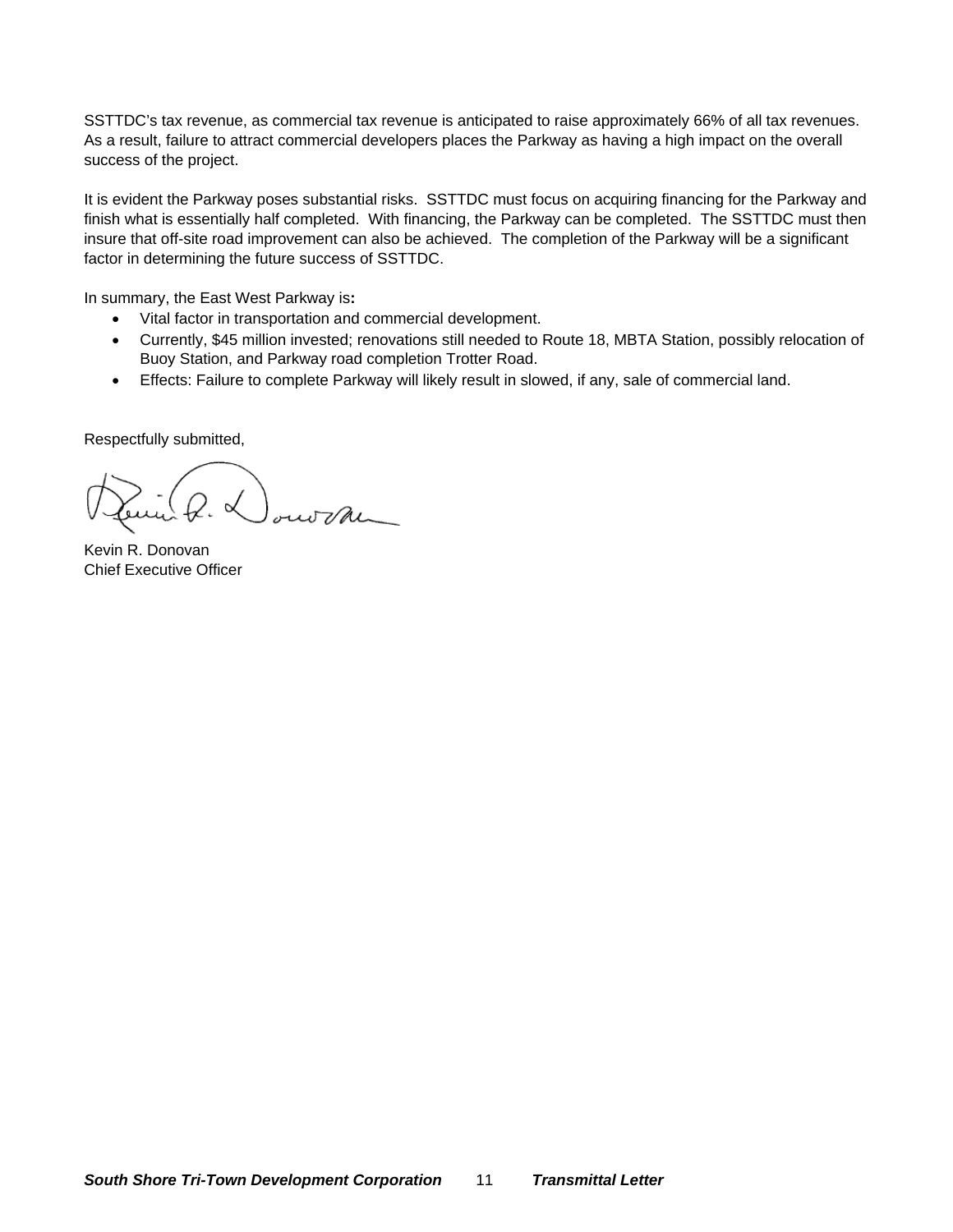SSTTDC's tax revenue, as commercial tax revenue is anticipated to raise approximately 66% of all tax revenues. As a result, failure to attract commercial developers places the Parkway as having a high impact on the overall success of the project.

It is evident the Parkway poses substantial risks. SSTTDC must focus on acquiring financing for the Parkway and finish what is essentially half completed. With financing, the Parkway can be completed. The SSTTDC must then insure that off-site road improvement can also be achieved. The completion of the Parkway will be a significant factor in determining the future success of SSTTDC.

In summary, the East West Parkway is**:**

- Vital factor in transportation and commercial development.
- Currently, $45 million invested; renovations still needed to Route 18, MBTA Station, possibly relocation of Buoy Station, and Parkway road completion Trotter Road.
- Effects: Failure to complete Parkway will likely result in slowed, if any, sale of commercial land.

Respectfully submitted,

Kevin R. Donovan
Chief Executive Officer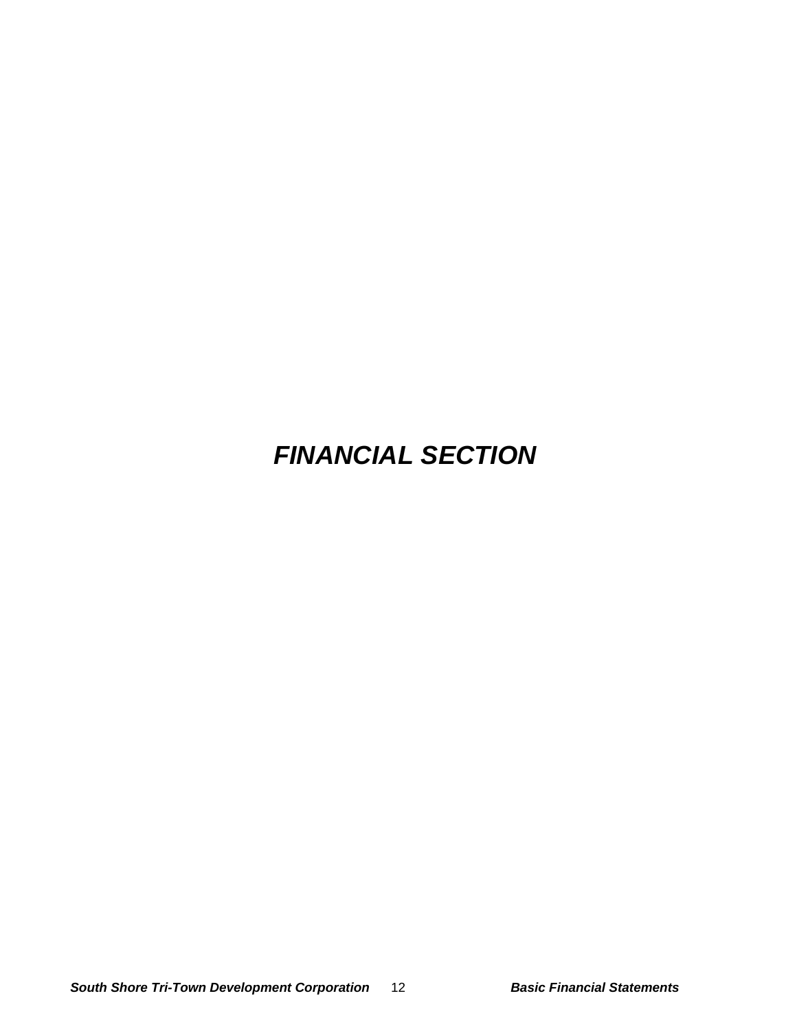# *FINANCIAL SECTION*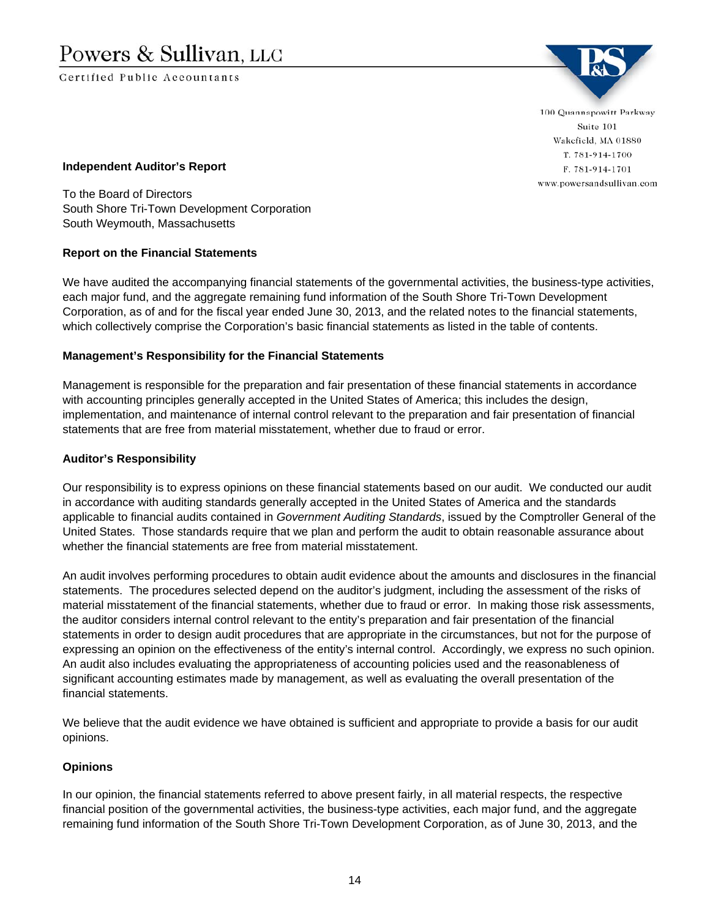Powers & Sullivan, LLC

Certified Public Accountants

100 Quannapowitt Parkway
Suite 101
Wakefield, MA 01880
T. 781-914-1700
F. 781-914-1701
www.powersandsullivan.com

**Independent Auditor's Report**

To the Board of Directors
South Shore Tri-Town Development Corporation
South Weymouth, Massachusetts

**Report on the Financial Statements**

We have audited the accompanying financial statements of the governmental activities, the business-type activities, each major fund, and the aggregate remaining fund information of the South Shore Tri-Town Development Corporation, as of and for the fiscal year ended June 30, 2013, and the related notes to the financial statements, which collectively comprise the Corporation's basic financial statements as listed in the table of contents.

**Management's Responsibility for the Financial Statements**

Management is responsible for the preparation and fair presentation of these financial statements in accordance with accounting principles generally accepted in the United States of America; this includes the design, implementation, and maintenance of internal control relevant to the preparation and fair presentation of financial statements that are free from material misstatement, whether due to fraud or error.

**Auditor's Responsibility**

Our responsibility is to express opinions on these financial statements based on our audit. We conducted our audit in accordance with auditing standards generally accepted in the United States of America and the standards applicable to financial audits contained in *Government Auditing Standards*, issued by the Comptroller General of the United States. Those standards require that we plan and perform the audit to obtain reasonable assurance about whether the financial statements are free from material misstatement.

An audit involves performing procedures to obtain audit evidence about the amounts and disclosures in the financial statements. The procedures selected depend on the auditor's judgment, including the assessment of the risks of material misstatement of the financial statements, whether due to fraud or error. In making those risk assessments, the auditor considers internal control relevant to the entity's preparation and fair presentation of the financial statements in order to design audit procedures that are appropriate in the circumstances, but not for the purpose of expressing an opinion on the effectiveness of the entity's internal control. Accordingly, we express no such opinion. An audit also includes evaluating the appropriateness of accounting policies used and the reasonableness of significant accounting estimates made by management, as well as evaluating the overall presentation of the financial statements.

We believe that the audit evidence we have obtained is sufficient and appropriate to provide a basis for our audit opinions.

**Opinions**

In our opinion, the financial statements referred to above present fairly, in all material respects, the respective financial position of the governmental activities, the business-type activities, each major fund, and the aggregate remaining fund information of the South Shore Tri-Town Development Corporation, as of June 30, 2013, and the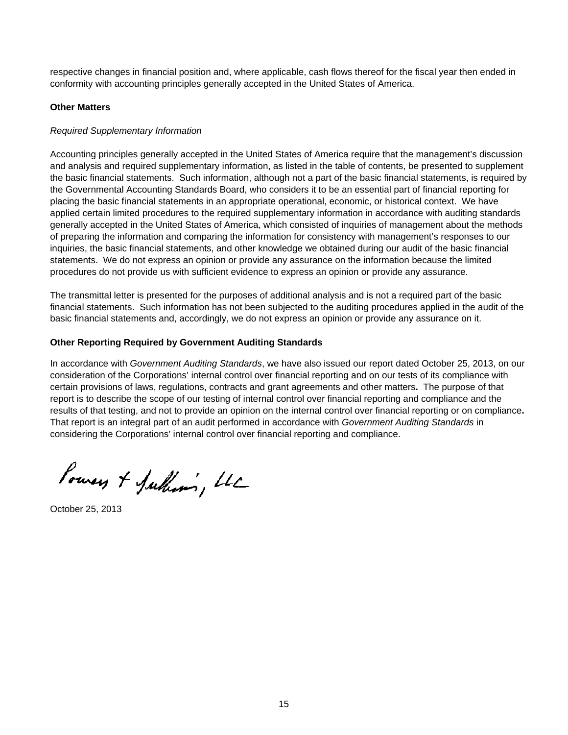respective changes in financial position and, where applicable, cash flows thereof for the fiscal year then ended in conformity with accounting principles generally accepted in the United States of America.

**Other Matters**

*Required Supplementary Information*

Accounting principles generally accepted in the United States of America require that the management's discussion and analysis and required supplementary information, as listed in the table of contents, be presented to supplement the basic financial statements. Such information, although not a part of the basic financial statements, is required by the Governmental Accounting Standards Board, who considers it to be an essential part of financial reporting for placing the basic financial statements in an appropriate operational, economic, or historical context. We have applied certain limited procedures to the required supplementary information in accordance with auditing standards generally accepted in the United States of America, which consisted of inquiries of management about the methods of preparing the information and comparing the information for consistency with management's responses to our inquiries, the basic financial statements, and other knowledge we obtained during our audit of the basic financial statements. We do not express an opinion or provide any assurance on the information because the limited procedures do not provide us with sufficient evidence to express an opinion or provide any assurance.

The transmittal letter is presented for the purposes of additional analysis and is not a required part of the basic financial statements. Such information has not been subjected to the auditing procedures applied in the audit of the basic financial statements and, accordingly, we do not express an opinion or provide any assurance on it.

**Other Reporting Required by Government Auditing Standards**

In accordance with *Government Auditing Standards*, we have also issued our report dated October 25, 2013, on our consideration of the Corporations' internal control over financial reporting and on our tests of its compliance with certain provisions of laws, regulations, contracts and grant agreements and other matters**.** The purpose of that report is to describe the scope of our testing of internal control over financial reporting and compliance and the results of that testing, and not to provide an opinion on the internal control over financial reporting or on compliance**.** That report is an integral part of an audit performed in accordance with *Government Auditing Standards* in considering the Corporations' internal control over financial reporting and compliance.

Powers & Sullivan, LLC

October 25, 2013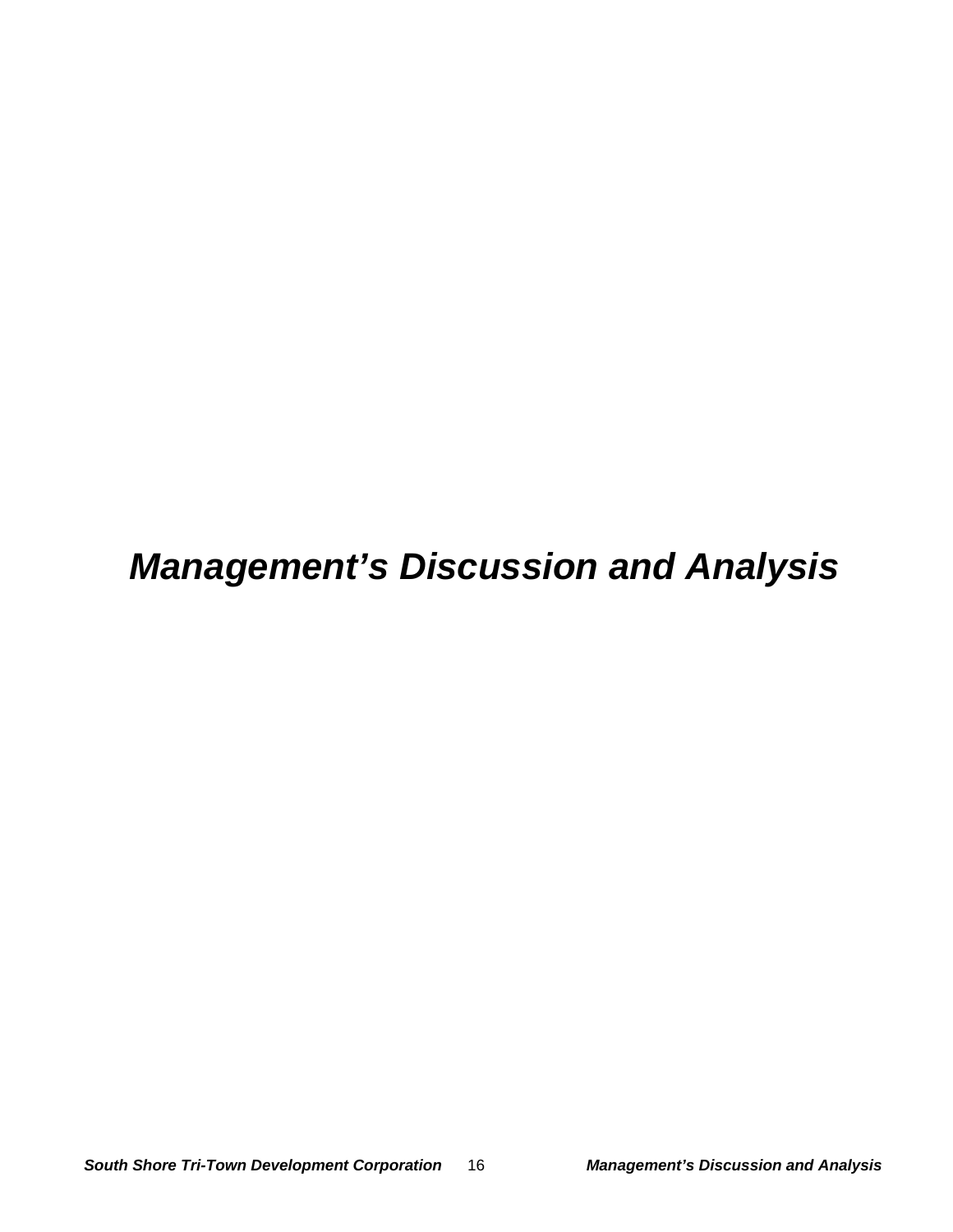# *Management's Discussion and Analysis*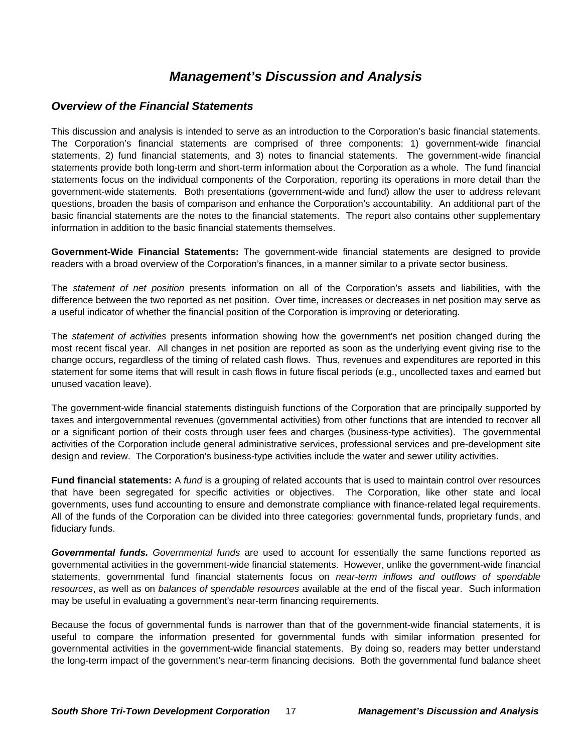# *Management's Discussion and Analysis*

## *Overview of the Financial Statements*

This discussion and analysis is intended to serve as an introduction to the Corporation's basic financial statements. The Corporation's financial statements are comprised of three components: 1) government-wide financial statements, 2) fund financial statements, and 3) notes to financial statements. The government-wide financial statements provide both long-term and short-term information about the Corporation as a whole. The fund financial statements focus on the individual components of the Corporation, reporting its operations in more detail than the government-wide statements. Both presentations (government-wide and fund) allow the user to address relevant questions, broaden the basis of comparison and enhance the Corporation's accountability. An additional part of the basic financial statements are the notes to the financial statements. The report also contains other supplementary information in addition to the basic financial statements themselves.

**Government-Wide Financial Statements:** The government-wide financial statements are designed to provide readers with a broad overview of the Corporation's finances, in a manner similar to a private sector business.

The *statement of net position* presents information on all of the Corporation's assets and liabilities, with the difference between the two reported as net position. Over time, increases or decreases in net position may serve as a useful indicator of whether the financial position of the Corporation is improving or deteriorating.

The *statement of activities* presents information showing how the government's net position changed during the most recent fiscal year. All changes in net position are reported as soon as the underlying event giving rise to the change occurs, regardless of the timing of related cash flows. Thus, revenues and expenditures are reported in this statement for some items that will result in cash flows in future fiscal periods (e.g., uncollected taxes and earned but unused vacation leave).

The government-wide financial statements distinguish functions of the Corporation that are principally supported by taxes and intergovernmental revenues (governmental activities) from other functions that are intended to recover all or a significant portion of their costs through user fees and charges (business-type activities). The governmental activities of the Corporation include general administrative services, professional services and pre-development site design and review. The Corporation's business-type activities include the water and sewer utility activities.

**Fund financial statements:** A *fund* is a grouping of related accounts that is used to maintain control over resources that have been segregated for specific activities or objectives. The Corporation, like other state and local governments, uses fund accounting to ensure and demonstrate compliance with finance-related legal requirements. All of the funds of the Corporation can be divided into three categories: governmental funds, proprietary funds, and fiduciary funds.

***Governmental funds.*** *Governmental funds* are used to account for essentially the same functions reported as governmental activities in the government-wide financial statements. However, unlike the government-wide financial statements, governmental fund financial statements focus on *near-term inflows and outflows of spendable resources*, as well as on *balances of spendable resources* available at the end of the fiscal year. Such information may be useful in evaluating a government's near-term financing requirements.

Because the focus of governmental funds is narrower than that of the government-wide financial statements, it is useful to compare the information presented for governmental funds with similar information presented for governmental activities in the government-wide financial statements. By doing so, readers may better understand the long-term impact of the government's near-term financing decisions. Both the governmental fund balance sheet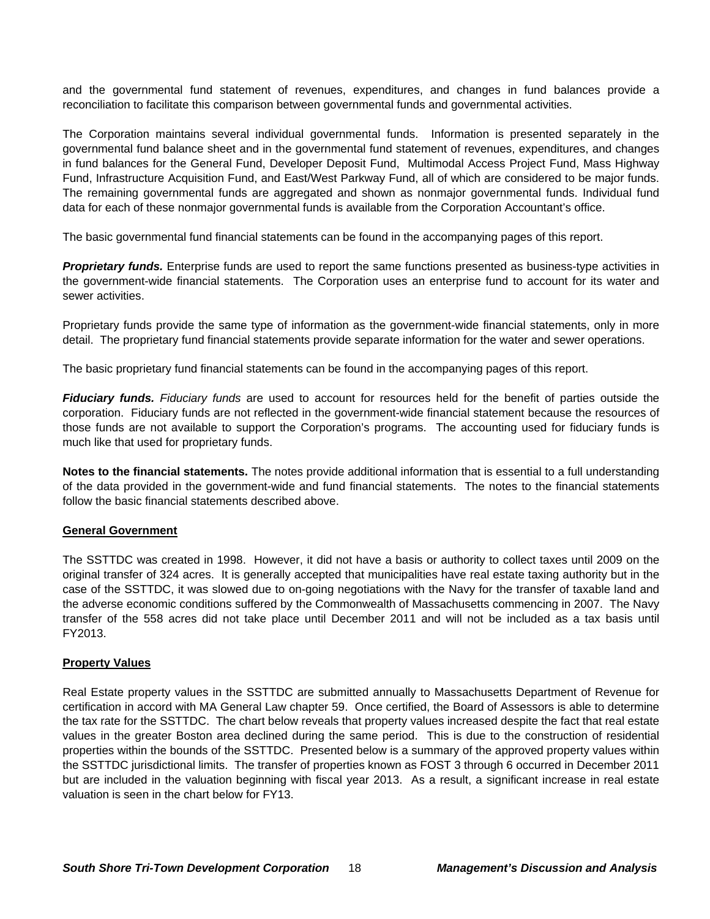and the governmental fund statement of revenues, expenditures, and changes in fund balances provide a reconciliation to facilitate this comparison between governmental funds and governmental activities.

The Corporation maintains several individual governmental funds. Information is presented separately in the governmental fund balance sheet and in the governmental fund statement of revenues, expenditures, and changes in fund balances for the General Fund, Developer Deposit Fund, Multimodal Access Project Fund, Mass Highway Fund, Infrastructure Acquisition Fund, and East/West Parkway Fund, all of which are considered to be major funds. The remaining governmental funds are aggregated and shown as nonmajor governmental funds. Individual fund data for each of these nonmajor governmental funds is available from the Corporation Accountant's office.

The basic governmental fund financial statements can be found in the accompanying pages of this report.

***Proprietary funds.*** Enterprise funds are used to report the same functions presented as business-type activities in the government-wide financial statements. The Corporation uses an enterprise fund to account for its water and sewer activities.

Proprietary funds provide the same type of information as the government-wide financial statements, only in more detail. The proprietary fund financial statements provide separate information for the water and sewer operations.

The basic proprietary fund financial statements can be found in the accompanying pages of this report.

***Fiduciary funds.*** *Fiduciary funds* are used to account for resources held for the benefit of parties outside the corporation. Fiduciary funds are not reflected in the government-wide financial statement because the resources of those funds are not available to support the Corporation's programs. The accounting used for fiduciary funds is much like that used for proprietary funds.

**Notes to the financial statements.** The notes provide additional information that is essential to a full understanding of the data provided in the government-wide and fund financial statements. The notes to the financial statements follow the basic financial statements described above.

## General Government

The SSTTDC was created in 1998. However, it did not have a basis or authority to collect taxes until 2009 on the original transfer of 324 acres. It is generally accepted that municipalities have real estate taxing authority but in the case of the SSTTDC, it was slowed due to on-going negotiations with the Navy for the transfer of taxable land and the adverse economic conditions suffered by the Commonwealth of Massachusetts commencing in 2007. The Navy transfer of the 558 acres did not take place until December 2011 and will not be included as a tax basis until FY2013.

## Property Values

Real Estate property values in the SSTTDC are submitted annually to Massachusetts Department of Revenue for certification in accord with MA General Law chapter 59. Once certified, the Board of Assessors is able to determine the tax rate for the SSTTDC. The chart below reveals that property values increased despite the fact that real estate values in the greater Boston area declined during the same period. This is due to the construction of residential properties within the bounds of the SSTTDC. Presented below is a summary of the approved property values within the SSTTDC jurisdictional limits. The transfer of properties known as FOST 3 through 6 occurred in December 2011 but are included in the valuation beginning with fiscal year 2013. As a result, a significant increase in real estate valuation is seen in the chart below for FY13.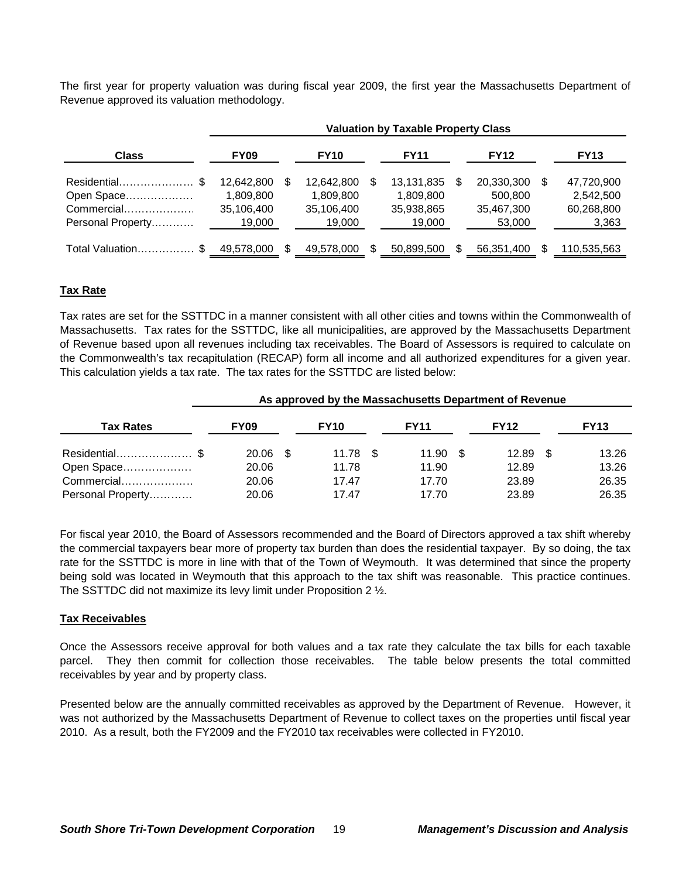The first year for property valuation was during fiscal year 2009, the first year the Massachusetts Department of Revenue approved its valuation methodology.

| | Valuation by Taxable Property Class | | | | |
|---|---|---|---|---|---|
| **Class** | **FY09** | **FY10** | **FY11** | **FY12** | **FY13** |
| Residential………………… | $ 12,642,800 | $ 12,642,800 | $ 13,131,835 | $ 20,330,300 | $ 47,720,900 |
| Open Space……………… | 1,809,800 | 1,809,800 | 1,809,800 | 500,800 | 2,542,500 |
| Commercial……………… | 35,106,400 | 35,106,400 | 35,938,865 | 35,467,300 | 60,268,800 |
| Personal Property………… | 19,000 | 19,000 | 19,000 | 53,000 | 3,363 |
| Total Valuation…………… | $ 49,578,000 | $ 49,578,000 | $ 50,899,500 | $ 56,351,400 | $ 110,535,563 |

## Tax Rate

Tax rates are set for the SSTTDC in a manner consistent with all other cities and towns within the Commonwealth of Massachusetts. Tax rates for the SSTTDC, like all municipalities, are approved by the Massachusetts Department of Revenue based upon all revenues including tax receivables. The Board of Assessors is required to calculate on the Commonwealth's tax recapitulation (RECAP) form all income and all authorized expenditures for a given year. This calculation yields a tax rate. The tax rates for the SSTTDC are listed below:

| | As approved by the Massachusetts Department of Revenue | | | | |
|---|---|---|---|---|---|
| **Tax Rates** | **FY09** | **FY10** | **FY11** | **FY12** | **FY13** |
| Residential………………… | $ 20.06 | $ 11.78 | $ 11.90 | $ 12.89 | $ 13.26 |
| Open Space……………… | 20.06 | 11.78 | 11.90 | 12.89 | 13.26 |
| Commercial……………… | 20.06 | 17.47 | 17.70 | 23.89 | 26.35 |
| Personal Property………… | 20.06 | 17.47 | 17.70 | 23.89 | 26.35 |

For fiscal year 2010, the Board of Assessors recommended and the Board of Directors approved a tax shift whereby the commercial taxpayers bear more of property tax burden than does the residential taxpayer. By so doing, the tax rate for the SSTTDC is more in line with that of the Town of Weymouth. It was determined that since the property being sold was located in Weymouth that this approach to the tax shift was reasonable. This practice continues. The SSTTDC did not maximize its levy limit under Proposition 2 ½.

## Tax Receivables

Once the Assessors receive approval for both values and a tax rate they calculate the tax bills for each taxable parcel. They then commit for collection those receivables. The table below presents the total committed receivables by year and by property class.

Presented below are the annually committed receivables as approved by the Department of Revenue. However, it was not authorized by the Massachusetts Department of Revenue to collect taxes on the properties until fiscal year 2010. As a result, both the FY2009 and the FY2010 tax receivables were collected in FY2010.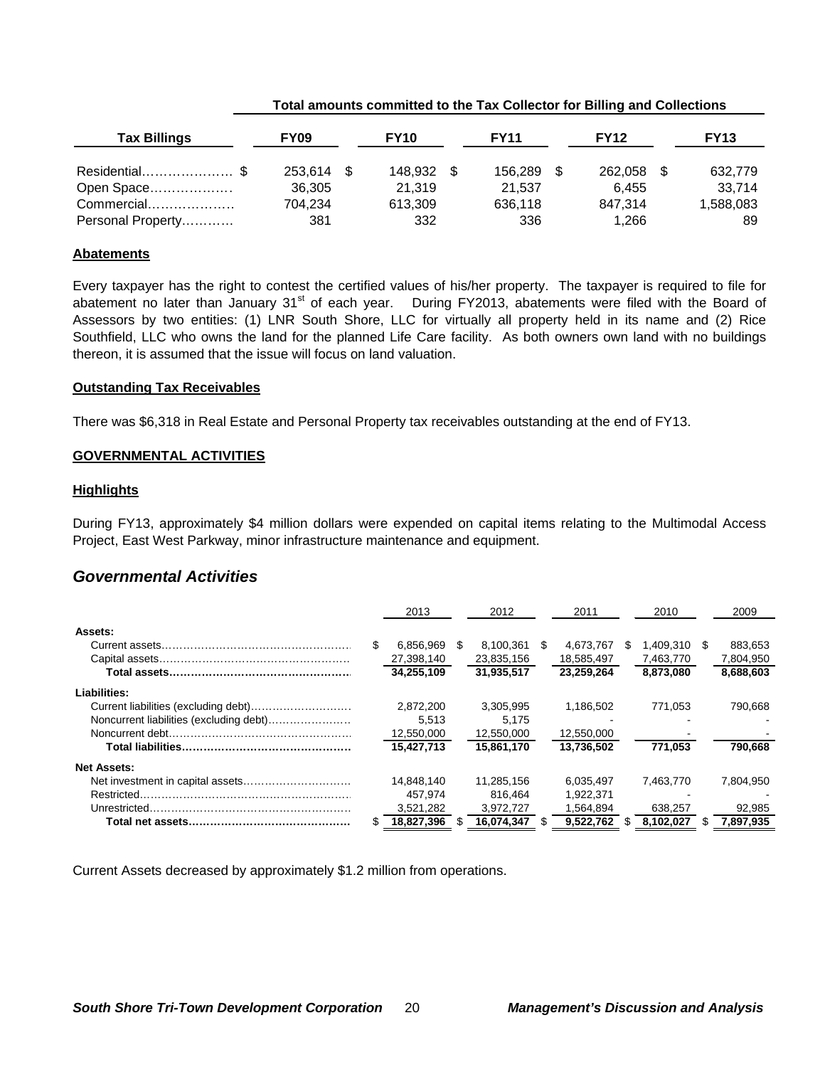| | Total amounts committed to the Tax Collector for Billing and Collections | | | | |
|---|---|---|---|---|---|
| **Tax Billings** | **FY09** | **FY10** | **FY11** | **FY12** | **FY13** |
| Residential………………… $ | 253,614 $ | 148,932 $ | 156,289 $ | 262,058 $ | 632,779 |
| Open Space………………. | 36,305 | 21,319 | 21,537 | 6,455 | 33,714 |
| Commercial………………. | 704,234 | 613,309 | 636,118 | 847,314 | 1,588,083 |
| Personal Property………… | 381 | 332 | 336 | 1,266 | 89 |

**Abatements**

Every taxpayer has the right to contest the certified values of his/her property. The taxpayer is required to file for abatement no later than January 31st of each year. During FY2013, abatements were filed with the Board of Assessors by two entities: (1) LNR South Shore, LLC for virtually all property held in its name and (2) Rice Southfield, LLC who owns the land for the planned Life Care facility. As both owners own land with no buildings thereon, it is assumed that the issue will focus on land valuation.

**Outstanding Tax Receivables**

There was $6,318 in Real Estate and Personal Property tax receivables outstanding at the end of FY13.

**GOVERNMENTAL ACTIVITIES**

**Highlights**

During FY13, approximately $4 million dollars were expended on capital items relating to the Multimodal Access Project, East West Parkway, minor infrastructure maintenance and equipment.

## *Governmental Activities*

| | 2013 | 2012 | 2011 | 2010 | 2009 |
|---|---|---|---|---|---|
| **Assets:** | | | | | |
| Current assets…………………………………………… | $ 6,856,969 | $ 8,100,361 | $ 4,673,767 | $ 1,409,310 | $ 883,653 |
| Capital assets…………………………………………… | 27,398,140 | 23,835,156 | 18,585,497 | 7,463,770 | 7,804,950 |
| **Total assets…………………………………………** | **34,255,109** | **31,935,517** | **23,259,264** | **8,873,080** | **8,688,603** |
| **Liabilities:** | | | | | |
| Current liabilities (excluding debt)……………………… | 2,872,200 | 3,305,995 | 1,186,502 | 771,053 | 790,668 |
| Noncurrent liabilities (excluding debt)………………… | 5,513 | 5,175 | - | - | - |
| Noncurrent debt………………………………………… | 12,550,000 | 12,550,000 | 12,550,000 | - | - |
| **Total liabilities………………………………………** | **15,427,713** | **15,861,170** | **13,736,502** | **771,053** | **790,668** |
| **Net Assets:** | | | | | |
| Net investment in capital assets………………………… | 14,848,140 | 11,285,156 | 6,035,497 | 7,463,770 | 7,804,950 |
| Restricted………………………………………………… | 457,974 | 816,464 | 1,922,371 | - | - |
| Unrestricted……………………………………………… | 3,521,282 | 3,972,727 | 1,564,894 | 638,257 | 92,985 |
| **Total net assets………………………………………** | **$ 18,827,396** | **$ 16,074,347** | **$ 9,522,762** | **$ 8,102,027** | **$ 7,897,935** |

Current Assets decreased by approximately $1.2 million from operations.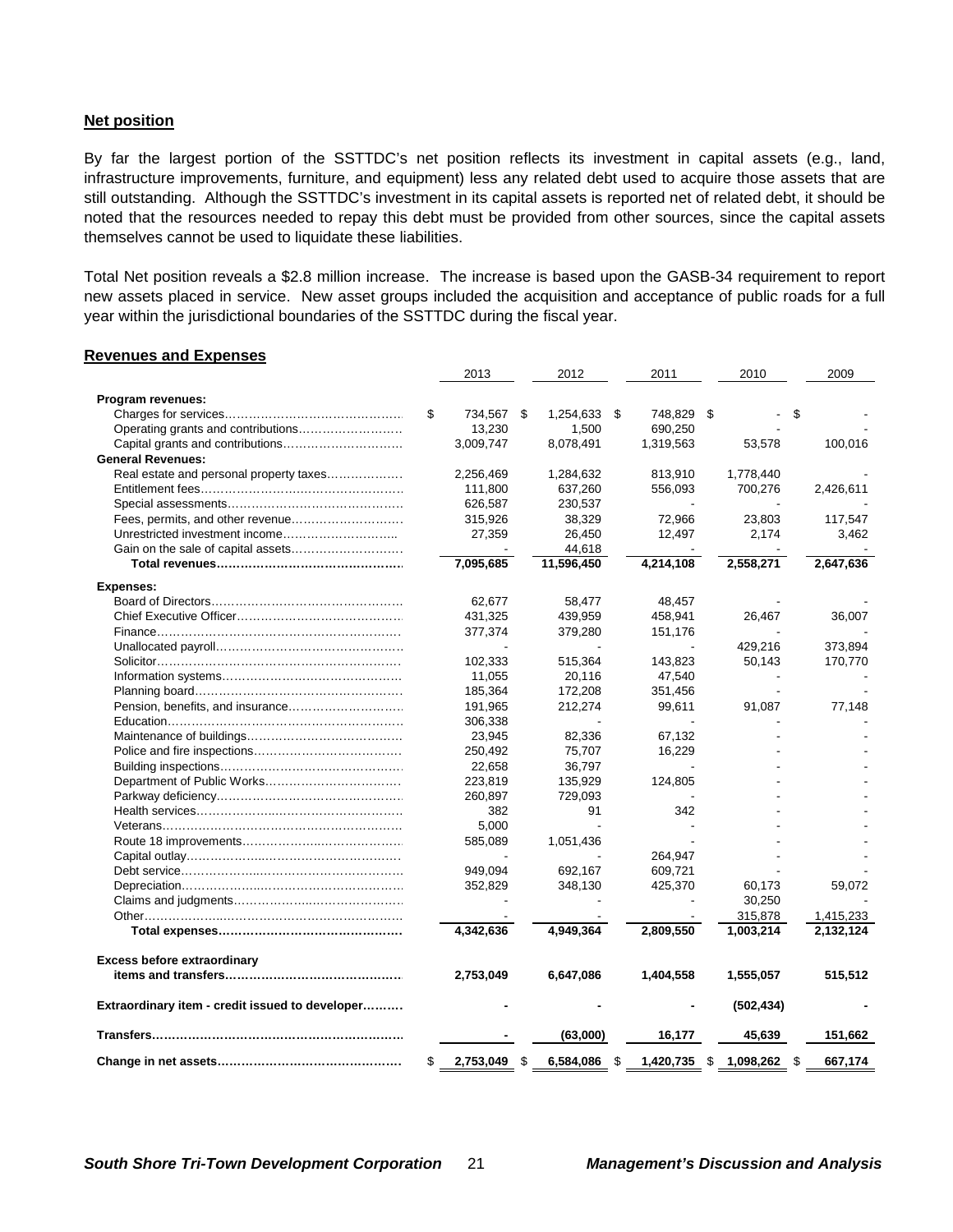## Net position

By far the largest portion of the SSTTDC's net position reflects its investment in capital assets (e.g., land, infrastructure improvements, furniture, and equipment) less any related debt used to acquire those assets that are still outstanding. Although the SSTTDC's investment in its capital assets is reported net of related debt, it should be noted that the resources needed to repay this debt must be provided from other sources, since the capital assets themselves cannot be used to liquidate these liabilities.

Total Net position reveals a $2.8 million increase. The increase is based upon the GASB-34 requirement to report new assets placed in service. New asset groups included the acquisition and acceptance of public roads for a full year within the jurisdictional boundaries of the SSTTDC during the fiscal year.

## Revenues and Expenses

| | 2013 | 2012 | 2011 | 2010 | 2009 |
|---|---|---|---|---|---|
| **Program revenues:** | | | | | |
| Charges for services | $ 734,567 | $ 1,254,633 | $ 748,829 | $ - | $ - |
| Operating grants and contributions | 13,230 | 1,500 | 690,250 | - | - |
| Capital grants and contributions | 3,009,747 | 8,078,491 | 1,319,563 | 53,578 | 100,016 |
| **General Revenues:** | | | | | |
| Real estate and personal property taxes | 2,256,469 | 1,284,632 | 813,910 | 1,778,440 | - |
| Entitlement fees | 111,800 | 637,260 | 556,093 | 700,276 | 2,426,611 |
| Special assessments | 626,587 | 230,537 | - | - | - |
| Fees, permits, and other revenue | 315,926 | 38,329 | 72,966 | 23,803 | 117,547 |
| Unrestricted investment income | 27,359 | 26,450 | 12,497 | 2,174 | 3,462 |
| Gain on the sale of capital assets | - | 44,618 | - | - | - |
| **Total revenues** | **7,095,685** | **11,596,450** | **4,214,108** | **2,558,271** | **2,647,636** |
| **Expenses:** | | | | | |
| Board of Directors | 62,677 | 58,477 | 48,457 | - | - |
| Chief Executive Officer | 431,325 | 439,959 | 458,941 | 26,467 | 36,007 |
| Finance | 377,374 | 379,280 | 151,176 | - | - |
| Unallocated payroll | - | - | - | 429,216 | 373,894 |
| Solicitor | 102,333 | 515,364 | 143,823 | 50,143 | 170,770 |
| Information systems | 11,055 | 20,116 | 47,540 | - | - |
| Planning board | 185,364 | 172,208 | 351,456 | - | - |
| Pension, benefits, and insurance | 191,965 | 212,274 | 99,611 | 91,087 | 77,148 |
| Education | 306,338 | - | - | - | - |
| Maintenance of buildings | 23,945 | 82,336 | 67,132 | - | - |
| Police and fire inspections | 250,492 | 75,707 | 16,229 | - | - |
| Building inspections | 22,658 | 36,797 | - | - | - |
| Department of Public Works | 223,819 | 135,929 | 124,805 | - | - |
| Parkway deficiency | 260,897 | 729,093 | - | - | - |
| Health services | 382 | 91 | 342 | - | - |
| Veterans | 5,000 | - | - | - | - |
| Route 18 improvements | 585,089 | 1,051,436 | - | - | - |
| Capital outlay | - | - | 264,947 | - | - |
| Debt service | 949,094 | 692,167 | 609,721 | - | - |
| Depreciation | 352,829 | 348,130 | 425,370 | 60,173 | 59,072 |
| Claims and judgments | - | - | - | 30,250 | - |
| Other | - | - | - | 315,878 | 1,415,233 |
| **Total expenses** | **4,342,636** | **4,949,364** | **2,809,550** | **1,003,214** | **2,132,124** |
| **Excess before extraordinary items and transfers** | **2,753,049** | **6,647,086** | **1,404,558** | **1,555,057** | **515,512** |
| **Extraordinary item - credit issued to developer** | **-** | **-** | **-** | **(502,434)** | **-** |
| **Transfers** | **-** | **(63,000)** | **16,177** | **45,639** | **151,662** |
| **Change in net assets** | **$ 2,753,049** | **$ 6,584,086** | **$ 1,420,735** | **$ 1,098,262** | **$ 667,174** |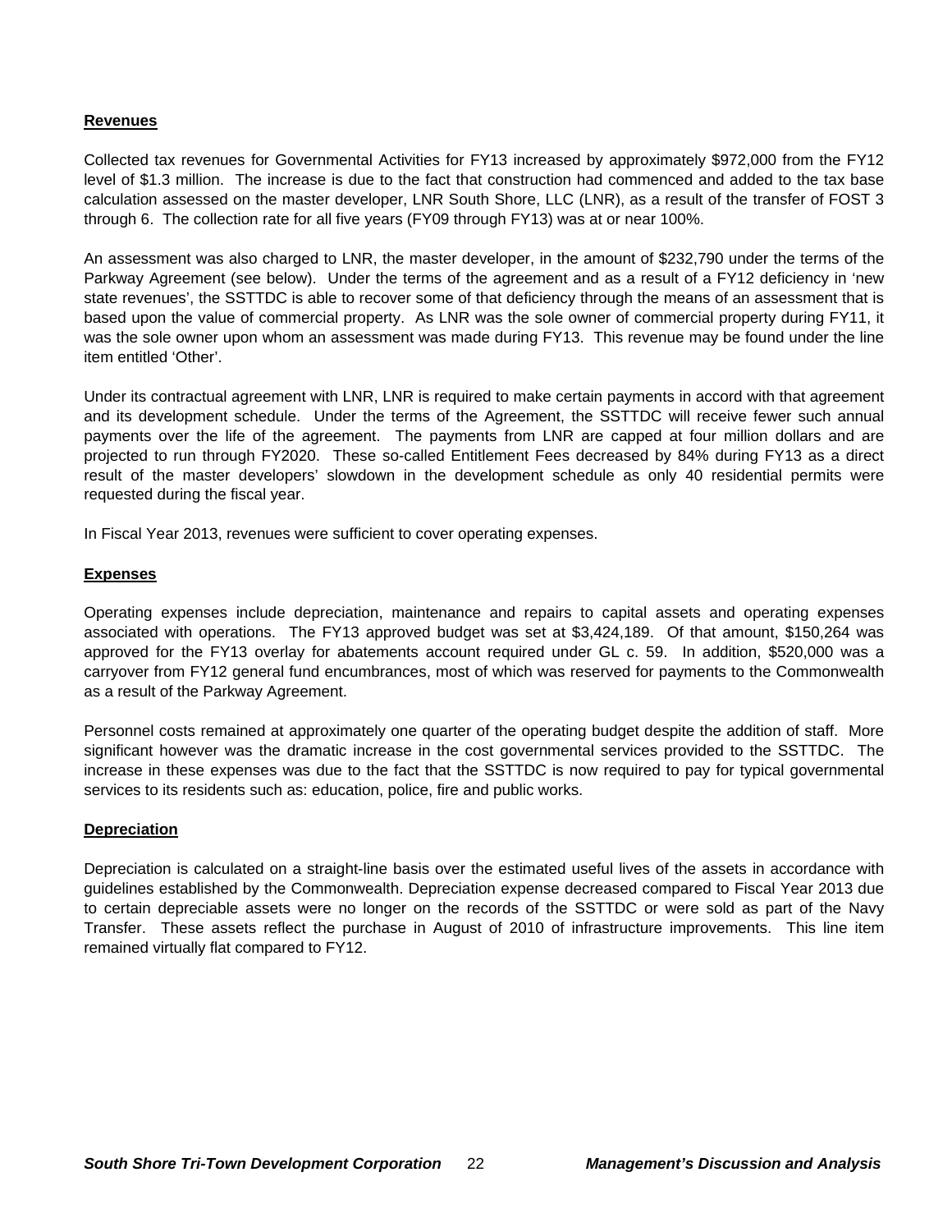**Revenues**

Collected tax revenues for Governmental Activities for FY13 increased by approximately $972,000 from the FY12 level of $1.3 million. The increase is due to the fact that construction had commenced and added to the tax base calculation assessed on the master developer, LNR South Shore, LLC (LNR), as a result of the transfer of FOST 3 through 6. The collection rate for all five years (FY09 through FY13) was at or near 100%.

An assessment was also charged to LNR, the master developer, in the amount of $232,790 under the terms of the Parkway Agreement (see below). Under the terms of the agreement and as a result of a FY12 deficiency in 'new state revenues', the SSTTDC is able to recover some of that deficiency through the means of an assessment that is based upon the value of commercial property. As LNR was the sole owner of commercial property during FY11, it was the sole owner upon whom an assessment was made during FY13. This revenue may be found under the line item entitled 'Other'.

Under its contractual agreement with LNR, LNR is required to make certain payments in accord with that agreement and its development schedule. Under the terms of the Agreement, the SSTTDC will receive fewer such annual payments over the life of the agreement. The payments from LNR are capped at four million dollars and are projected to run through FY2020. These so-called Entitlement Fees decreased by 84% during FY13 as a direct result of the master developers' slowdown in the development schedule as only 40 residential permits were requested during the fiscal year.

In Fiscal Year 2013, revenues were sufficient to cover operating expenses.

**Expenses**

Operating expenses include depreciation, maintenance and repairs to capital assets and operating expenses associated with operations. The FY13 approved budget was set at $3,424,189. Of that amount, $150,264 was approved for the FY13 overlay for abatements account required under GL c. 59. In addition, $520,000 was a carryover from FY12 general fund encumbrances, most of which was reserved for payments to the Commonwealth as a result of the Parkway Agreement.

Personnel costs remained at approximately one quarter of the operating budget despite the addition of staff. More significant however was the dramatic increase in the cost governmental services provided to the SSTTDC. The increase in these expenses was due to the fact that the SSTTDC is now required to pay for typical governmental services to its residents such as: education, police, fire and public works.

**Depreciation**

Depreciation is calculated on a straight-line basis over the estimated useful lives of the assets in accordance with guidelines established by the Commonwealth. Depreciation expense decreased compared to Fiscal Year 2013 due to certain depreciable assets were no longer on the records of the SSTTDC or were sold as part of the Navy Transfer. These assets reflect the purchase in August of 2010 of infrastructure improvements. This line item remained virtually flat compared to FY12.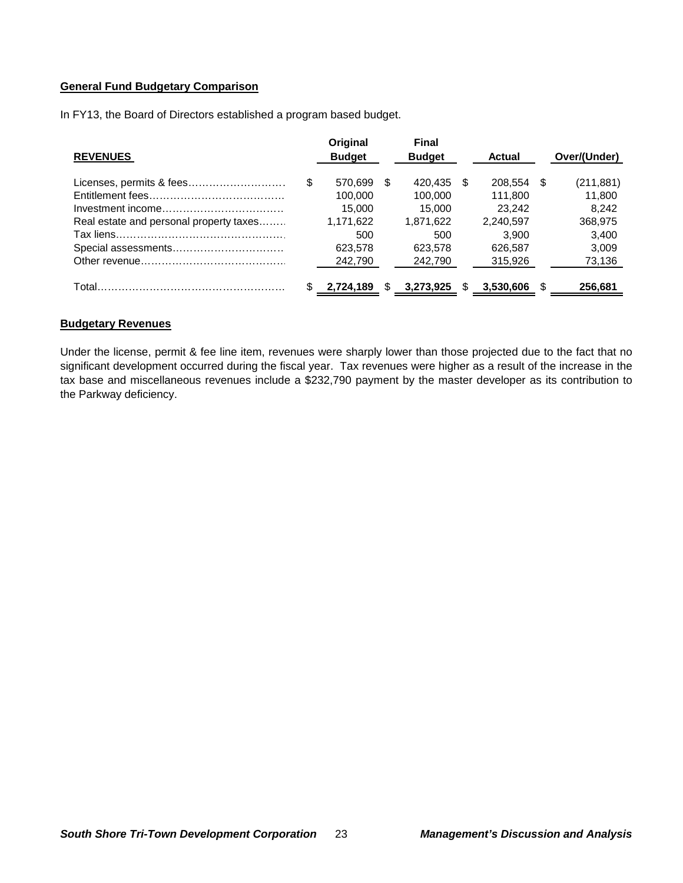## General Fund Budgetary Comparison

In FY13, the Board of Directors established a program based budget.

| REVENUES | Original Budget | Final Budget | Actual | Over/(Under) |
|---|---|---|---|---|
| Licenses, permits & fees | $ 570,699 | $ 420,435 | $ 208,554 | $ (211,881) |
| Entitlement fees | 100,000 | 100,000 | 111,800 | 11,800 |
| Investment income | 15,000 | 15,000 | 23,242 | 8,242 |
| Real estate and personal property taxes | 1,171,622 | 1,871,622 | 2,240,597 | 368,975 |
| Tax liens | 500 | 500 | 3,900 | 3,400 |
| Special assessments | 623,578 | 623,578 | 626,587 | 3,009 |
| Other revenue | 242,790 | 242,790 | 315,926 | 73,136 |
| Total | $ **2,724,189** | $ **3,273,925** | $ **3,530,606** | $ **256,681** |

## Budgetary Revenues

Under the license, permit & fee line item, revenues were sharply lower than those projected due to the fact that no significant development occurred during the fiscal year. Tax revenues were higher as a result of the increase in the tax base and miscellaneous revenues include a $232,790 payment by the master developer as its contribution to the Parkway deficiency.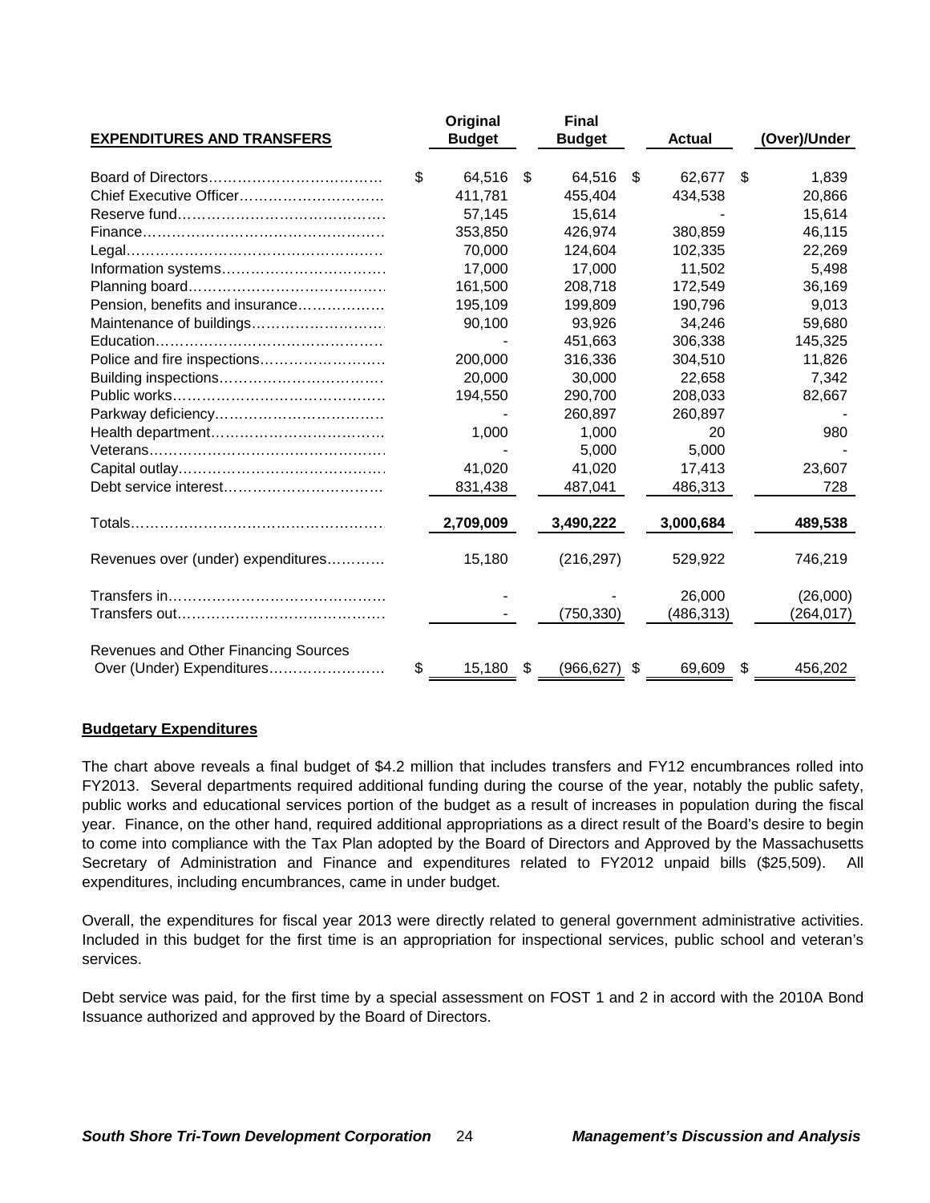| EXPENDITURES AND TRANSFERS | Original Budget | Final Budget | Actual | (Over)/Under |
|---|---|---|---|---|
| Board of Directors | $ 64,516 | $ 64,516 | $ 62,677 | $ 1,839 |
| Chief Executive Officer | 411,781 | 455,404 | 434,538 | 20,866 |
| Reserve fund | 57,145 | 15,614 | - | 15,614 |
| Finance | 353,850 | 426,974 | 380,859 | 46,115 |
| Legal | 70,000 | 124,604 | 102,335 | 22,269 |
| Information systems | 17,000 | 17,000 | 11,502 | 5,498 |
| Planning board | 161,500 | 208,718 | 172,549 | 36,169 |
| Pension, benefits and insurance | 195,109 | 199,809 | 190,796 | 9,013 |
| Maintenance of buildings | 90,100 | 93,926 | 34,246 | 59,680 |
| Education | - | 451,663 | 306,338 | 145,325 |
| Police and fire inspections | 200,000 | 316,336 | 304,510 | 11,826 |
| Building inspections | 20,000 | 30,000 | 22,658 | 7,342 |
| Public works | 194,550 | 290,700 | 208,033 | 82,667 |
| Parkway deficiency | - | 260,897 | 260,897 | - |
| Health department | 1,000 | 1,000 | 20 | 980 |
| Veterans | - | 5,000 | 5,000 | - |
| Capital outlay | 41,020 | 41,020 | 17,413 | 23,607 |
| Debt service interest | 831,438 | 487,041 | 486,313 | 728 |
| Totals | 2,709,009 | 3,490,222 | 3,000,684 | 489,538 |
| Revenues over (under) expenditures | 15,180 | (216,297) | 529,922 | 746,219 |
| Transfers in | - | - | 26,000 | (26,000) |
| Transfers out | - | (750,330) | (486,313) | (264,017) |
| Revenues and Other Financing Sources Over (Under) Expenditures | $ 15,180 | $ (966,627) | $ 69,609 | $ 456,202 |

**Budgetary Expenditures**

The chart above reveals a final budget of $4.2 million that includes transfers and FY12 encumbrances rolled into FY2013. Several departments required additional funding during the course of the year, notably the public safety, public works and educational services portion of the budget as a result of increases in population during the fiscal year. Finance, on the other hand, required additional appropriations as a direct result of the Board's desire to begin to come into compliance with the Tax Plan adopted by the Board of Directors and Approved by the Massachusetts Secretary of Administration and Finance and expenditures related to FY2012 unpaid bills ($25,509). All expenditures, including encumbrances, came in under budget.

Overall, the expenditures for fiscal year 2013 were directly related to general government administrative activities. Included in this budget for the first time is an appropriation for inspectional services, public school and veteran's services.

Debt service was paid, for the first time by a special assessment on FOST 1 and 2 in accord with the 2010A Bond Issuance authorized and approved by the Board of Directors.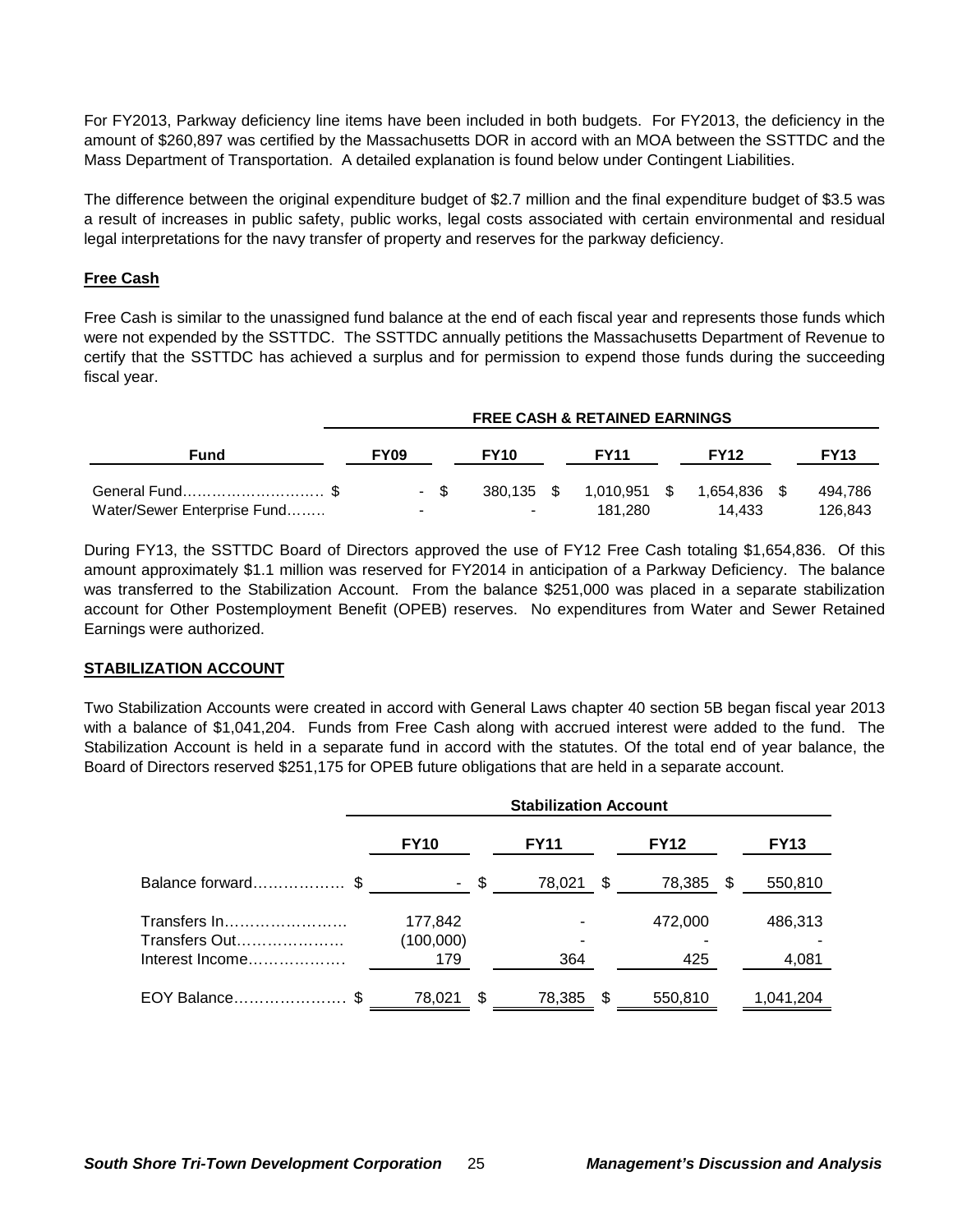For FY2013, Parkway deficiency line items have been included in both budgets. For FY2013, the deficiency in the amount of $260,897 was certified by the Massachusetts DOR in accord with an MOA between the SSTTDC and the Mass Department of Transportation. A detailed explanation is found below under Contingent Liabilities.

The difference between the original expenditure budget of $2.7 million and the final expenditure budget of $3.5 was a result of increases in public safety, public works, legal costs associated with certain environmental and residual legal interpretations for the navy transfer of property and reserves for the parkway deficiency.

## Free Cash

Free Cash is similar to the unassigned fund balance at the end of each fiscal year and represents those funds which were not expended by the SSTTDC. The SSTTDC annually petitions the Massachusetts Department of Revenue to certify that the SSTTDC has achieved a surplus and for permission to expend those funds during the succeeding fiscal year.

| | FREE CASH & RETAINED EARNINGS | | | | |
|---|---|---|---|---|---|
| **Fund** | **FY09** | **FY10** | **FY11** | **FY12** | **FY13** |
| General Fund………………………. $ | - $ | 380,135 $ | 1,010,951 $ | 1,654,836 $ | 494,786 |
| Water/Sewer Enterprise Fund…….. | - | - | 181,280 | 14,433 | 126,843 |

During FY13, the SSTTDC Board of Directors approved the use of FY12 Free Cash totaling $1,654,836. Of this amount approximately $1.1 million was reserved for FY2014 in anticipation of a Parkway Deficiency. The balance was transferred to the Stabilization Account. From the balance $251,000 was placed in a separate stabilization account for Other Postemployment Benefit (OPEB) reserves. No expenditures from Water and Sewer Retained Earnings were authorized.

## STABILIZATION ACCOUNT

Two Stabilization Accounts were created in accord with General Laws chapter 40 section 5B began fiscal year 2013 with a balance of $1,041,204. Funds from Free Cash along with accrued interest were added to the fund. The Stabilization Account is held in a separate fund in accord with the statutes. Of the total end of year balance, the Board of Directors reserved $251,175 for OPEB future obligations that are held in a separate account.

| | Stabilization Account | | | |
|---|---|---|---|---|
| | **FY10** | **FY11** | **FY12** | **FY13** |
| Balance forward……………… $ | - $ | 78,021 $ | 78,385 $ | 550,810 |
| Transfers In…………………… | 177,842 | - | 472,000 | 486,313 |
| Transfers Out………………… | (100,000) | - | - | - |
| Interest Income………………. | 179 | 364 | 425 | 4,081 |
| EOY Balance…………………. $ | 78,021 $ | 78,385 $ | 550,810 | 1,041,204 |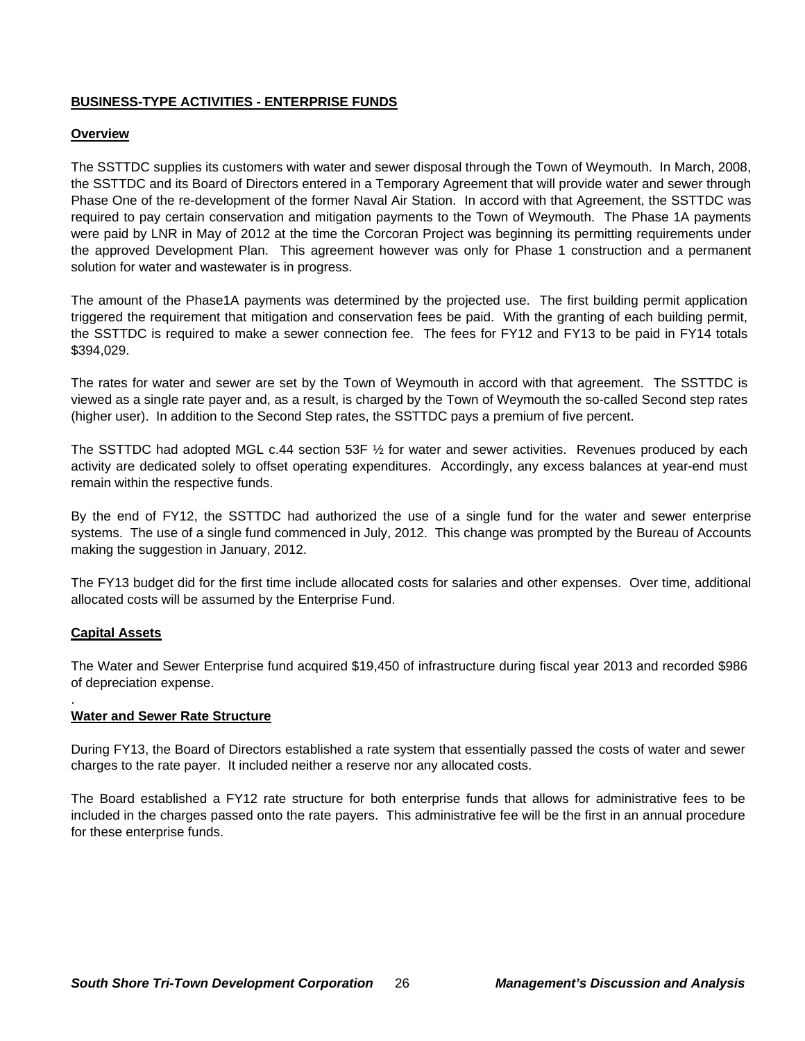## BUSINESS-TYPE ACTIVITIES - ENTERPRISE FUNDS

### Overview

The SSTTDC supplies its customers with water and sewer disposal through the Town of Weymouth. In March, 2008, the SSTTDC and its Board of Directors entered in a Temporary Agreement that will provide water and sewer through Phase One of the re-development of the former Naval Air Station. In accord with that Agreement, the SSTTDC was required to pay certain conservation and mitigation payments to the Town of Weymouth. The Phase 1A payments were paid by LNR in May of 2012 at the time the Corcoran Project was beginning its permitting requirements under the approved Development Plan. This agreement however was only for Phase 1 construction and a permanent solution for water and wastewater is in progress.

The amount of the Phase1A payments was determined by the projected use. The first building permit application triggered the requirement that mitigation and conservation fees be paid. With the granting of each building permit, the SSTTDC is required to make a sewer connection fee. The fees for FY12 and FY13 to be paid in FY14 totals $394,029.

The rates for water and sewer are set by the Town of Weymouth in accord with that agreement. The SSTTDC is viewed as a single rate payer and, as a result, is charged by the Town of Weymouth the so-called Second step rates (higher user). In addition to the Second Step rates, the SSTTDC pays a premium of five percent.

The SSTTDC had adopted MGL c.44 section 53F ½ for water and sewer activities. Revenues produced by each activity are dedicated solely to offset operating expenditures. Accordingly, any excess balances at year-end must remain within the respective funds.

By the end of FY12, the SSTTDC had authorized the use of a single fund for the water and sewer enterprise systems. The use of a single fund commenced in July, 2012. This change was prompted by the Bureau of Accounts making the suggestion in January, 2012.

The FY13 budget did for the first time include allocated costs for salaries and other expenses. Over time, additional allocated costs will be assumed by the Enterprise Fund.

### Capital Assets

The Water and Sewer Enterprise fund acquired $19,450 of infrastructure during fiscal year 2013 and recorded $986 of depreciation expense.

### Water and Sewer Rate Structure

During FY13, the Board of Directors established a rate system that essentially passed the costs of water and sewer charges to the rate payer. It included neither a reserve nor any allocated costs.

The Board established a FY12 rate structure for both enterprise funds that allows for administrative fees to be included in the charges passed onto the rate payers. This administrative fee will be the first in an annual procedure for these enterprise funds.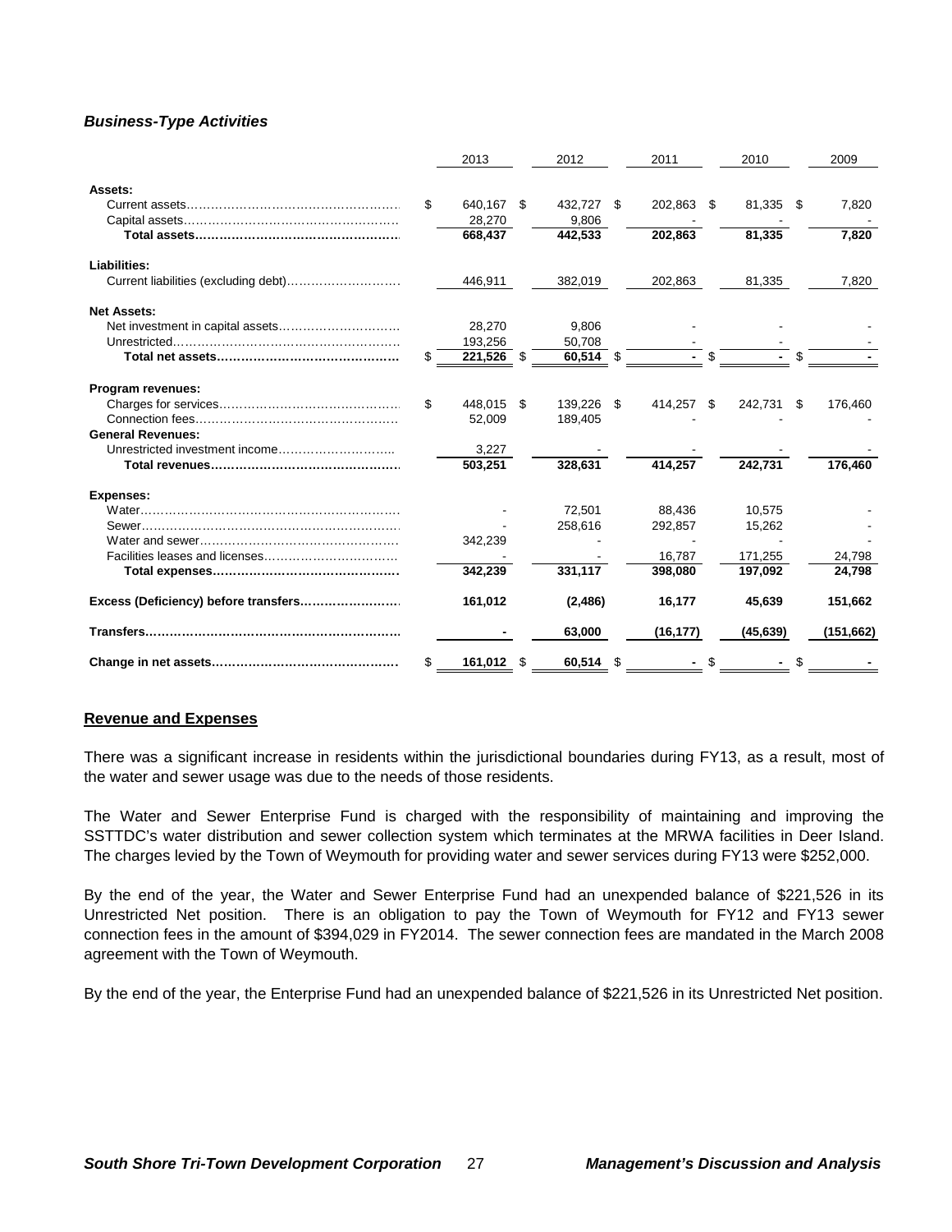### *Business-Type Activities*

| | 2013 | 2012 | 2011 | 2010 | 2009 |
|---|---|---|---|---|---|
| **Assets:** | | | | | |
| Current assets | $ 640,167 | $ 432,727 | $ 202,863 | $ 81,335 | $ 7,820 |
| Capital assets | 28,270 | 9,806 | - | - | - |
| **Total assets** | **668,437** | **442,533** | **202,863** | **81,335** | **7,820** |
| **Liabilities:** | | | | | |
| Current liabilities (excluding debt) | 446,911 | 382,019 | 202,863 | 81,335 | 7,820 |
| **Net Assets:** | | | | | |
| Net investment in capital assets | 28,270 | 9,806 | - | - | - |
| Unrestricted | 193,256 | 50,708 | - | - | - |
| **Total net assets** | **$ 221,526** | **$ 60,514** | **$ -** | **$ -** | **$ -** |
| **Program revenues:** | | | | | |
| Charges for services | $ 448,015 | $ 139,226 | $ 414,257 | $ 242,731 | $ 176,460 |
| Connection fees | 52,009 | 189,405 | - | - | - |
| **General Revenues:** | | | | | |
| Unrestricted investment income | 3,227 | - | - | - | - |
| **Total revenues** | **503,251** | **328,631** | **414,257** | **242,731** | **176,460** |
| **Expenses:** | | | | | |
| Water | - | 72,501 | 88,436 | 10,575 | - |
| Sewer | - | 258,616 | 292,857 | 15,262 | - |
| Water and sewer | 342,239 | - | - | - | - |
| Facilities leases and licenses | - | - | 16,787 | 171,255 | 24,798 |
| **Total expenses** | **342,239** | **331,117** | **398,080** | **197,092** | **24,798** |
| **Excess (Deficiency) before transfers** | **161,012** | **(2,486)** | **16,177** | **45,639** | **151,662** |
| **Transfers** | **-** | **63,000** | **(16,177)** | **(45,639)** | **(151,662)** |
| **Change in net assets** | **$ 161,012** | **$ 60,514** | **$ -** | **$ -** | **$ -** |

## Revenue and Expenses

There was a significant increase in residents within the jurisdictional boundaries during FY13, as a result, most of the water and sewer usage was due to the needs of those residents.

The Water and Sewer Enterprise Fund is charged with the responsibility of maintaining and improving the SSTTDC's water distribution and sewer collection system which terminates at the MRWA facilities in Deer Island. The charges levied by the Town of Weymouth for providing water and sewer services during FY13 were $252,000.

By the end of the year, the Water and Sewer Enterprise Fund had an unexpended balance of $221,526 in its Unrestricted Net position. There is an obligation to pay the Town of Weymouth for FY12 and FY13 sewer connection fees in the amount of $394,029 in FY2014. The sewer connection fees are mandated in the March 2008 agreement with the Town of Weymouth.

By the end of the year, the Enterprise Fund had an unexpended balance of $221,526 in its Unrestricted Net position.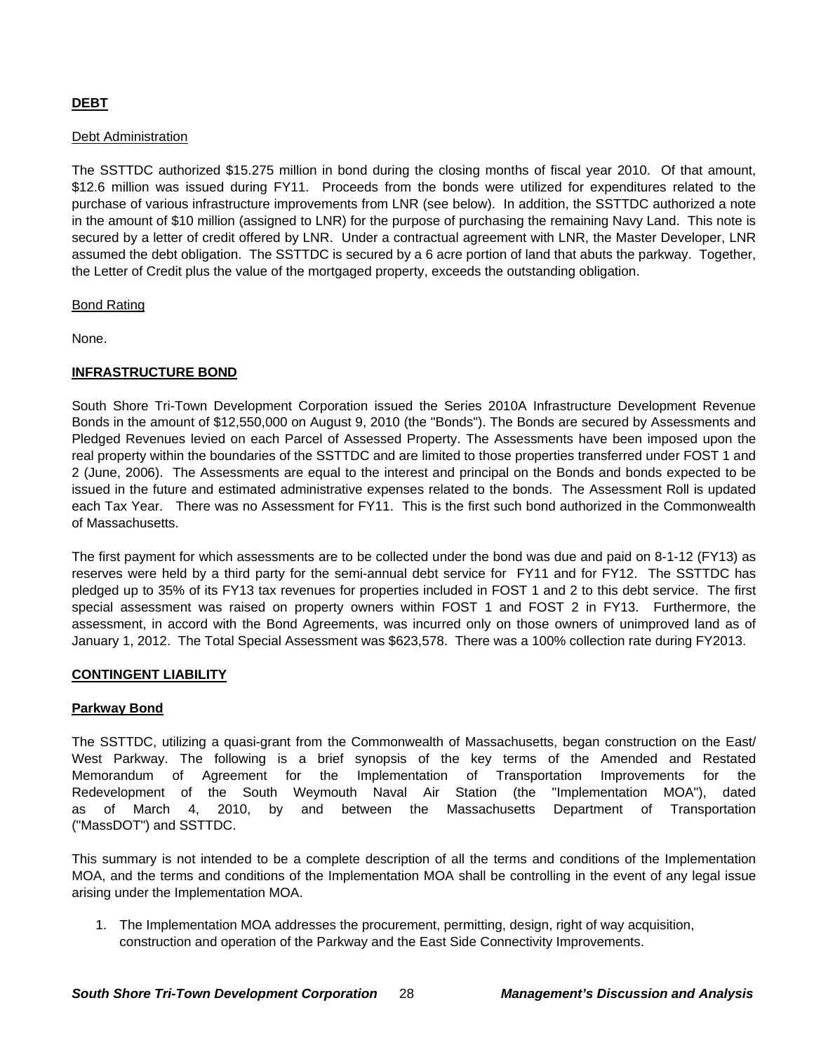## DEBT

### Debt Administration

The SSTTDC authorized \$15.275 million in bond during the closing months of fiscal year 2010. Of that amount, \$12.6 million was issued during FY11. Proceeds from the bonds were utilized for expenditures related to the purchase of various infrastructure improvements from LNR (see below). In addition, the SSTTDC authorized a note in the amount of \$10 million (assigned to LNR) for the purpose of purchasing the remaining Navy Land. This note is secured by a letter of credit offered by LNR. Under a contractual agreement with LNR, the Master Developer, LNR assumed the debt obligation. The SSTTDC is secured by a 6 acre portion of land that abuts the parkway. Together, the Letter of Credit plus the value of the mortgaged property, exceeds the outstanding obligation.

### Bond Rating

None.

## INFRASTRUCTURE BOND

South Shore Tri-Town Development Corporation issued the Series 2010A Infrastructure Development Revenue Bonds in the amount of \$12,550,000 on August 9, 2010 (the "Bonds"). The Bonds are secured by Assessments and Pledged Revenues levied on each Parcel of Assessed Property. The Assessments have been imposed upon the real property within the boundaries of the SSTTDC and are limited to those properties transferred under FOST 1 and 2 (June, 2006). The Assessments are equal to the interest and principal on the Bonds and bonds expected to be issued in the future and estimated administrative expenses related to the bonds. The Assessment Roll is updated each Tax Year. There was no Assessment for FY11. This is the first such bond authorized in the Commonwealth of Massachusetts.

The first payment for which assessments are to be collected under the bond was due and paid on 8-1-12 (FY13) as reserves were held by a third party for the semi-annual debt service for FY11 and for FY12. The SSTTDC has pledged up to 35% of its FY13 tax revenues for properties included in FOST 1 and 2 to this debt service. The first special assessment was raised on property owners within FOST 1 and FOST 2 in FY13. Furthermore, the assessment, in accord with the Bond Agreements, was incurred only on those owners of unimproved land as of January 1, 2012. The Total Special Assessment was \$623,578. There was a 100% collection rate during FY2013.

## CONTINGENT LIABILITY

### Parkway Bond

The SSTTDC, utilizing a quasi-grant from the Commonwealth of Massachusetts, began construction on the East/ West Parkway. The following is a brief synopsis of the key terms of the Amended and Restated Memorandum of Agreement for the Implementation of Transportation Improvements for the Redevelopment of the South Weymouth Naval Air Station (the "Implementation MOA"), dated as of March 4, 2010, by and between the Massachusetts Department of Transportation ("MassDOT") and SSTTDC.

This summary is not intended to be a complete description of all the terms and conditions of the Implementation MOA, and the terms and conditions of the Implementation MOA shall be controlling in the event of any legal issue arising under the Implementation MOA.

1. The Implementation MOA addresses the procurement, permitting, design, right of way acquisition, construction and operation of the Parkway and the East Side Connectivity Improvements.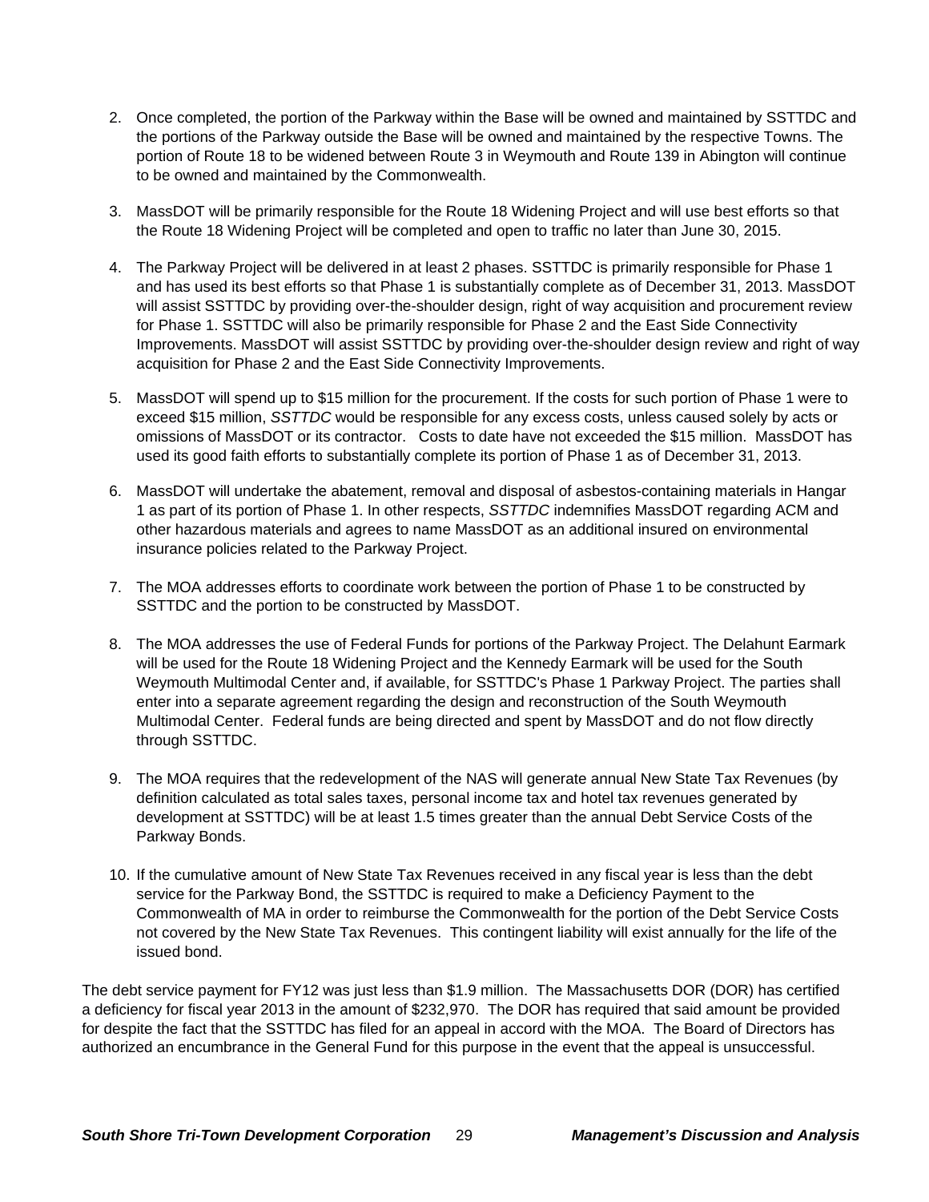2. Once completed, the portion of the Parkway within the Base will be owned and maintained by SSTTDC and the portions of the Parkway outside the Base will be owned and maintained by the respective Towns. The portion of Route 18 to be widened between Route 3 in Weymouth and Route 139 in Abington will continue to be owned and maintained by the Commonwealth.

3. MassDOT will be primarily responsible for the Route 18 Widening Project and will use best efforts so that the Route 18 Widening Project will be completed and open to traffic no later than June 30, 2015.

4. The Parkway Project will be delivered in at least 2 phases. SSTTDC is primarily responsible for Phase 1 and has used its best efforts so that Phase 1 is substantially complete as of December 31, 2013. MassDOT will assist SSTTDC by providing over-the-shoulder design, right of way acquisition and procurement review for Phase 1. SSTTDC will also be primarily responsible for Phase 2 and the East Side Connectivity Improvements. MassDOT will assist SSTTDC by providing over-the-shoulder design review and right of way acquisition for Phase 2 and the East Side Connectivity Improvements.

5. MassDOT will spend up to $15 million for the procurement. If the costs for such portion of Phase 1 were to exceed $15 million, *SSTTDC* would be responsible for any excess costs, unless caused solely by acts or omissions of MassDOT or its contractor. Costs to date have not exceeded the $15 million. MassDOT has used its good faith efforts to substantially complete its portion of Phase 1 as of December 31, 2013.

6. MassDOT will undertake the abatement, removal and disposal of asbestos-containing materials in Hangar 1 as part of its portion of Phase 1. In other respects, *SSTTDC* indemnifies MassDOT regarding ACM and other hazardous materials and agrees to name MassDOT as an additional insured on environmental insurance policies related to the Parkway Project.

7. The MOA addresses efforts to coordinate work between the portion of Phase 1 to be constructed by SSTTDC and the portion to be constructed by MassDOT.

8. The MOA addresses the use of Federal Funds for portions of the Parkway Project. The Delahunt Earmark will be used for the Route 18 Widening Project and the Kennedy Earmark will be used for the South Weymouth Multimodal Center and, if available, for SSTTDC's Phase 1 Parkway Project. The parties shall enter into a separate agreement regarding the design and reconstruction of the South Weymouth Multimodal Center. Federal funds are being directed and spent by MassDOT and do not flow directly through SSTTDC.

9. The MOA requires that the redevelopment of the NAS will generate annual New State Tax Revenues (by definition calculated as total sales taxes, personal income tax and hotel tax revenues generated by development at SSTTDC) will be at least 1.5 times greater than the annual Debt Service Costs of the Parkway Bonds.

10. If the cumulative amount of New State Tax Revenues received in any fiscal year is less than the debt service for the Parkway Bond, the SSTTDC is required to make a Deficiency Payment to the Commonwealth of MA in order to reimburse the Commonwealth for the portion of the Debt Service Costs not covered by the New State Tax Revenues. This contingent liability will exist annually for the life of the issued bond.

The debt service payment for FY12 was just less than $1.9 million. The Massachusetts DOR (DOR) has certified a deficiency for fiscal year 2013 in the amount of $232,970. The DOR has required that said amount be provided for despite the fact that the SSTTDC has filed for an appeal in accord with the MOA. The Board of Directors has authorized an encumbrance in the General Fund for this purpose in the event that the appeal is unsuccessful.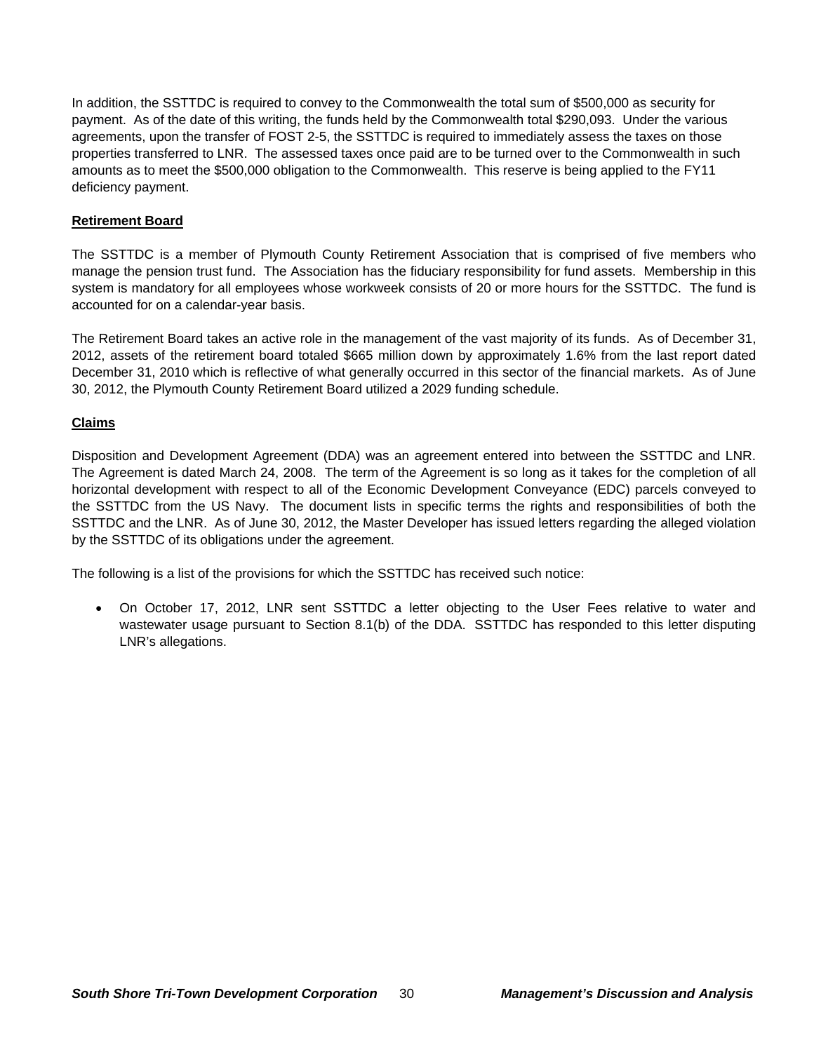In addition, the SSTTDC is required to convey to the Commonwealth the total sum of $500,000 as security for payment. As of the date of this writing, the funds held by the Commonwealth total $290,093. Under the various agreements, upon the transfer of FOST 2-5, the SSTTDC is required to immediately assess the taxes on those properties transferred to LNR. The assessed taxes once paid are to be turned over to the Commonwealth in such amounts as to meet the $500,000 obligation to the Commonwealth. This reserve is being applied to the FY11 deficiency payment.

## Retirement Board

The SSTTDC is a member of Plymouth County Retirement Association that is comprised of five members who manage the pension trust fund. The Association has the fiduciary responsibility for fund assets. Membership in this system is mandatory for all employees whose workweek consists of 20 or more hours for the SSTTDC. The fund is accounted for on a calendar-year basis.

The Retirement Board takes an active role in the management of the vast majority of its funds. As of December 31, 2012, assets of the retirement board totaled $665 million down by approximately 1.6% from the last report dated December 31, 2010 which is reflective of what generally occurred in this sector of the financial markets. As of June 30, 2012, the Plymouth County Retirement Board utilized a 2029 funding schedule.

## Claims

Disposition and Development Agreement (DDA) was an agreement entered into between the SSTTDC and LNR. The Agreement is dated March 24, 2008. The term of the Agreement is so long as it takes for the completion of all horizontal development with respect to all of the Economic Development Conveyance (EDC) parcels conveyed to the SSTTDC from the US Navy. The document lists in specific terms the rights and responsibilities of both the SSTTDC and the LNR. As of June 30, 2012, the Master Developer has issued letters regarding the alleged violation by the SSTTDC of its obligations under the agreement.

The following is a list of the provisions for which the SSTTDC has received such notice:

- On October 17, 2012, LNR sent SSTTDC a letter objecting to the User Fees relative to water and wastewater usage pursuant to Section 8.1(b) of the DDA. SSTTDC has responded to this letter disputing LNR's allegations.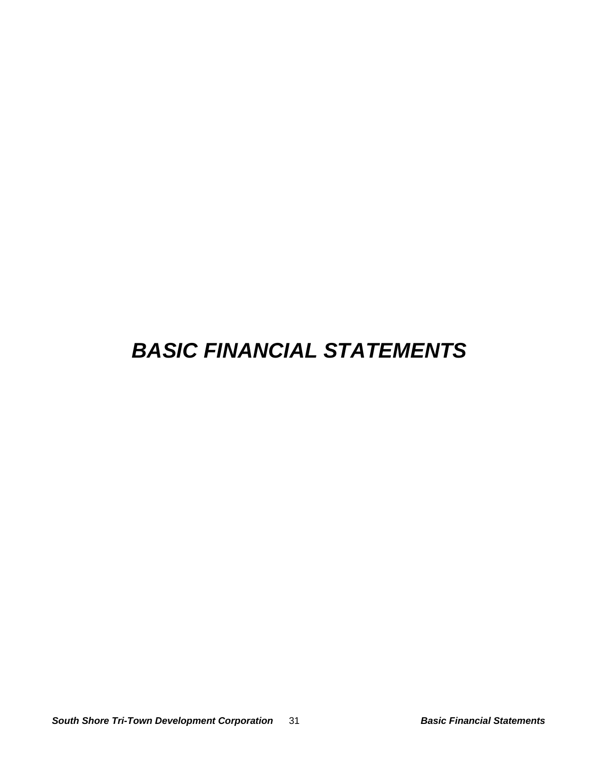# *BASIC FINANCIAL STATEMENTS*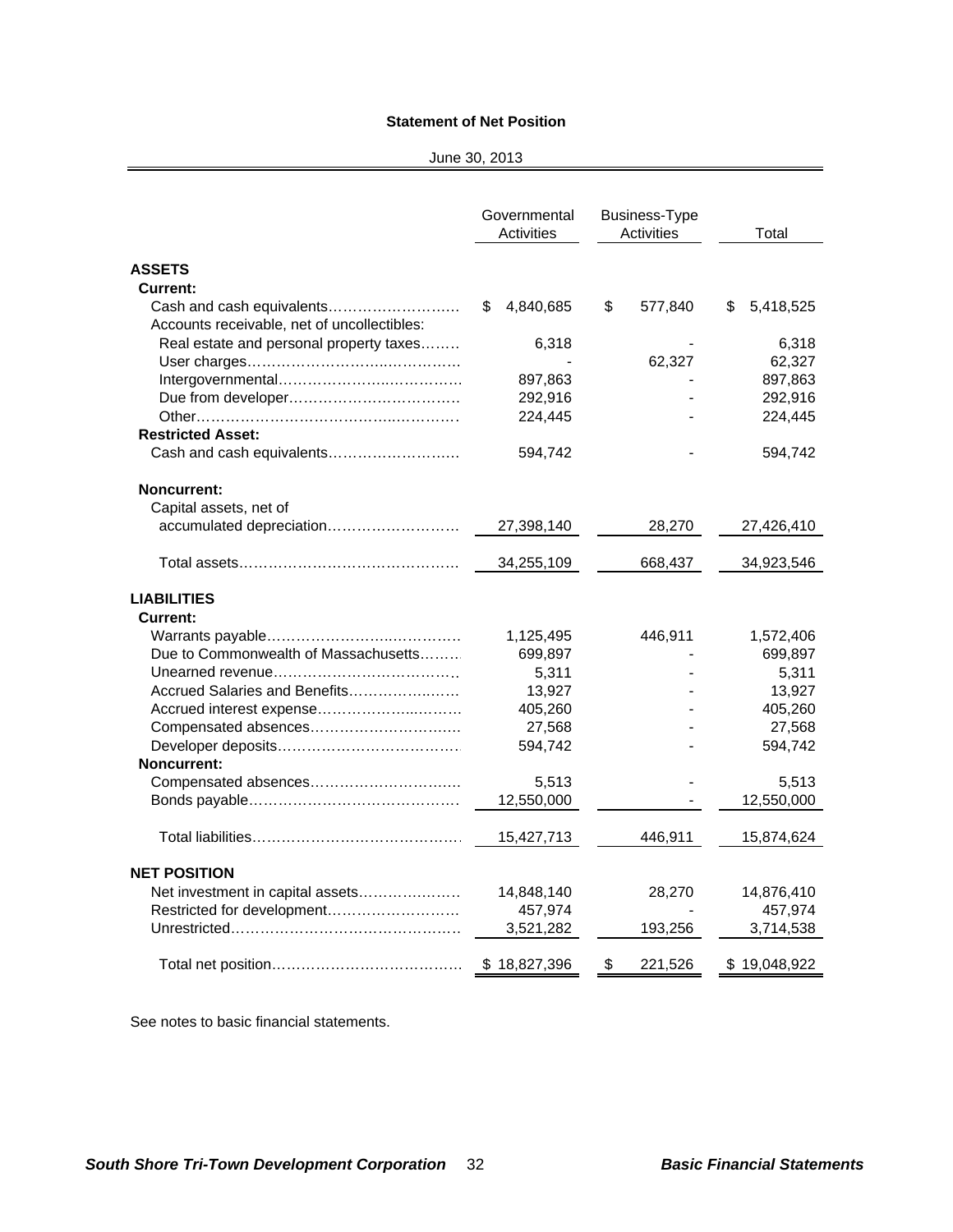### Statement of Net Position

June 30, 2013

| | Governmental Activities | Business-Type Activities | Total |
|---|---|---|---|
| **ASSETS** | | | |
| **Current:** | | | |
| Cash and cash equivalents | $ 4,840,685 | $ 577,840 | $ 5,418,525 |
| Accounts receivable, net of uncollectibles: | | | |
| Real estate and personal property taxes | 6,318 | - | 6,318 |
| User charges | - | 62,327 | 62,327 |
| Intergovernmental | 897,863 | - | 897,863 |
| Due from developer | 292,916 | - | 292,916 |
| Other | 224,445 | - | 224,445 |
| **Restricted Asset:** | | | |
| Cash and cash equivalents | 594,742 | - | 594,742 |
| **Noncurrent:** | | | |
| Capital assets, net of accumulated depreciation | 27,398,140 | 28,270 | 27,426,410 |
| Total assets | 34,255,109 | 668,437 | 34,923,546 |
| **LIABILITIES** | | | |
| **Current:** | | | |
| Warrants payable | 1,125,495 | 446,911 | 1,572,406 |
| Due to Commonwealth of Massachusetts | 699,897 | - | 699,897 |
| Unearned revenue | 5,311 | - | 5,311 |
| Accrued Salaries and Benefits | 13,927 | - | 13,927 |
| Accrued interest expense | 405,260 | - | 405,260 |
| Compensated absences | 27,568 | - | 27,568 |
| Developer deposits | 594,742 | - | 594,742 |
| **Noncurrent:** | | | |
| Compensated absences | 5,513 | - | 5,513 |
| Bonds payable | 12,550,000 | - | 12,550,000 |
| Total liabilities | 15,427,713 | 446,911 | 15,874,624 |
| **NET POSITION** | | | |
| Net investment in capital assets | 14,848,140 | 28,270 | 14,876,410 |
| Restricted for development | 457,974 | - | 457,974 |
| Unrestricted | 3,521,282 | 193,256 | 3,714,538 |
| Total net position | $ 18,827,396 | $ 221,526 | $ 19,048,922 |

See notes to basic financial statements.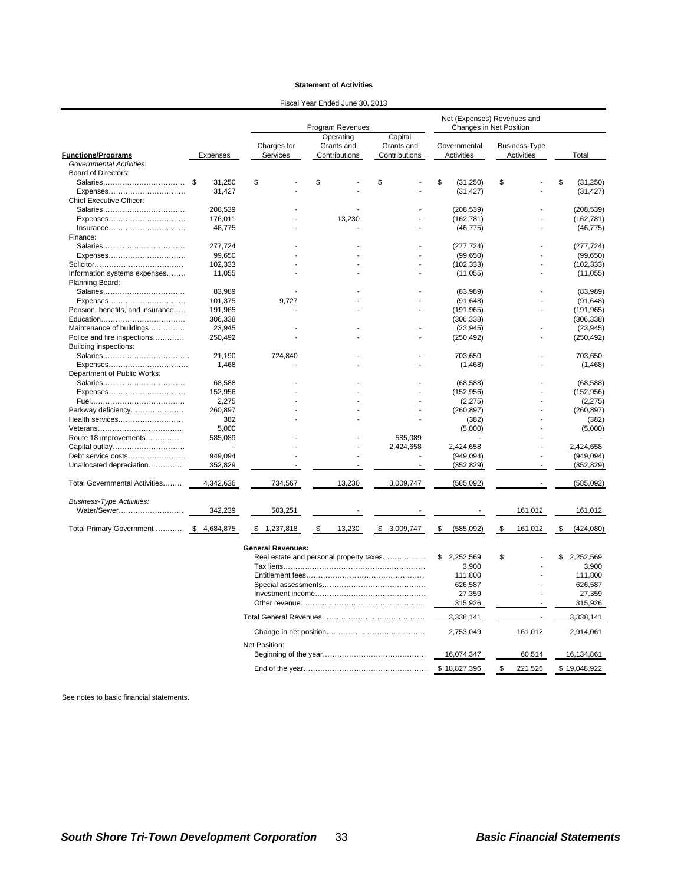**Statement of Activities**

Fiscal Year Ended June 30, 2013

| | | Program Revenues | | | Net (Expenses) Revenues and Changes in Net Position | | |
|---|---|---|---|---|---|---|---|
| **Functions/Programs** | Expenses | Charges for Services | Operating Grants and Contributions | Capital Grants and Contributions | Governmental Activities | Business-Type Activities | Total |
| *Governmental Activities:* | | | | | | | |
| Board of Directors: | | | | | | | |
| Salaries | $ 31,250 | $ - | $ - | $ - | $ (31,250) | $ - | $ (31,250) |
| Expenses | 31,427 | - | - | - | (31,427) | - | (31,427) |
| Chief Executive Officer: | | | | | | | |
| Salaries | 208,539 | - | - | - | (208,539) | - | (208,539) |
| Expenses | 176,011 | - | 13,230 | - | (162,781) | - | (162,781) |
| Insurance | 46,775 | - | - | - | (46,775) | - | (46,775) |
| Finance: | | | | | | | |
| Salaries | 277,724 | - | - | - | (277,724) | - | (277,724) |
| Expenses | 99,650 | - | - | - | (99,650) | - | (99,650) |
| Solicitor | 102,333 | - | - | - | (102,333) | - | (102,333) |
| Information systems expenses | 11,055 | - | - | - | (11,055) | - | (11,055) |
| Planning Board: | | | | | | | |
| Salaries | 83,989 | - | - | - | (83,989) | - | (83,989) |
| Expenses | 101,375 | 9,727 | - | - | (91,648) | - | (91,648) |
| Pension, benefits, and insurance | 191,965 | - | - | - | (191,965) | - | (191,965) |
| Education | 306,338 | | | | (306,338) | | (306,338) |
| Maintenance of buildings | 23,945 | - | - | - | (23,945) | - | (23,945) |
| Police and fire inspections | 250,492 | - | - | - | (250,492) | - | (250,492) |
| Building inspections: | | | | | | | |
| Salaries | 21,190 | 724,840 | - | - | 703,650 | - | 703,650 |
| Expenses | 1,468 | - | - | - | (1,468) | - | (1,468) |
| Department of Public Works: | | | | | | | |
| Salaries | 68,588 | - | - | - | (68,588) | - | (68,588) |
| Expenses | 152,956 | - | - | - | (152,956) | - | (152,956) |
| Fuel | 2,275 | - | - | - | (2,275) | - | (2,275) |
| Parkway deficiency | 260,897 | - | - | - | (260,897) | - | (260,897) |
| Health services | 382 | - | - | - | (382) | - | (382) |
| Veterans | 5,000 | | | | (5,000) | - | (5,000) |
| Route 18 improvements | 585,089 | - | - | 585,089 | - | - | - |
| Capital outlay | - | - | - | 2,424,658 | 2,424,658 | - | 2,424,658 |
| Debt service costs | 949,094 | - | - | - | (949,094) | - | (949,094) |
| Unallocated depreciation | 352,829 | - | - | - | (352,829) | - | (352,829) |
| Total Governmental Activities | 4,342,636 | 734,567 | 13,230 | 3,009,747 | (585,092) | - | (585,092) |
| *Business-Type Activities:* | | | | | | | |
| Water/Sewer | 342,239 | 503,251 | - | - | - | 161,012 | 161,012 |
| Total Primary Government | $ 4,684,875 | $ 1,237,818 | $ 13,230 | $ 3,009,747 | $ (585,092) | $ 161,012 | $ (424,080) |
| | | **General Revenues:** | | | | | |
| | | Real estate and personal property taxes | | | $ 2,252,569 | $ - | $ 2,252,569 |
| | | Tax liens | | | 3,900 | - | 3,900 |
| | | Entitlement fees | | | 111,800 | - | 111,800 |
| | | Special assessments | | | 626,587 | - | 626,587 |
| | | Investment income | | | 27,359 | - | 27,359 |
| | | Other revenue | | | 315,926 | - | 315,926 |
| | | Total General Revenues | | | 3,338,141 | - | 3,338,141 |
| | | Change in net position | | | 2,753,049 | 161,012 | 2,914,061 |
| | | Net Position: | | | | | |
| | | Beginning of the year | | | 16,074,347 | 60,514 | 16,134,861 |
| | | End of the year | | | $ 18,827,396 | $ 221,526 | $ 19,048,922 |

See notes to basic financial statements.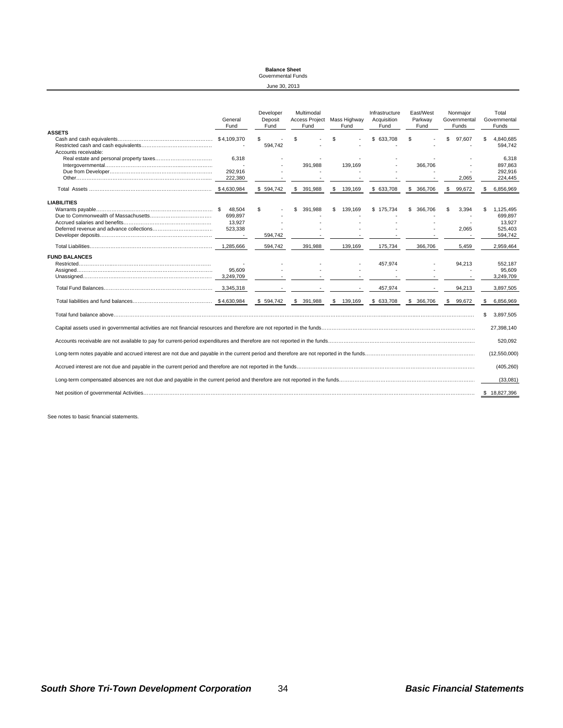**Balance Sheet**
Governmental Funds
June 30, 2013

| | General Fund | Developer Deposit Fund | Multimodal Access Project Fund | Mass Highway Fund | Infrastructure Acquisition Fund | East/West Parkway Fund | Nonmajor Governmental Funds | Total Governmental Funds |
|---|---|---|---|---|---|---|---|---|
| **ASSETS** | | | | | | | | |
| Cash and cash equivalents | $ 4,109,370 | $ - | $ - | $ - | $ 633,708 | $ - | $ 97,607 | $ 4,840,685 |
| Restricted cash and cash equivalents | - | 594,742 | - | - | - | - | - | 594,742 |
| Accounts receivable: | | | | | | | | |
| Real estate and personal property taxes | 6,318 | - | - | - | - | - | - | 6,318 |
| Intergovernmental | - | - | 391,988 | 139,169 | - | 366,706 | - | 897,863 |
| Due from Developer | 292,916 | - | - | - | - | - | - | 292,916 |
| Other | 222,380 | - | - | - | - | - | 2,065 | 224,445 |
| Total Assets | $ 4,630,984 | $ 594,742 | $ 391,988 | $ 139,169 | $ 633,708 | $ 366,706 | $ 99,672 | $ 6,856,969 |
| **LIABILITIES** | | | | | | | | |
| Warrants payable | $ 48,504 | $ - | $ 391,988 | $ 139,169 | $ 175,734 | $ 366,706 | $ 3,394 | $ 1,125,495 |
| Due to Commonwealth of Massachusetts | 699,897 | - | - | - | - | - | - | 699,897 |
| Accrued salaries and benefits | 13,927 | - | - | - | - | - | - | 13,927 |
| Deferred revenue and advance collections | 523,338 | - | - | - | - | - | 2,065 | 525,403 |
| Developer deposits | - | 594,742 | - | - | - | - | - | 594,742 |
| Total Liabilities | 1,285,666 | 594,742 | 391,988 | 139,169 | 175,734 | 366,706 | 5,459 | 2,959,464 |
| **FUND BALANCES** | | | | | | | | |
| Restricted | - | - | - | - | 457,974 | - | 94,213 | 552,187 |
| Assigned | 95,609 | - | - | - | - | - | - | 95,609 |
| Unassigned | 3,249,709 | - | - | - | - | - | - | 3,249,709 |
| Total Fund Balances | 3,345,318 | - | - | - | 457,974 | - | 94,213 | 3,897,505 |
| Total liabilities and fund balances | $ 4,630,984 | $ 594,742 | $ 391,988 | $ 139,169 | $ 633,708 | $ 366,706 | $ 99,672 | $ 6,856,969 |

| | |
|---|---|
| Total fund balance above | $ 3,897,505 |
| Capital assets used in governmental activities are not financial resources and therefore are not reported in the funds | 27,398,140 |
| Accounts receivable are not available to pay for current-period expenditures and therefore are not reported in the funds | 520,092 |
| Long-term notes payable and accrued interest are not due and payable in the current period and therefore are not reported in the funds | (12,550,000) |
| Accrued interest are not due and payable in the current period and therefore are not reported in the funds | (405,260) |
| Long-term compensated absences are not due and payable in the current period and therefore are not reported in the funds | (33,081) |
| Net position of governmental Activities | $ 18,827,396 |

See notes to basic financial statements.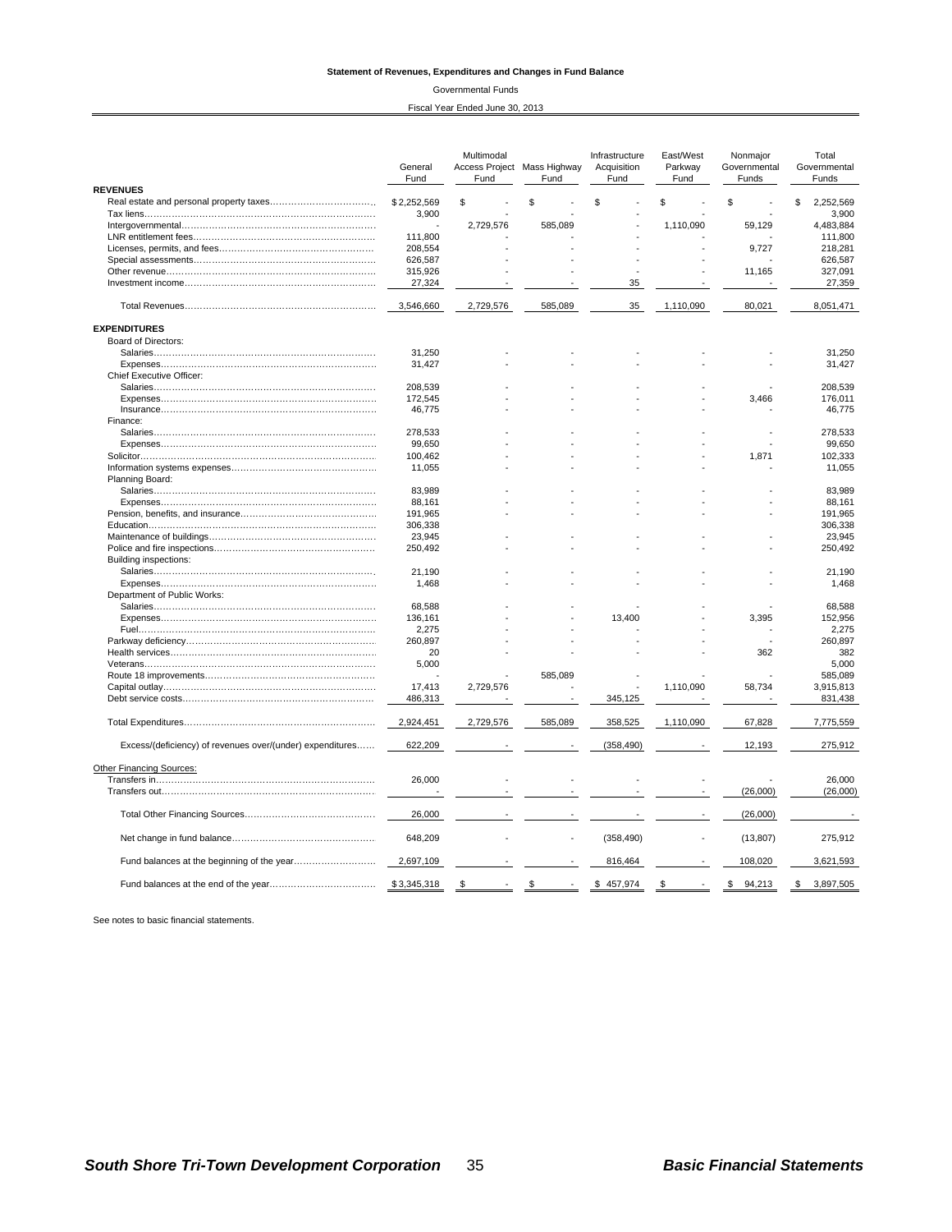**Statement of Revenues, Expenditures and Changes in Fund Balance**

Governmental Funds

Fiscal Year Ended June 30, 2013

| | General Fund | Multimodal Access Project Fund | Mass Highway Fund | Infrastructure Acquisition Fund | East/West Parkway Fund | Nonmajor Governmental Funds | Total Governmental Funds |
|---|---|---|---|---|---|---|---|
| **REVENUES** | | | | | | | |
| Real estate and personal property taxes | $ 2,252,569 | $ - | $ - | $ - | $ - | $ - | $ 2,252,569 |
| Tax liens | 3,900 | - | - | - | - | - | 3,900 |
| Intergovernmental | - | 2,729,576 | 585,089 | - | 1,110,090 | 59,129 | 4,483,884 |
| LNR entitlement fees | 111,800 | - | - | - | - | - | 111,800 |
| Licenses, permits, and fees | 208,554 | - | - | - | - | 9,727 | 218,281 |
| Special assessments | 626,587 | - | - | - | - | - | 626,587 |
| Other revenue | 315,926 | - | - | - | - | 11,165 | 327,091 |
| Investment income | 27,324 | - | - | 35 | - | - | 27,359 |
| Total Revenues | 3,546,660 | 2,729,576 | 585,089 | 35 | 1,110,090 | 80,021 | 8,051,471 |
| **EXPENDITURES** | | | | | | | |
| Board of Directors: | | | | | | | |
| Salaries | 31,250 | - | - | - | - | - | 31,250 |
| Expenses | 31,427 | - | - | - | - | - | 31,427 |
| Chief Executive Officer: | | | | | | | |
| Salaries | 208,539 | - | - | - | - | - | 208,539 |
| Expenses | 172,545 | - | - | - | - | 3,466 | 176,011 |
| Insurance | 46,775 | - | - | - | - | - | 46,775 |
| Finance: | | | | | | | |
| Salaries | 278,533 | - | - | - | - | - | 278,533 |
| Expenses | 99,650 | - | - | - | - | - | 99,650 |
| Solicitor | 100,462 | - | - | - | - | 1,871 | 102,333 |
| Information systems expenses | 11,055 | - | - | - | - | - | 11,055 |
| Planning Board: | | | | | | | |
| Salaries | 83,989 | - | - | - | - | - | 83,989 |
| Expenses | 88,161 | - | - | - | - | - | 88,161 |
| Pension, benefits, and insurance | 191,965 | - | - | - | - | - | 191,965 |
| Education | 306,338 | | | | | | 306,338 |
| Maintenance of buildings | 23,945 | - | - | - | - | - | 23,945 |
| Police and fire inspections | 250,492 | - | - | - | - | - | 250,492 |
| Building inspections: | | | | | | | |
| Salaries | 21,190 | - | - | - | - | - | 21,190 |
| Expenses | 1,468 | - | - | - | - | - | 1,468 |
| Department of Public Works: | | | | | | | |
| Salaries | 68,588 | - | - | - | - | - | 68,588 |
| Expenses | 136,161 | - | - | 13,400 | - | 3,395 | 152,956 |
| Fuel | 2,275 | - | - | - | - | - | 2,275 |
| Parkway deficiency | 260,897 | - | - | - | - | - | 260,897 |
| Health services | 20 | - | - | - | - | 362 | 382 |
| Veterans | 5,000 | | | | | | 5,000 |
| Route 18 improvements | - | - | 585,089 | - | - | - | 585,089 |
| Capital outlay | 17,413 | 2,729,576 | - | - | 1,110,090 | 58,734 | 3,915,813 |
| Debt service costs | 486,313 | - | - | 345,125 | - | - | 831,438 |
| Total Expenditures | 2,924,451 | 2,729,576 | 585,089 | 358,525 | 1,110,090 | 67,828 | 7,775,559 |
| Excess/(deficiency) of revenues over/(under) expenditures | 622,209 | - | - | (358,490) | - | 12,193 | 275,912 |
| Other Financing Sources: | | | | | | | |
| Transfers in | 26,000 | - | - | - | - | - | 26,000 |
| Transfers out | - | - | - | - | - | (26,000) | (26,000) |
| Total Other Financing Sources | 26,000 | - | - | - | - | (26,000) | - |
| Net change in fund balance | 648,209 | - | - | (358,490) | - | (13,807) | 275,912 |
| Fund balances at the beginning of the year | 2,697,109 | - | - | 816,464 | - | 108,020 | 3,621,593 |
| Fund balances at the end of the year | $ 3,345,318 | $ - | $ - | $ 457,974 | $ - | $ 94,213 | $ 3,897,505 |

See notes to basic financial statements.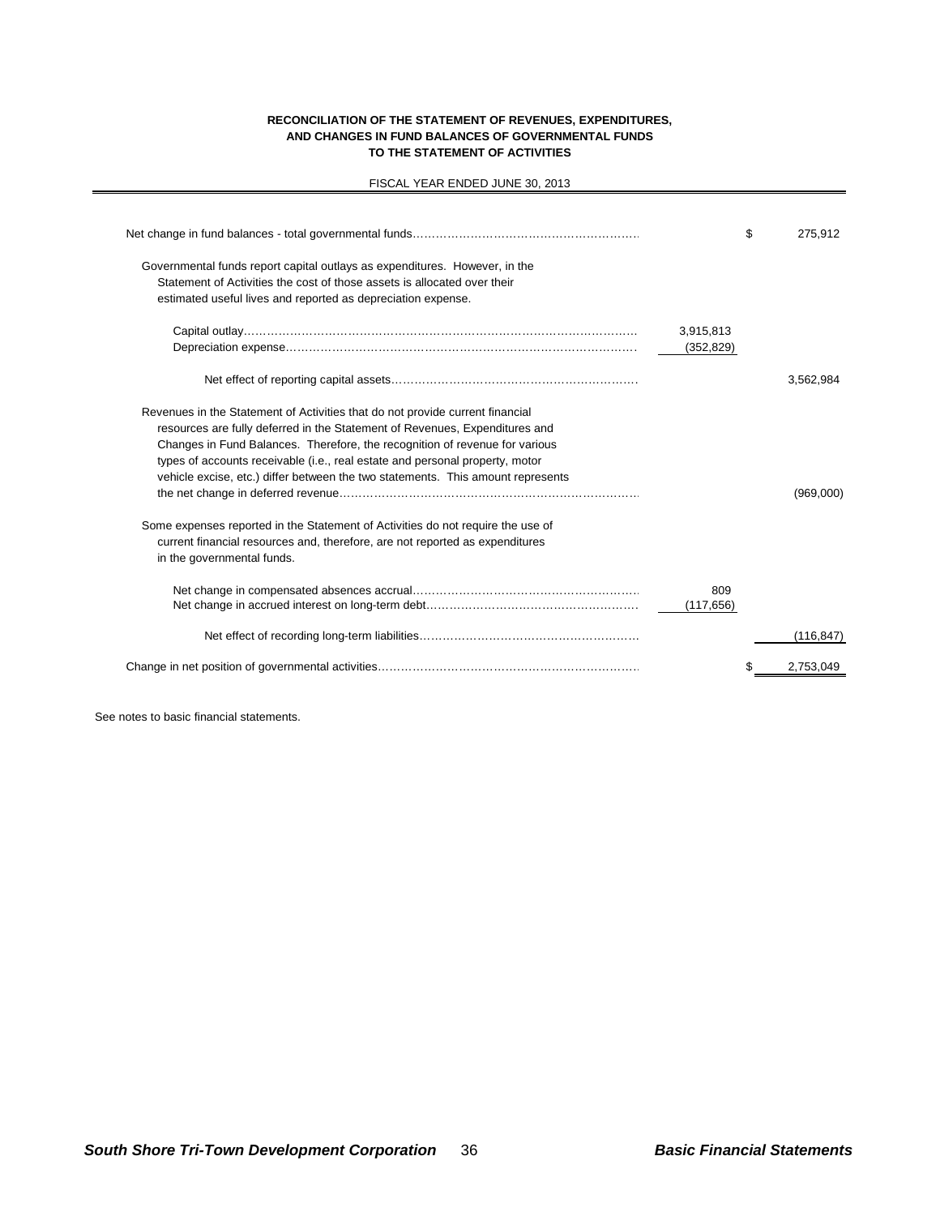**RECONCILIATION OF THE STATEMENT OF REVENUES, EXPENDITURES, AND CHANGES IN FUND BALANCES OF GOVERNMENTAL FUNDS TO THE STATEMENT OF ACTIVITIES**

FISCAL YEAR ENDED JUNE 30, 2013

| | | |
|---|---|---|
| Net change in fund balances - total governmental funds | | $ 275,912 |
| Governmental funds report capital outlays as expenditures. However, in the Statement of Activities the cost of those assets is allocated over their estimated useful lives and reported as depreciation expense. | | |
| Capital outlay | 3,915,813 | |
| Depreciation expense | (352,829) | |
| Net effect of reporting capital assets | | 3,562,984 |
| Revenues in the Statement of Activities that do not provide current financial resources are fully deferred in the Statement of Revenues, Expenditures and Changes in Fund Balances. Therefore, the recognition of revenue for various types of accounts receivable (i.e., real estate and personal property, motor vehicle excise, etc.) differ between the two statements. This amount represents the net change in deferred revenue | | (969,000) |
| Some expenses reported in the Statement of Activities do not require the use of current financial resources and, therefore, are not reported as expenditures in the governmental funds. | | |
| Net change in compensated absences accrual | 809 | |
| Net change in accrued interest on long-term debt | (117,656) | |
| Net effect of recording long-term liabilities | | (116,847) |
| Change in net position of governmental activities | | $ 2,753,049 |

See notes to basic financial statements.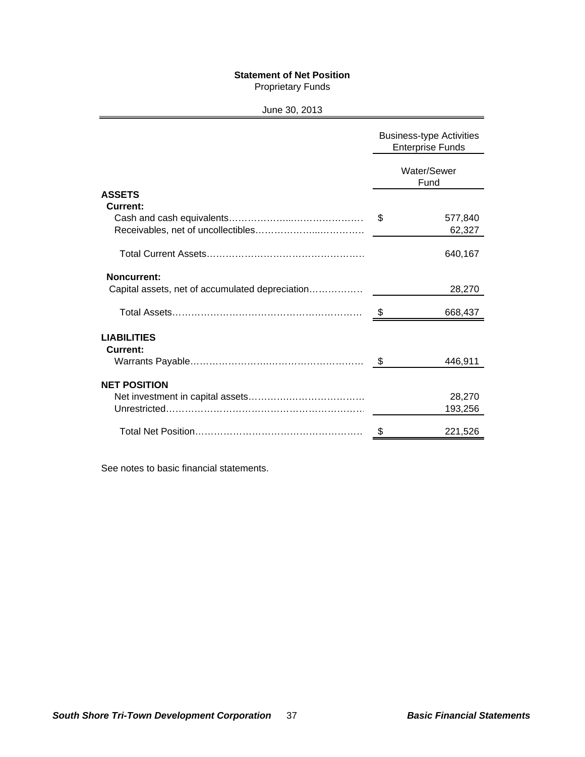**Statement of Net Position**
Proprietary Funds

June 30, 2013

| | Business-type Activities Enterprise Funds |
|---|---|
| | Water/Sewer Fund |
| **ASSETS** | |
| **Current:** | |
| Cash and cash equivalents | $ 577,840 |
| Receivables, net of uncollectibles | 62,327 |
| Total Current Assets | 640,167 |
| **Noncurrent:** | |
| Capital assets, net of accumulated depreciation | 28,270 |
| Total Assets | $ 668,437 |
| **LIABILITIES** | |
| **Current:** | |
| Warrants Payable | $ 446,911 |
| **NET POSITION** | |
| Net investment in capital assets | 28,270 |
| Unrestricted | 193,256 |
| Total Net Position | $ 221,526 |

See notes to basic financial statements.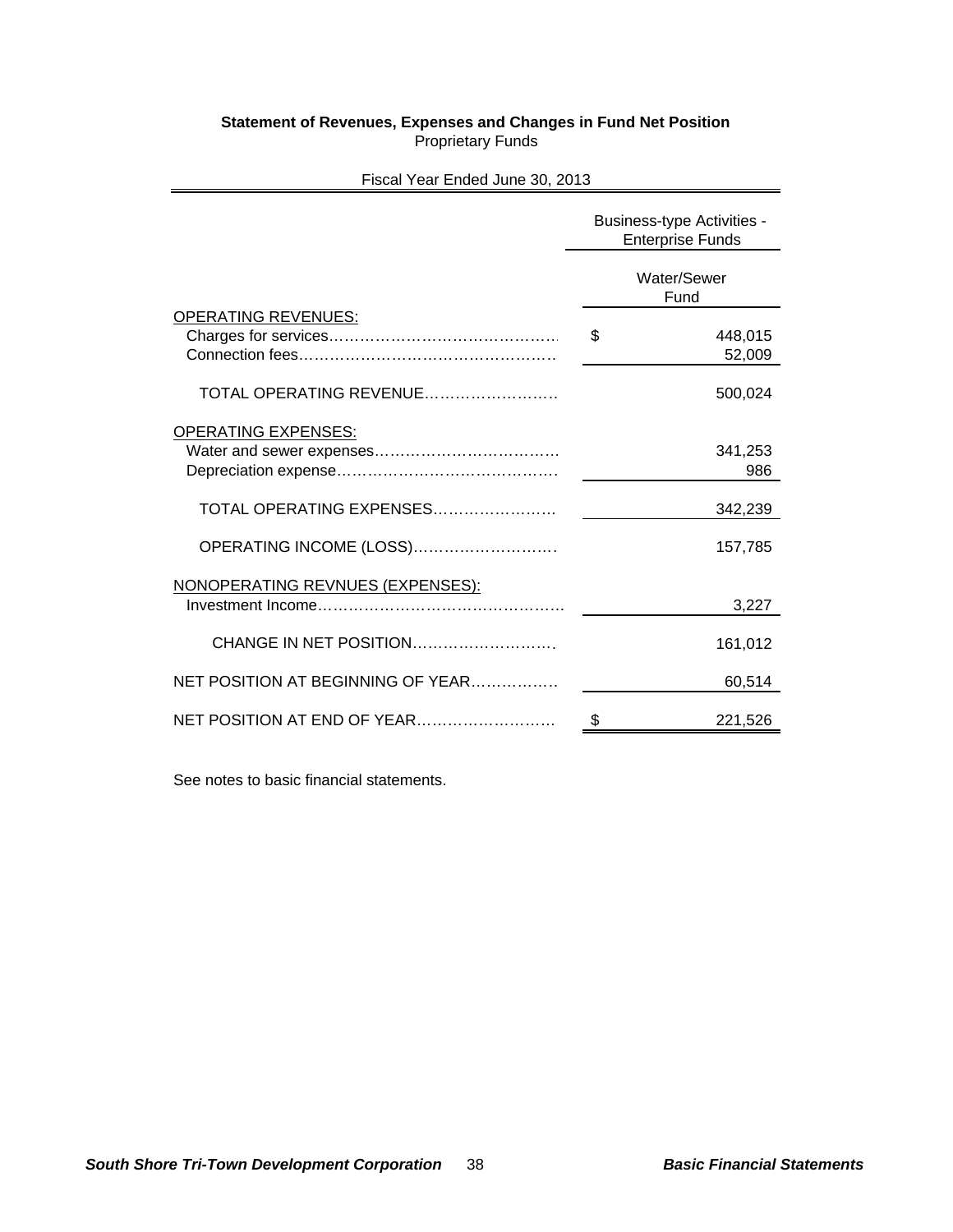**Statement of Revenues, Expenses and Changes in Fund Net Position**
Proprietary Funds

Fiscal Year Ended June 30, 2013

| | Business-type Activities - Enterprise Funds |
|---|---|
| | Water/Sewer Fund |
| OPERATING REVENUES: | |
| Charges for services | $ 448,015 |
| Connection fees | 52,009 |
| TOTAL OPERATING REVENUE | 500,024 |
| OPERATING EXPENSES: | |
| Water and sewer expenses | 341,253 |
| Depreciation expense | 986 |
| TOTAL OPERATING EXPENSES | 342,239 |
| OPERATING INCOME (LOSS) | 157,785 |
| NONOPERATING REVNUES (EXPENSES): | |
| Investment Income | 3,227 |
| CHANGE IN NET POSITION | 161,012 |
| NET POSITION AT BEGINNING OF YEAR | 60,514 |
| NET POSITION AT END OF YEAR | $ 221,526 |

See notes to basic financial statements.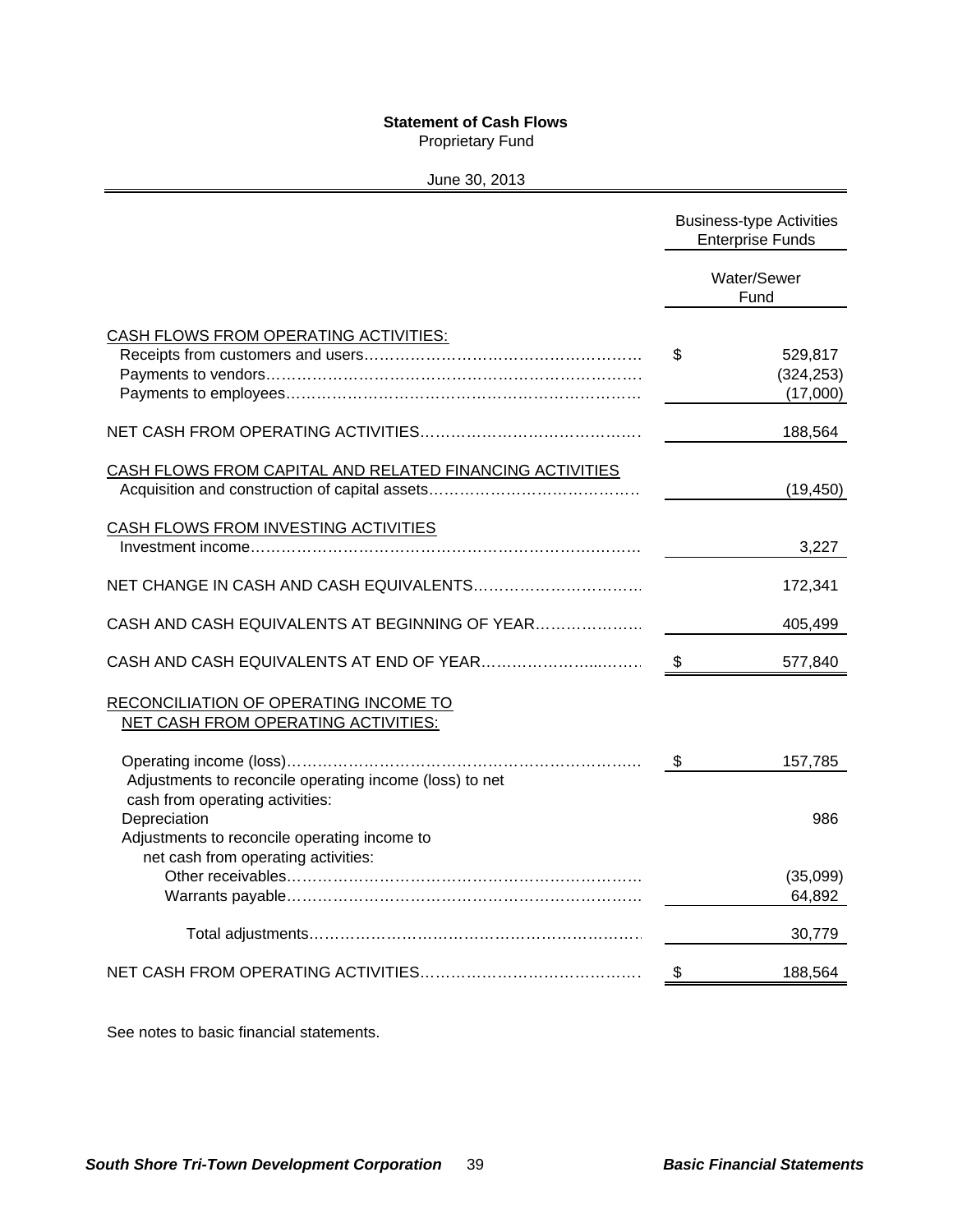**Statement of Cash Flows**
Proprietary Fund

June 30, 2013

| | Business-type Activities Enterprise Funds |
|---|---|
| | Water/Sewer Fund |
| CASH FLOWS FROM OPERATING ACTIVITIES: | |
| Receipts from customers and users | $ 529,817 |
| Payments to vendors | (324,253) |
| Payments to employees | (17,000) |
| NET CASH FROM OPERATING ACTIVITIES | 188,564 |
| CASH FLOWS FROM CAPITAL AND RELATED FINANCING ACTIVITIES | |
| Acquisition and construction of capital assets | (19,450) |
| CASH FLOWS FROM INVESTING ACTIVITIES | |
| Investment income | 3,227 |
| NET CHANGE IN CASH AND CASH EQUIVALENTS | 172,341 |
| CASH AND CASH EQUIVALENTS AT BEGINNING OF YEAR | 405,499 |
| CASH AND CASH EQUIVALENTS AT END OF YEAR | $ 577,840 |
| RECONCILIATION OF OPERATING INCOME TO NET CASH FROM OPERATING ACTIVITIES: | |
| Operating income (loss) | $ 157,785 |
| Adjustments to reconcile operating income (loss) to net cash from operating activities: | |
| Depreciation | 986 |
| Adjustments to reconcile operating income to net cash from operating activities: | |
| Other receivables | (35,099) |
| Warrants payable | 64,892 |
| Total adjustments | 30,779 |
| NET CASH FROM OPERATING ACTIVITIES | $ 188,564 |

See notes to basic financial statements.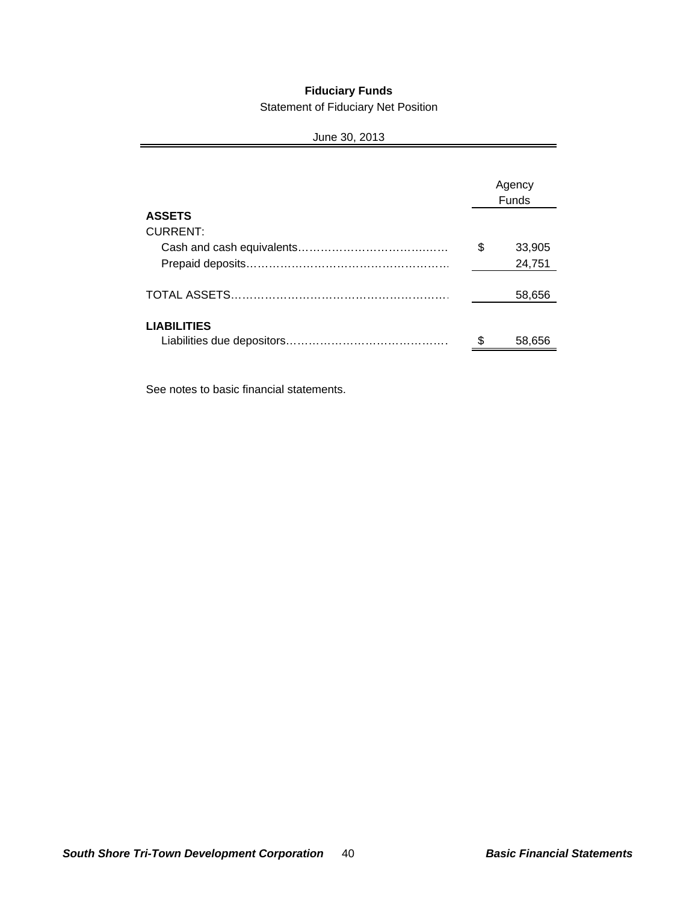# Fiduciary Funds

Statement of Fiduciary Net Position

June 30, 2013

| | Agency Funds |
|---|---|
| **ASSETS** | |
| CURRENT: | |
| Cash and cash equivalents | $ 33,905 |
| Prepaid deposits | 24,751 |
| TOTAL ASSETS | 58,656 |
| **LIABILITIES** | |
| Liabilities due depositors | $ 58,656 |

See notes to basic financial statements.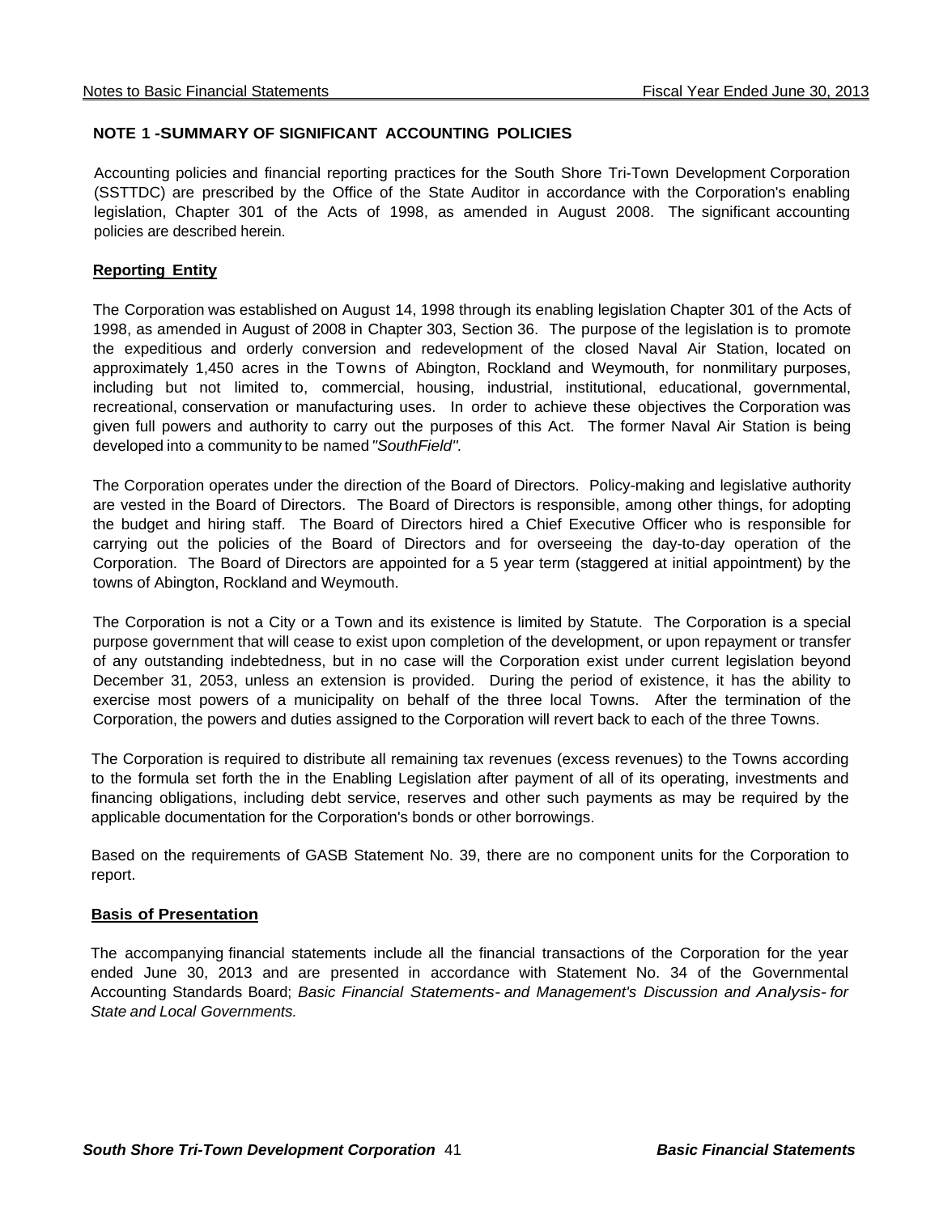## NOTE 1 -SUMMARY OF SIGNIFICANT ACCOUNTING POLICIES

Accounting policies and financial reporting practices for the South Shore Tri-Town Development Corporation (SSTTDC) are prescribed by the Office of the State Auditor in accordance with the Corporation's enabling legislation, Chapter 301 of the Acts of 1998, as amended in August 2008. The significant accounting policies are described herein.

### Reporting Entity

The Corporation was established on August 14, 1998 through its enabling legislation Chapter 301 of the Acts of 1998, as amended in August of 2008 in Chapter 303, Section 36. The purpose of the legislation is to promote the expeditious and orderly conversion and redevelopment of the closed Naval Air Station, located on approximately 1,450 acres in the Towns of Abington, Rockland and Weymouth, for nonmilitary purposes, including but not limited to, commercial, housing, industrial, institutional, educational, governmental, recreational, conservation or manufacturing uses. In order to achieve these objectives the Corporation was given full powers and authority to carry out the purposes of this Act. The former Naval Air Station is being developed into a community to be named *"SouthField".*

The Corporation operates under the direction of the Board of Directors. Policy-making and legislative authority are vested in the Board of Directors. The Board of Directors is responsible, among other things, for adopting the budget and hiring staff. The Board of Directors hired a Chief Executive Officer who is responsible for carrying out the policies of the Board of Directors and for overseeing the day-to-day operation of the Corporation. The Board of Directors are appointed for a 5 year term (staggered at initial appointment) by the towns of Abington, Rockland and Weymouth.

The Corporation is not a City or a Town and its existence is limited by Statute. The Corporation is a special purpose government that will cease to exist upon completion of the development, or upon repayment or transfer of any outstanding indebtedness, but in no case will the Corporation exist under current legislation beyond December 31, 2053, unless an extension is provided. During the period of existence, it has the ability to exercise most powers of a municipality on behalf of the three local Towns. After the termination of the Corporation, the powers and duties assigned to the Corporation will revert back to each of the three Towns.

The Corporation is required to distribute all remaining tax revenues (excess revenues) to the Towns according to the formula set forth the in the Enabling Legislation after payment of all of its operating, investments and financing obligations, including debt service, reserves and other such payments as may be required by the applicable documentation for the Corporation's bonds or other borrowings.

Based on the requirements of GASB Statement No. 39, there are no component units for the Corporation to report.

### Basis of Presentation

The accompanying financial statements include all the financial transactions of the Corporation for the year ended June 30, 2013 and are presented in accordance with Statement No. 34 of the Governmental Accounting Standards Board; *Basic Financial Statements- and Management's Discussion and Analysis- for State and Local Governments.*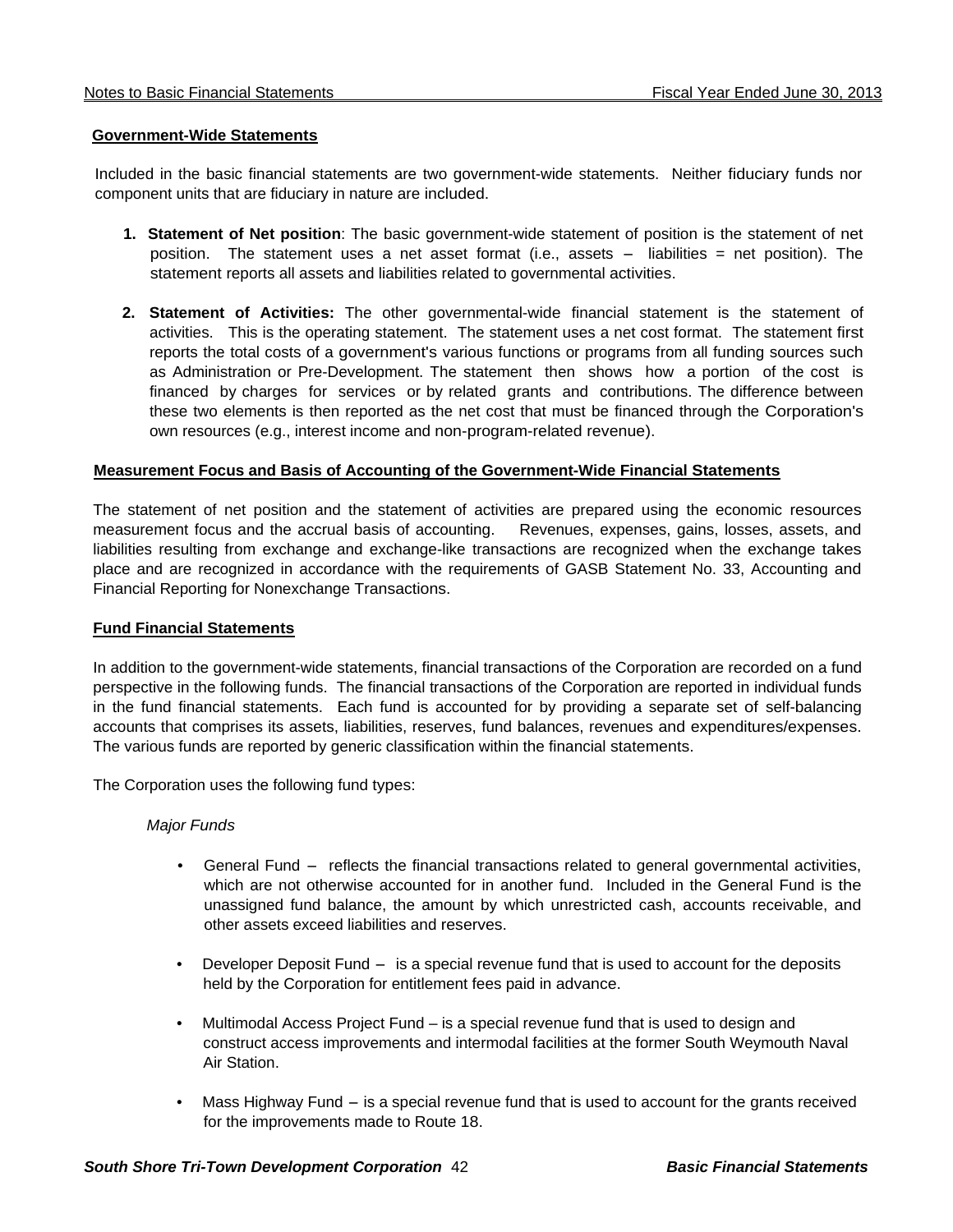## Government-Wide Statements

Included in the basic financial statements are two government-wide statements. Neither fiduciary funds nor component units that are fiduciary in nature are included.

1. **Statement of Net position**: The basic government-wide statement of position is the statement of net position. The statement uses a net asset format (i.e., assets – liabilities = net position). The statement reports all assets and liabilities related to governmental activities.

2. **Statement of Activities:** The other governmental-wide financial statement is the statement of activities. This is the operating statement. The statement uses a net cost format. The statement first reports the total costs of a government's various functions or programs from all funding sources such as Administration or Pre-Development. The statement then shows how a portion of the cost is financed by charges for services or by related grants and contributions. The difference between these two elements is then reported as the net cost that must be financed through the Corporation's own resources (e.g., interest income and non-program-related revenue).

## Measurement Focus and Basis of Accounting of the Government-Wide Financial Statements

The statement of net position and the statement of activities are prepared using the economic resources measurement focus and the accrual basis of accounting. Revenues, expenses, gains, losses, assets, and liabilities resulting from exchange and exchange-like transactions are recognized when the exchange takes place and are recognized in accordance with the requirements of GASB Statement No. 33, Accounting and Financial Reporting for Nonexchange Transactions.

## Fund Financial Statements

In addition to the government-wide statements, financial transactions of the Corporation are recorded on a fund perspective in the following funds. The financial transactions of the Corporation are reported in individual funds in the fund financial statements. Each fund is accounted for by providing a separate set of self-balancing accounts that comprises its assets, liabilities, reserves, fund balances, revenues and expenditures/expenses. The various funds are reported by generic classification within the financial statements.

The Corporation uses the following fund types:

*Major Funds*

- General Fund – reflects the financial transactions related to general governmental activities, which are not otherwise accounted for in another fund. Included in the General Fund is the unassigned fund balance, the amount by which unrestricted cash, accounts receivable, and other assets exceed liabilities and reserves.

- Developer Deposit Fund – is a special revenue fund that is used to account for the deposits held by the Corporation for entitlement fees paid in advance.

- Multimodal Access Project Fund – is a special revenue fund that is used to design and construct access improvements and intermodal facilities at the former South Weymouth Naval Air Station.

- Mass Highway Fund – is a special revenue fund that is used to account for the grants received for the improvements made to Route 18.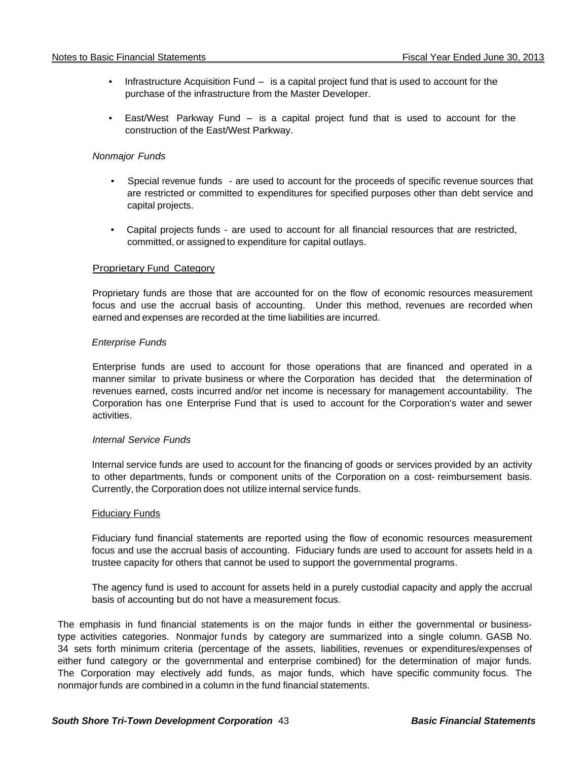- Infrastructure Acquisition Fund – is a capital project fund that is used to account for the purchase of the infrastructure from the Master Developer.

- East/West Parkway Fund – is a capital project fund that is used to account for the construction of the East/West Parkway.

*Nonmajor Funds*

- Special revenue funds - are used to account for the proceeds of specific revenue sources that are restricted or committed to expenditures for specified purposes other than debt service and capital projects.

- Capital projects funds - are used to account for all financial resources that are restricted, committed, or assigned to expenditure for capital outlays.

Proprietary Fund Category

Proprietary funds are those that are accounted for on the flow of economic resources measurement focus and use the accrual basis of accounting. Under this method, revenues are recorded when earned and expenses are recorded at the time liabilities are incurred.

*Enterprise Funds*

Enterprise funds are used to account for those operations that are financed and operated in a manner similar to private business or where the Corporation has decided that the determination of revenues earned, costs incurred and/or net income is necessary for management accountability. The Corporation has one Enterprise Fund that is used to account for the Corporation's water and sewer activities.

*Internal Service Funds*

Internal service funds are used to account for the financing of goods or services provided by an activity to other departments, funds or component units of the Corporation on a cost- reimbursement basis. Currently, the Corporation does not utilize internal service funds.

Fiduciary Funds

Fiduciary fund financial statements are reported using the flow of economic resources measurement focus and use the accrual basis of accounting. Fiduciary funds are used to account for assets held in a trustee capacity for others that cannot be used to support the governmental programs.

The agency fund is used to account for assets held in a purely custodial capacity and apply the accrual basis of accounting but do not have a measurement focus.

The emphasis in fund financial statements is on the major funds in either the governmental or business-type activities categories. Nonmajor funds by category are summarized into a single column. GASB No. 34 sets forth minimum criteria (percentage of the assets, liabilities, revenues or expenditures/expenses of either fund category or the governmental and enterprise combined) for the determination of major funds. The Corporation may electively add funds, as major funds, which have specific community focus. The nonmajor funds are combined in a column in the fund financial statements.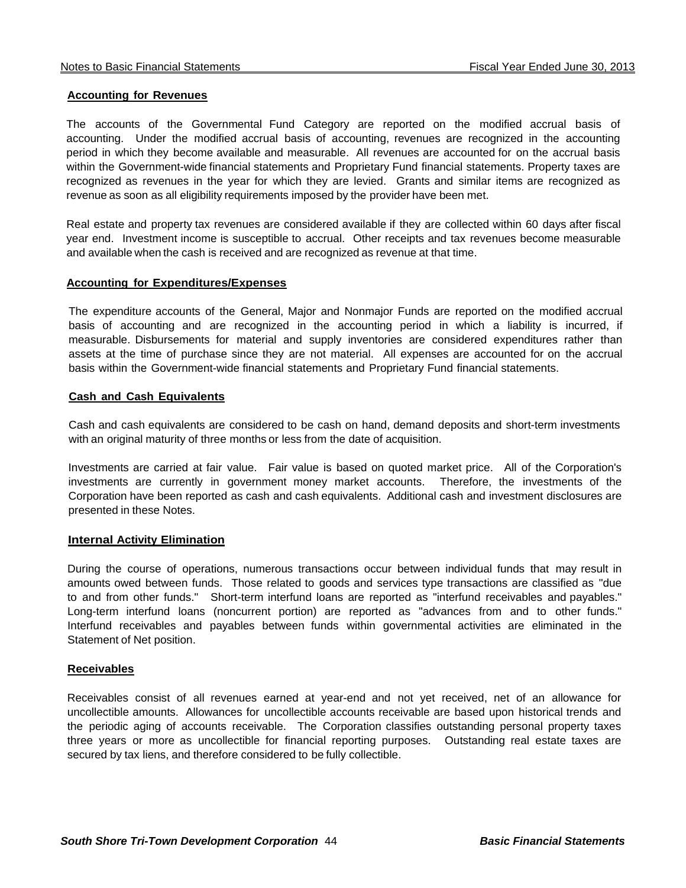**Accounting for Revenues**

The accounts of the Governmental Fund Category are reported on the modified accrual basis of accounting. Under the modified accrual basis of accounting, revenues are recognized in the accounting period in which they become available and measurable. All revenues are accounted for on the accrual basis within the Government-wide financial statements and Proprietary Fund financial statements. Property taxes are recognized as revenues in the year for which they are levied. Grants and similar items are recognized as revenue as soon as all eligibility requirements imposed by the provider have been met.

Real estate and property tax revenues are considered available if they are collected within 60 days after fiscal year end. Investment income is susceptible to accrual. Other receipts and tax revenues become measurable and available when the cash is received and are recognized as revenue at that time.

**Accounting for Expenditures/Expenses**

The expenditure accounts of the General, Major and Nonmajor Funds are reported on the modified accrual basis of accounting and are recognized in the accounting period in which a liability is incurred, if measurable. Disbursements for material and supply inventories are considered expenditures rather than assets at the time of purchase since they are not material. All expenses are accounted for on the accrual basis within the Government-wide financial statements and Proprietary Fund financial statements.

**Cash and Cash Equivalents**

Cash and cash equivalents are considered to be cash on hand, demand deposits and short-term investments with an original maturity of three months or less from the date of acquisition.

Investments are carried at fair value. Fair value is based on quoted market price. All of the Corporation's investments are currently in government money market accounts. Therefore, the investments of the Corporation have been reported as cash and cash equivalents. Additional cash and investment disclosures are presented in these Notes.

**Internal Activity Elimination**

During the course of operations, numerous transactions occur between individual funds that may result in amounts owed between funds. Those related to goods and services type transactions are classified as "due to and from other funds." Short-term interfund loans are reported as "interfund receivables and payables." Long-term interfund loans (noncurrent portion) are reported as "advances from and to other funds." Interfund receivables and payables between funds within governmental activities are eliminated in the Statement of Net position.

**Receivables**

Receivables consist of all revenues earned at year-end and not yet received, net of an allowance for uncollectible amounts. Allowances for uncollectible accounts receivable are based upon historical trends and the periodic aging of accounts receivable. The Corporation classifies outstanding personal property taxes three years or more as uncollectible for financial reporting purposes. Outstanding real estate taxes are secured by tax liens, and therefore considered to be fully collectible.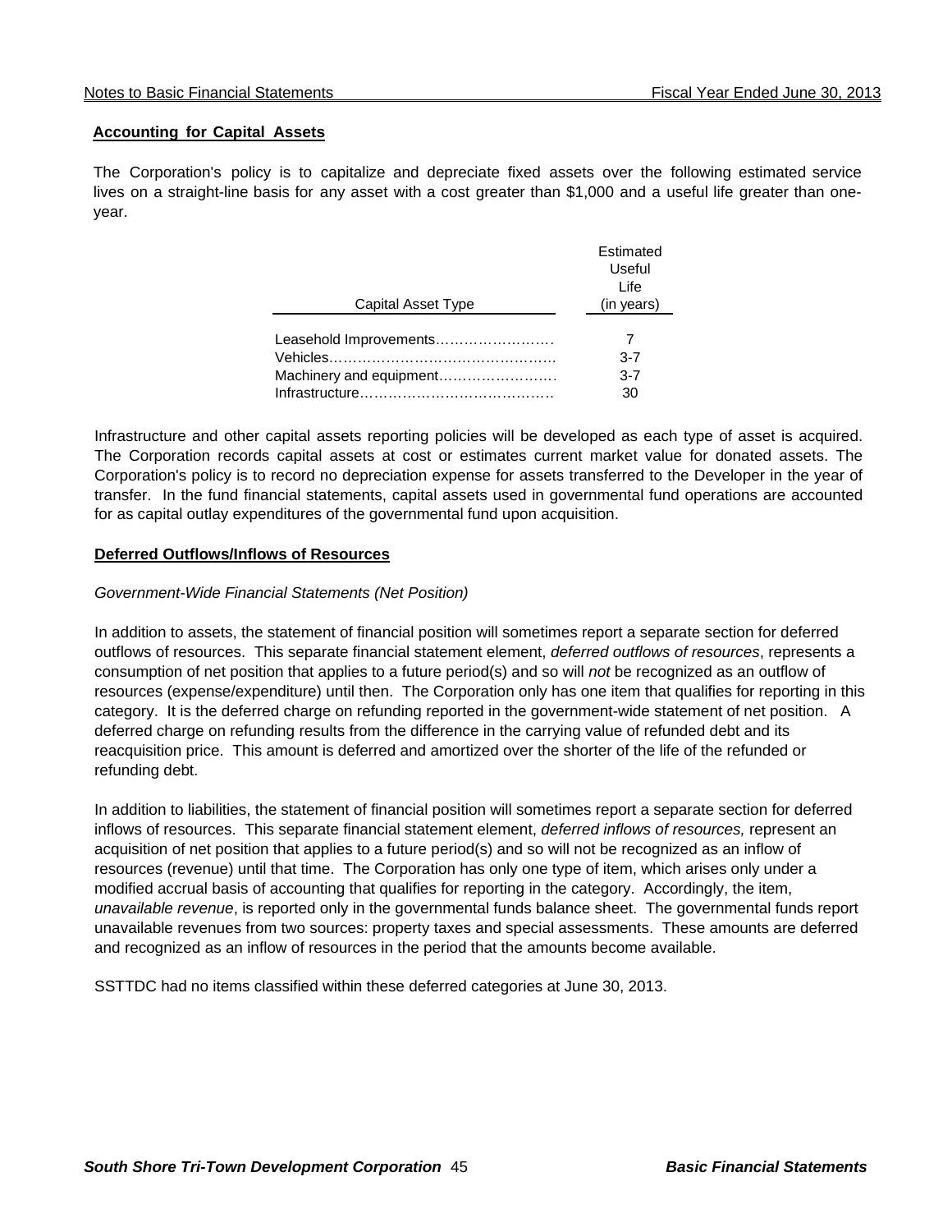## Accounting for Capital Assets

The Corporation's policy is to capitalize and depreciate fixed assets over the following estimated service lives on a straight-line basis for any asset with a cost greater than $1,000 and a useful life greater than one-year.

| Capital Asset Type | Estimated Useful Life (in years) |
|---|---|
| Leasehold Improvements | 7 |
| Vehicles | 3-7 |
| Machinery and equipment | 3-7 |
| Infrastructure | 30 |

Infrastructure and other capital assets reporting policies will be developed as each type of asset is acquired. The Corporation records capital assets at cost or estimates current market value for donated assets. The Corporation's policy is to record no depreciation expense for assets transferred to the Developer in the year of transfer. In the fund financial statements, capital assets used in governmental fund operations are accounted for as capital outlay expenditures of the governmental fund upon acquisition.

## Deferred Outflows/Inflows of Resources

*Government-Wide Financial Statements (Net Position)*

In addition to assets, the statement of financial position will sometimes report a separate section for deferred outflows of resources. This separate financial statement element, *deferred outflows of resources*, represents a consumption of net position that applies to a future period(s) and so will *not* be recognized as an outflow of resources (expense/expenditure) until then. The Corporation only has one item that qualifies for reporting in this category. It is the deferred charge on refunding reported in the government-wide statement of net position. A deferred charge on refunding results from the difference in the carrying value of refunded debt and its reacquisition price. This amount is deferred and amortized over the shorter of the life of the refunded or refunding debt.

In addition to liabilities, the statement of financial position will sometimes report a separate section for deferred inflows of resources. This separate financial statement element, *deferred inflows of resources,* represent an acquisition of net position that applies to a future period(s) and so will not be recognized as an inflow of resources (revenue) until that time. The Corporation has only one type of item, which arises only under a modified accrual basis of accounting that qualifies for reporting in the category. Accordingly, the item, *unavailable revenue*, is reported only in the governmental funds balance sheet. The governmental funds report unavailable revenues from two sources: property taxes and special assessments. These amounts are deferred and recognized as an inflow of resources in the period that the amounts become available.

SSTTDC had no items classified within these deferred categories at June 30, 2013.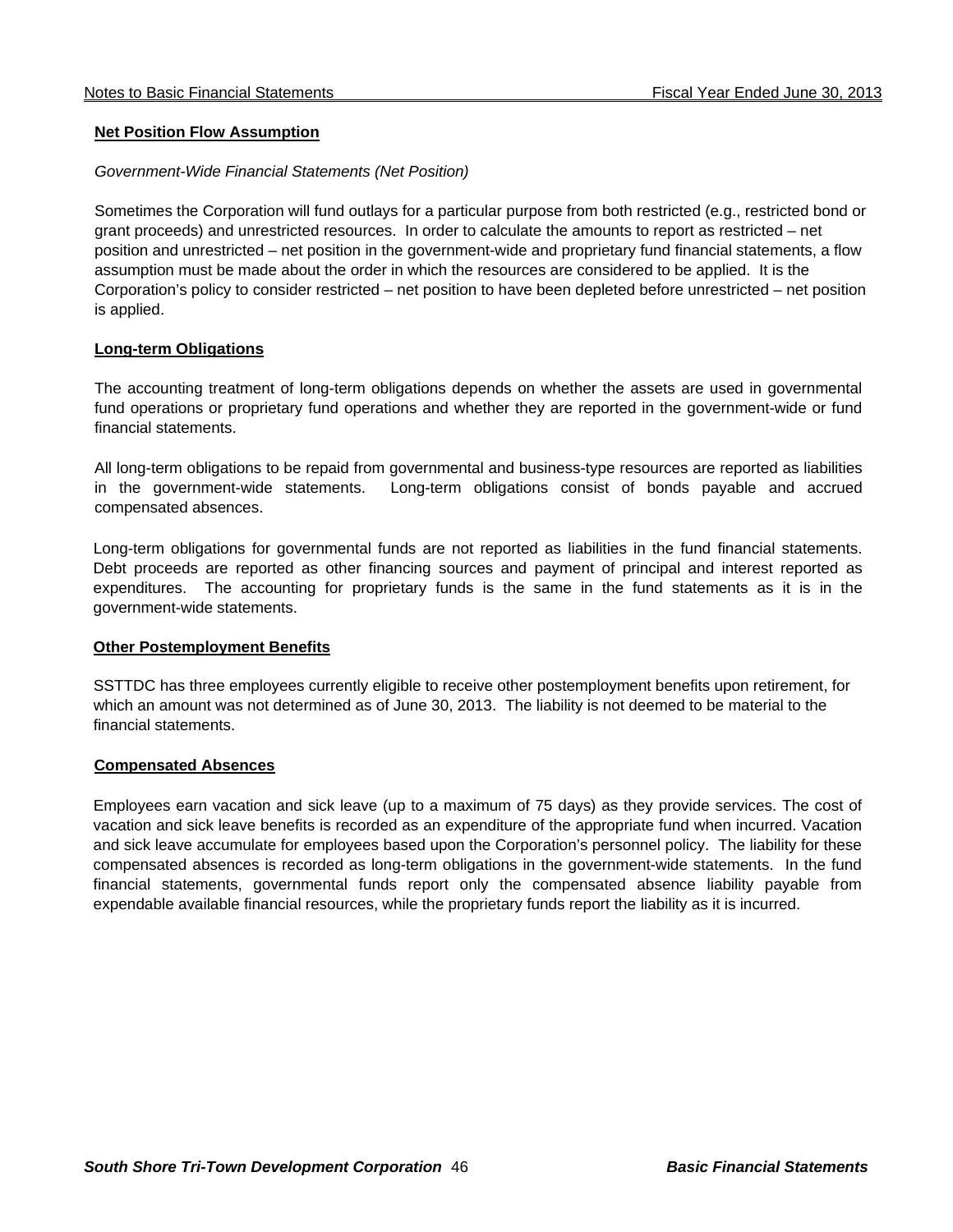## Net Position Flow Assumption

*Government-Wide Financial Statements (Net Position)*

Sometimes the Corporation will fund outlays for a particular purpose from both restricted (e.g., restricted bond or grant proceeds) and unrestricted resources. In order to calculate the amounts to report as restricted – net position and unrestricted – net position in the government-wide and proprietary fund financial statements, a flow assumption must be made about the order in which the resources are considered to be applied. It is the Corporation's policy to consider restricted – net position to have been depleted before unrestricted – net position is applied.

## Long-term Obligations

The accounting treatment of long-term obligations depends on whether the assets are used in governmental fund operations or proprietary fund operations and whether they are reported in the government-wide or fund financial statements.

All long-term obligations to be repaid from governmental and business-type resources are reported as liabilities in the government-wide statements. Long-term obligations consist of bonds payable and accrued compensated absences.

Long-term obligations for governmental funds are not reported as liabilities in the fund financial statements. Debt proceeds are reported as other financing sources and payment of principal and interest reported as expenditures. The accounting for proprietary funds is the same in the fund statements as it is in the government-wide statements.

## Other Postemployment Benefits

SSTTDC has three employees currently eligible to receive other postemployment benefits upon retirement, for which an amount was not determined as of June 30, 2013. The liability is not deemed to be material to the financial statements.

## Compensated Absences

Employees earn vacation and sick leave (up to a maximum of 75 days) as they provide services. The cost of vacation and sick leave benefits is recorded as an expenditure of the appropriate fund when incurred. Vacation and sick leave accumulate for employees based upon the Corporation's personnel policy. The liability for these compensated absences is recorded as long-term obligations in the government-wide statements. In the fund financial statements, governmental funds report only the compensated absence liability payable from expendable available financial resources, while the proprietary funds report the liability as it is incurred.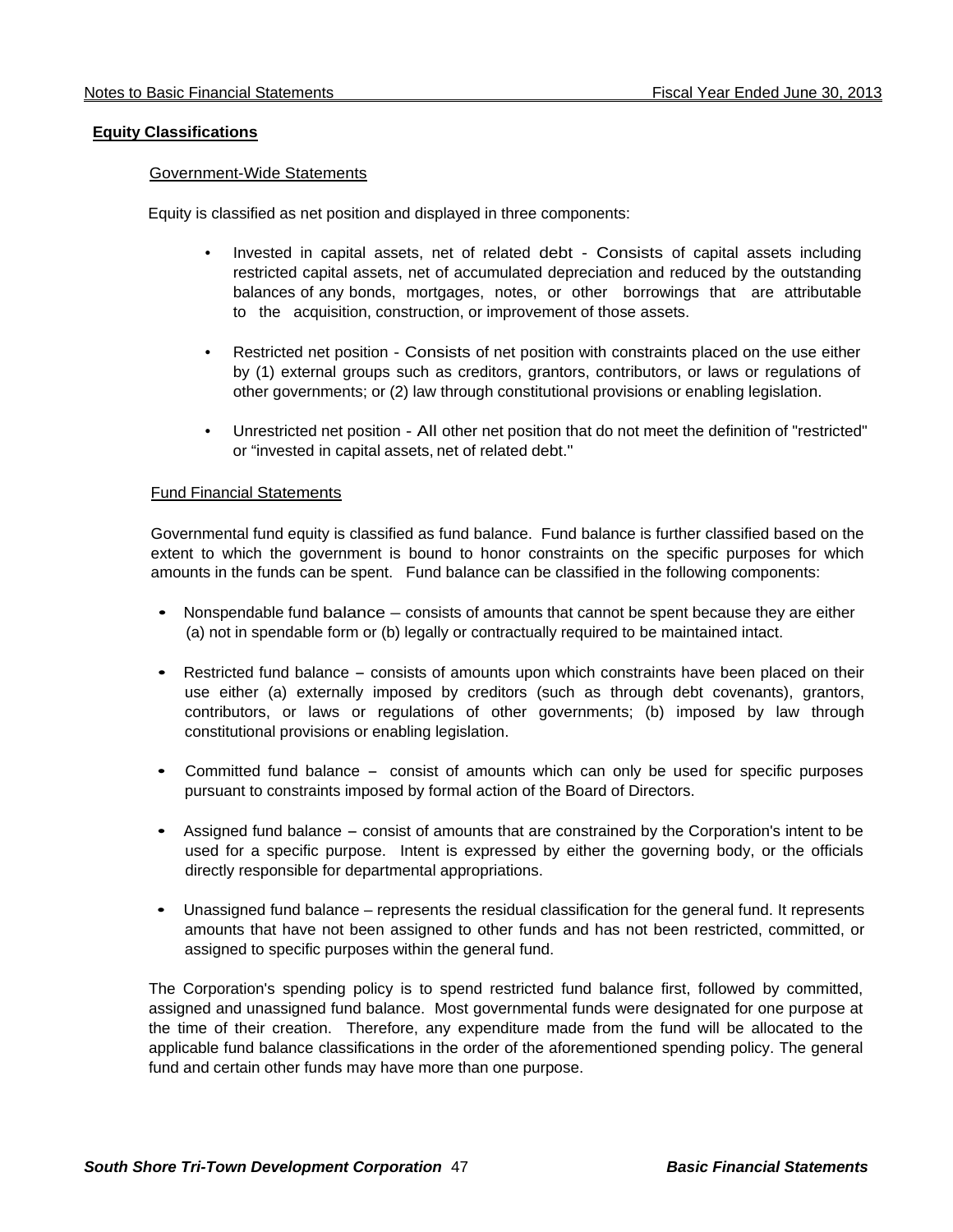## Equity Classifications

### Government-Wide Statements

Equity is classified as net position and displayed in three components:

- Invested in capital assets, net of related debt - Consists of capital assets including restricted capital assets, net of accumulated depreciation and reduced by the outstanding balances of any bonds, mortgages, notes, or other borrowings that are attributable to the acquisition, construction, or improvement of those assets.

- Restricted net position - Consists of net position with constraints placed on the use either by (1) external groups such as creditors, grantors, contributors, or laws or regulations of other governments; or (2) law through constitutional provisions or enabling legislation.

- Unrestricted net position - All other net position that do not meet the definition of "restricted" or "invested in capital assets, net of related debt."

### Fund Financial Statements

Governmental fund equity is classified as fund balance. Fund balance is further classified based on the extent to which the government is bound to honor constraints on the specific purposes for which amounts in the funds can be spent. Fund balance can be classified in the following components:

- Nonspendable fund balance – consists of amounts that cannot be spent because they are either (a) not in spendable form or (b) legally or contractually required to be maintained intact.

- Restricted fund balance – consists of amounts upon which constraints have been placed on their use either (a) externally imposed by creditors (such as through debt covenants), grantors, contributors, or laws or regulations of other governments; (b) imposed by law through constitutional provisions or enabling legislation.

- Committed fund balance – consist of amounts which can only be used for specific purposes pursuant to constraints imposed by formal action of the Board of Directors.

- Assigned fund balance – consist of amounts that are constrained by the Corporation's intent to be used for a specific purpose. Intent is expressed by either the governing body, or the officials directly responsible for departmental appropriations.

- Unassigned fund balance – represents the residual classification for the general fund. It represents amounts that have not been assigned to other funds and has not been restricted, committed, or assigned to specific purposes within the general fund.

The Corporation's spending policy is to spend restricted fund balance first, followed by committed, assigned and unassigned fund balance. Most governmental funds were designated for one purpose at the time of their creation. Therefore, any expenditure made from the fund will be allocated to the applicable fund balance classifications in the order of the aforementioned spending policy. The general fund and certain other funds may have more than one purpose.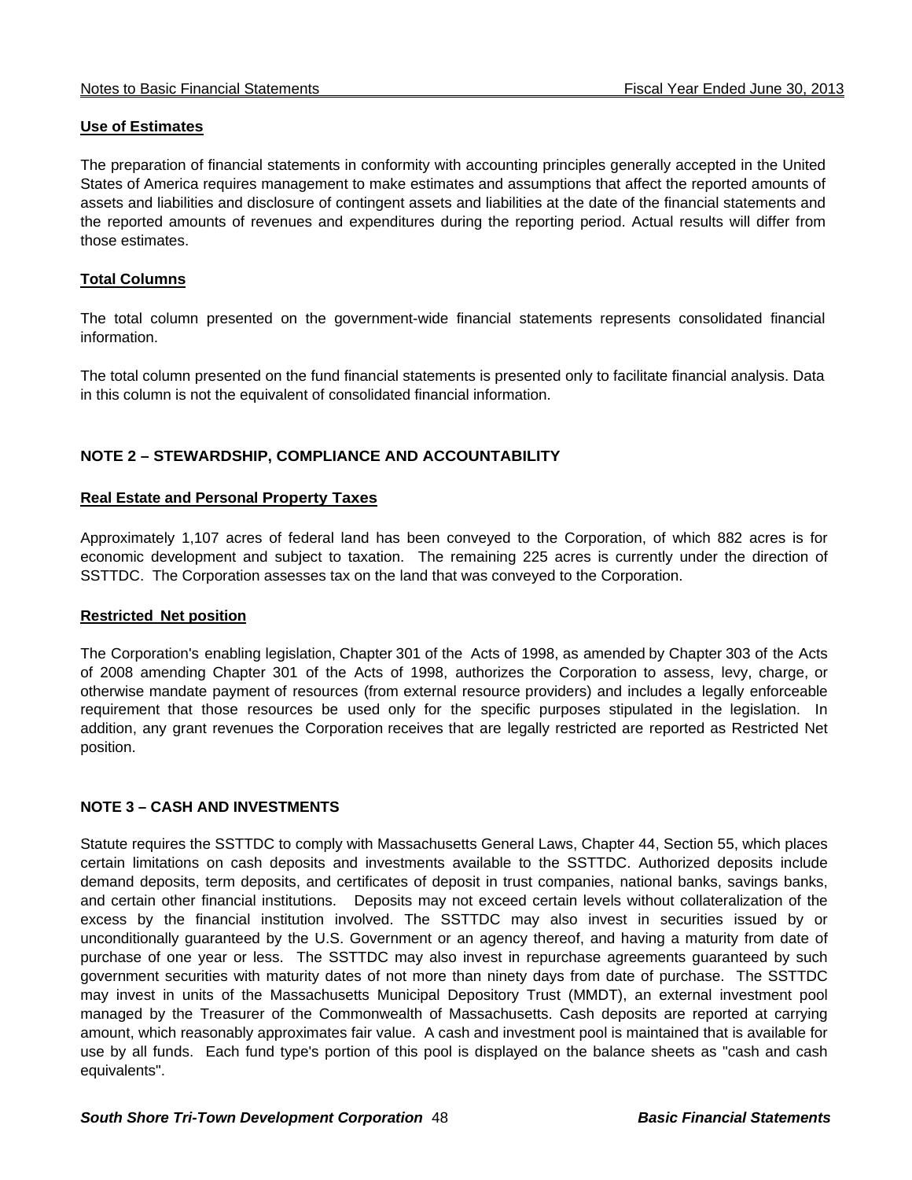**Use of Estimates**

The preparation of financial statements in conformity with accounting principles generally accepted in the United States of America requires management to make estimates and assumptions that affect the reported amounts of assets and liabilities and disclosure of contingent assets and liabilities at the date of the financial statements and the reported amounts of revenues and expenditures during the reporting period. Actual results will differ from those estimates.

**Total Columns**

The total column presented on the government-wide financial statements represents consolidated financial information.

The total column presented on the fund financial statements is presented only to facilitate financial analysis. Data in this column is not the equivalent of consolidated financial information.

## NOTE 2 – STEWARDSHIP, COMPLIANCE AND ACCOUNTABILITY

**Real Estate and Personal Property Taxes**

Approximately 1,107 acres of federal land has been conveyed to the Corporation, of which 882 acres is for economic development and subject to taxation. The remaining 225 acres is currently under the direction of SSTTDC. The Corporation assesses tax on the land that was conveyed to the Corporation.

**Restricted Net position**

The Corporation's enabling legislation, Chapter 301 of the Acts of 1998, as amended by Chapter 303 of the Acts of 2008 amending Chapter 301 of the Acts of 1998, authorizes the Corporation to assess, levy, charge, or otherwise mandate payment of resources (from external resource providers) and includes a legally enforceable requirement that those resources be used only for the specific purposes stipulated in the legislation. In addition, any grant revenues the Corporation receives that are legally restricted are reported as Restricted Net position.

## NOTE 3 – CASH AND INVESTMENTS

Statute requires the SSTTDC to comply with Massachusetts General Laws, Chapter 44, Section 55, which places certain limitations on cash deposits and investments available to the SSTTDC. Authorized deposits include demand deposits, term deposits, and certificates of deposit in trust companies, national banks, savings banks, and certain other financial institutions. Deposits may not exceed certain levels without collateralization of the excess by the financial institution involved. The SSTTDC may also invest in securities issued by or unconditionally guaranteed by the U.S. Government or an agency thereof, and having a maturity from date of purchase of one year or less. The SSTTDC may also invest in repurchase agreements guaranteed by such government securities with maturity dates of not more than ninety days from date of purchase. The SSTTDC may invest in units of the Massachusetts Municipal Depository Trust (MMDT), an external investment pool managed by the Treasurer of the Commonwealth of Massachusetts. Cash deposits are reported at carrying amount, which reasonably approximates fair value. A cash and investment pool is maintained that is available for use by all funds. Each fund type's portion of this pool is displayed on the balance sheets as "cash and cash equivalents".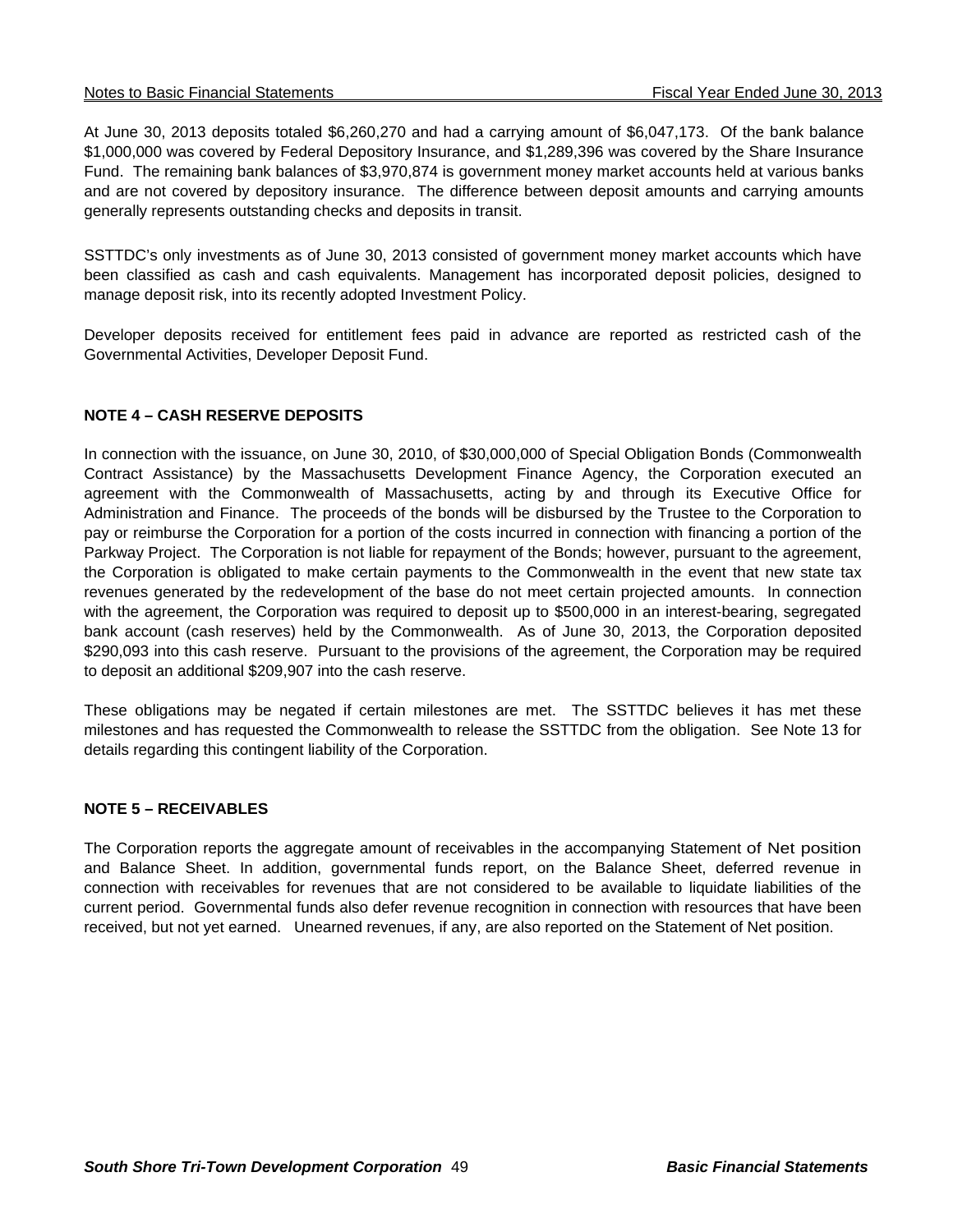At June 30, 2013 deposits totaled $6,260,270 and had a carrying amount of $6,047,173. Of the bank balance $1,000,000 was covered by Federal Depository Insurance, and $1,289,396 was covered by the Share Insurance Fund. The remaining bank balances of $3,970,874 is government money market accounts held at various banks and are not covered by depository insurance. The difference between deposit amounts and carrying amounts generally represents outstanding checks and deposits in transit.

SSTTDC's only investments as of June 30, 2013 consisted of government money market accounts which have been classified as cash and cash equivalents. Management has incorporated deposit policies, designed to manage deposit risk, into its recently adopted Investment Policy.

Developer deposits received for entitlement fees paid in advance are reported as restricted cash of the Governmental Activities, Developer Deposit Fund.

## NOTE 4 – CASH RESERVE DEPOSITS

In connection with the issuance, on June 30, 2010, of $30,000,000 of Special Obligation Bonds (Commonwealth Contract Assistance) by the Massachusetts Development Finance Agency, the Corporation executed an agreement with the Commonwealth of Massachusetts, acting by and through its Executive Office for Administration and Finance. The proceeds of the bonds will be disbursed by the Trustee to the Corporation to pay or reimburse the Corporation for a portion of the costs incurred in connection with financing a portion of the Parkway Project. The Corporation is not liable for repayment of the Bonds; however, pursuant to the agreement, the Corporation is obligated to make certain payments to the Commonwealth in the event that new state tax revenues generated by the redevelopment of the base do not meet certain projected amounts. In connection with the agreement, the Corporation was required to deposit up to $500,000 in an interest-bearing, segregated bank account (cash reserves) held by the Commonwealth. As of June 30, 2013, the Corporation deposited $290,093 into this cash reserve. Pursuant to the provisions of the agreement, the Corporation may be required to deposit an additional $209,907 into the cash reserve.

These obligations may be negated if certain milestones are met. The SSTTDC believes it has met these milestones and has requested the Commonwealth to release the SSTTDC from the obligation. See Note 13 for details regarding this contingent liability of the Corporation.

## NOTE 5 – RECEIVABLES

The Corporation reports the aggregate amount of receivables in the accompanying Statement of Net position and Balance Sheet. In addition, governmental funds report, on the Balance Sheet, deferred revenue in connection with receivables for revenues that are not considered to be available to liquidate liabilities of the current period. Governmental funds also defer revenue recognition in connection with resources that have been received, but not yet earned. Unearned revenues, if any, are also reported on the Statement of Net position.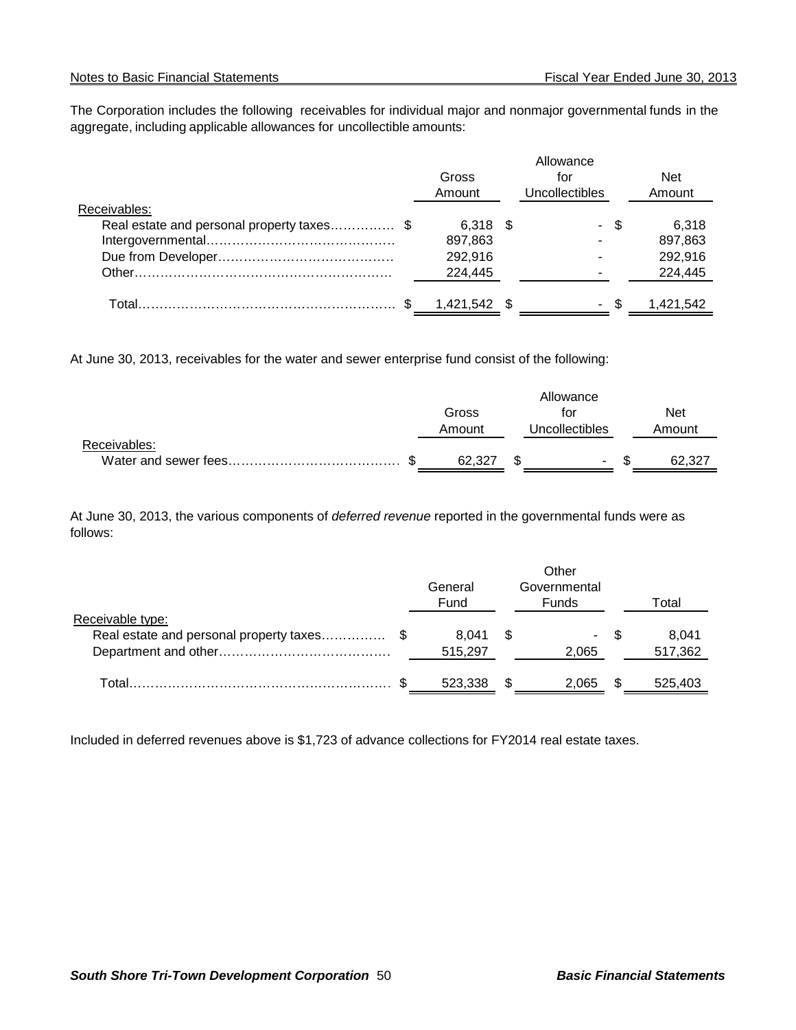The Corporation includes the following receivables for individual major and nonmajor governmental funds in the aggregate, including applicable allowances for uncollectible amounts:

| | Gross Amount | Allowance for Uncollectibles | Net Amount |
|---|---|---|---|
| Receivables: | | | |
| Real estate and personal property taxes | $ 6,318 | $ - | $ 6,318 |
| Intergovernmental | 897,863 | - | 897,863 |
| Due from Developer | 292,916 | - | 292,916 |
| Other | 224,445 | - | 224,445 |
| Total | $ 1,421,542 | $ - | $ 1,421,542 |

At June 30, 2013, receivables for the water and sewer enterprise fund consist of the following:

| | Gross Amount | Allowance for Uncollectibles | Net Amount |
|---|---|---|---|
| Receivables: | | | |
| Water and sewer fees | $ 62,327 | $ - | $ 62,327 |

At June 30, 2013, the various components of *deferred revenue* reported in the governmental funds were as follows:

| | General Fund | Other Governmental Funds | Total |
|---|---|---|---|
| Receivable type: | | | |
| Real estate and personal property taxes | $ 8,041 | $ - | $ 8,041 |
| Department and other | 515,297 | 2,065 | 517,362 |
| Total | $ 523,338 | $ 2,065 | $ 525,403 |

Included in deferred revenues above is $1,723 of advance collections for FY2014 real estate taxes.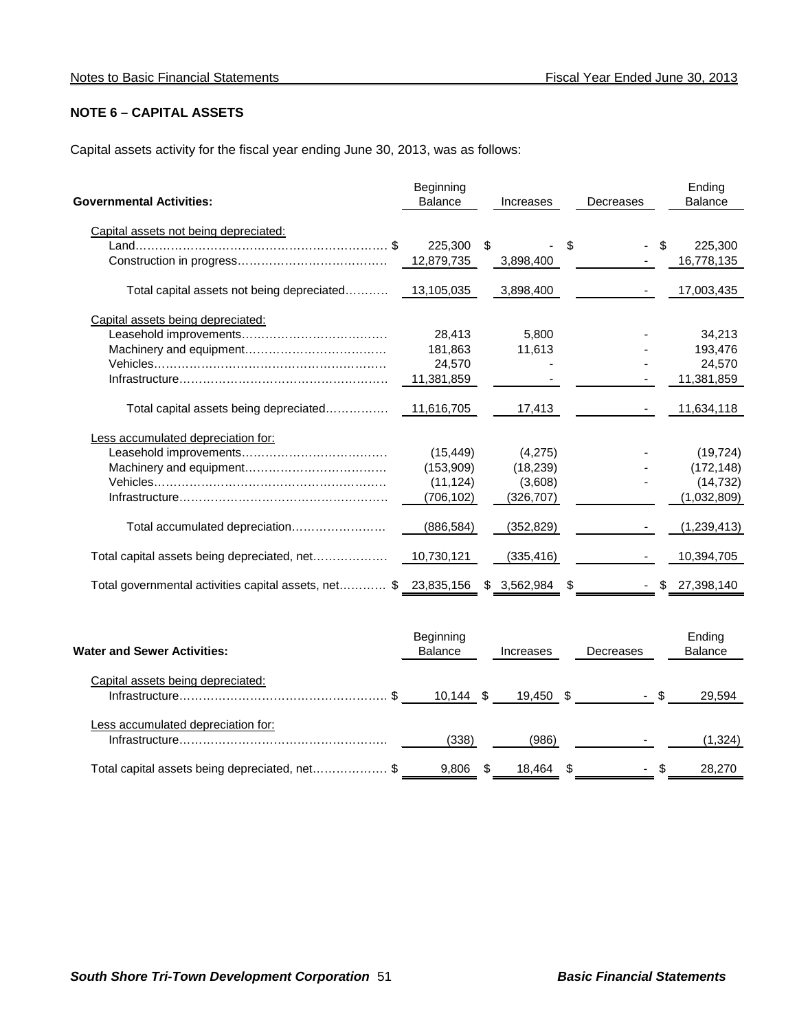## NOTE 6 – CAPITAL ASSETS

Capital assets activity for the fiscal year ending June 30, 2013, was as follows:

| Governmental Activities: | Beginning Balance | Increases | Decreases | Ending Balance |
|---|---|---|---|---|
| Capital assets not being depreciated: | | | | |
| Land | $ 225,300 | $ - | $ - | $ 225,300 |
| Construction in progress | 12,879,735 | 3,898,400 | - | 16,778,135 |
| Total capital assets not being depreciated | 13,105,035 | 3,898,400 | - | 17,003,435 |
| Capital assets being depreciated: | | | | |
| Leasehold improvements | 28,413 | 5,800 | - | 34,213 |
| Machinery and equipment | 181,863 | 11,613 | - | 193,476 |
| Vehicles | 24,570 | - | - | 24,570 |
| Infrastructure | 11,381,859 | - | - | 11,381,859 |
| Total capital assets being depreciated | 11,616,705 | 17,413 | - | 11,634,118 |
| Less accumulated depreciation for: | | | | |
| Leasehold improvements | (15,449) | (4,275) | - | (19,724) |
| Machinery and equipment | (153,909) | (18,239) | - | (172,148) |
| Vehicles | (11,124) | (3,608) | - | (14,732) |
| Infrastructure | (706,102) | (326,707) | | (1,032,809) |
| Total accumulated depreciation | (886,584) | (352,829) | - | (1,239,413) |
| Total capital assets being depreciated, net | 10,730,121 | (335,416) | - | 10,394,705 |
| Total governmental activities capital assets, net | $ 23,835,156 | $ 3,562,984 | $ - | $ 27,398,140 |

| Water and Sewer Activities: | Beginning Balance | Increases | Decreases | Ending Balance |
|---|---|---|---|---|
| Capital assets being depreciated: | | | | |
| Infrastructure | $ 10,144 | $ 19,450 | $ - | $ 29,594 |
| Less accumulated depreciation for: | | | | |
| Infrastructure | (338) | (986) | - | (1,324) |
| Total capital assets being depreciated, net | $ 9,806 | $ 18,464 | $ - | $ 28,270 |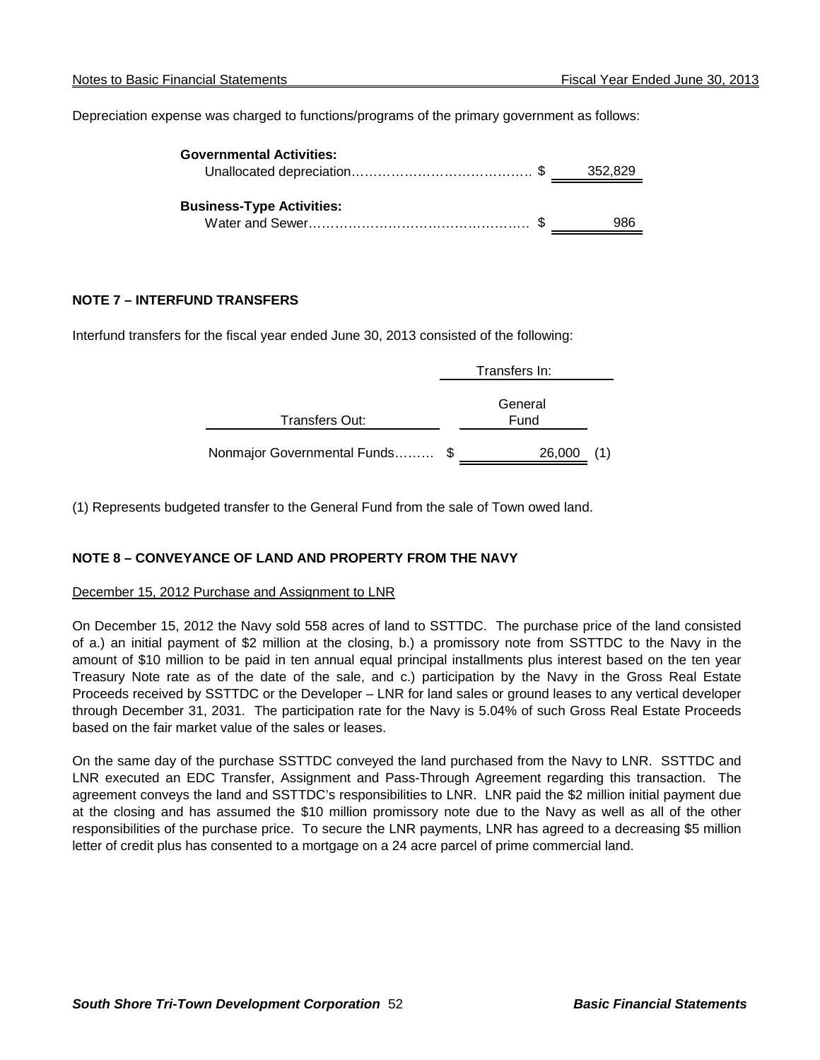Depreciation expense was charged to functions/programs of the primary government as follows:

| | | |
|---|---|---|
| **Governmental Activities:** | | |
| Unallocated depreciation | $ | 352,829 |
| **Business-Type Activities:** | | |
| Water and Sewer | $ | 986 |

## NOTE 7 – INTERFUND TRANSFERS

Interfund transfers for the fiscal year ended June 30, 2013 consisted of the following:

| | Transfers In: | |
|---|---|---|
| Transfers Out: | General Fund | |
| Nonmajor Governmental Funds | $ 26,000 | (1) |

(1) Represents budgeted transfer to the General Fund from the sale of Town owed land.

## NOTE 8 – CONVEYANCE OF LAND AND PROPERTY FROM THE NAVY

December 15, 2012 Purchase and Assignment to LNR

On December 15, 2012 the Navy sold 558 acres of land to SSTTDC. The purchase price of the land consisted of a.) an initial payment of $2 million at the closing, b.) a promissory note from SSTTDC to the Navy in the amount of $10 million to be paid in ten annual equal principal installments plus interest based on the ten year Treasury Note rate as of the date of the sale, and c.) participation by the Navy in the Gross Real Estate Proceeds received by SSTTDC or the Developer – LNR for land sales or ground leases to any vertical developer through December 31, 2031. The participation rate for the Navy is 5.04% of such Gross Real Estate Proceeds based on the fair market value of the sales or leases.

On the same day of the purchase SSTTDC conveyed the land purchased from the Navy to LNR. SSTTDC and LNR executed an EDC Transfer, Assignment and Pass-Through Agreement regarding this transaction. The agreement conveys the land and SSTTDC's responsibilities to LNR. LNR paid the $2 million initial payment due at the closing and has assumed the $10 million promissory note due to the Navy as well as all of the other responsibilities of the purchase price. To secure the LNR payments, LNR has agreed to a decreasing $5 million letter of credit plus has consented to a mortgage on a 24 acre parcel of prime commercial land.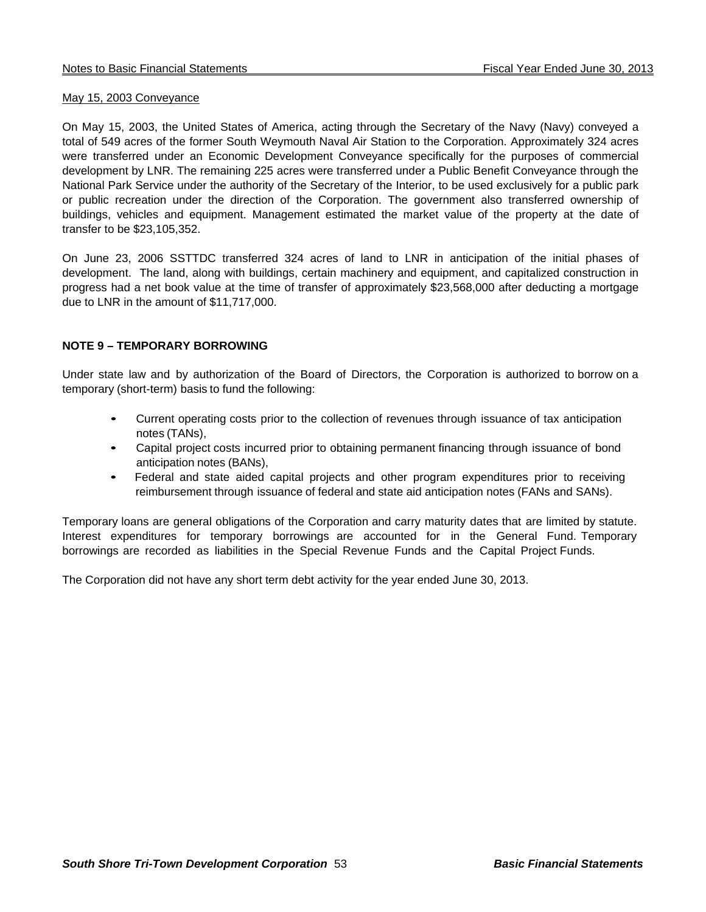May 15, 2003 Conveyance

On May 15, 2003, the United States of America, acting through the Secretary of the Navy (Navy) conveyed a total of 549 acres of the former South Weymouth Naval Air Station to the Corporation. Approximately 324 acres were transferred under an Economic Development Conveyance specifically for the purposes of commercial development by LNR. The remaining 225 acres were transferred under a Public Benefit Conveyance through the National Park Service under the authority of the Secretary of the Interior, to be used exclusively for a public park or public recreation under the direction of the Corporation. The government also transferred ownership of buildings, vehicles and equipment. Management estimated the market value of the property at the date of transfer to be $23,105,352.

On June 23, 2006 SSTTDC transferred 324 acres of land to LNR in anticipation of the initial phases of development. The land, along with buildings, certain machinery and equipment, and capitalized construction in progress had a net book value at the time of transfer of approximately $23,568,000 after deducting a mortgage due to LNR in the amount of $11,717,000.

## NOTE 9 – TEMPORARY BORROWING

Under state law and by authorization of the Board of Directors, the Corporation is authorized to borrow on a temporary (short-term) basis to fund the following:

- Current operating costs prior to the collection of revenues through issuance of tax anticipation notes (TANs),
- Capital project costs incurred prior to obtaining permanent financing through issuance of bond anticipation notes (BANs),
- Federal and state aided capital projects and other program expenditures prior to receiving reimbursement through issuance of federal and state aid anticipation notes (FANs and SANs).

Temporary loans are general obligations of the Corporation and carry maturity dates that are limited by statute. Interest expenditures for temporary borrowings are accounted for in the General Fund. Temporary borrowings are recorded as liabilities in the Special Revenue Funds and the Capital Project Funds.

The Corporation did not have any short term debt activity for the year ended June 30, 2013.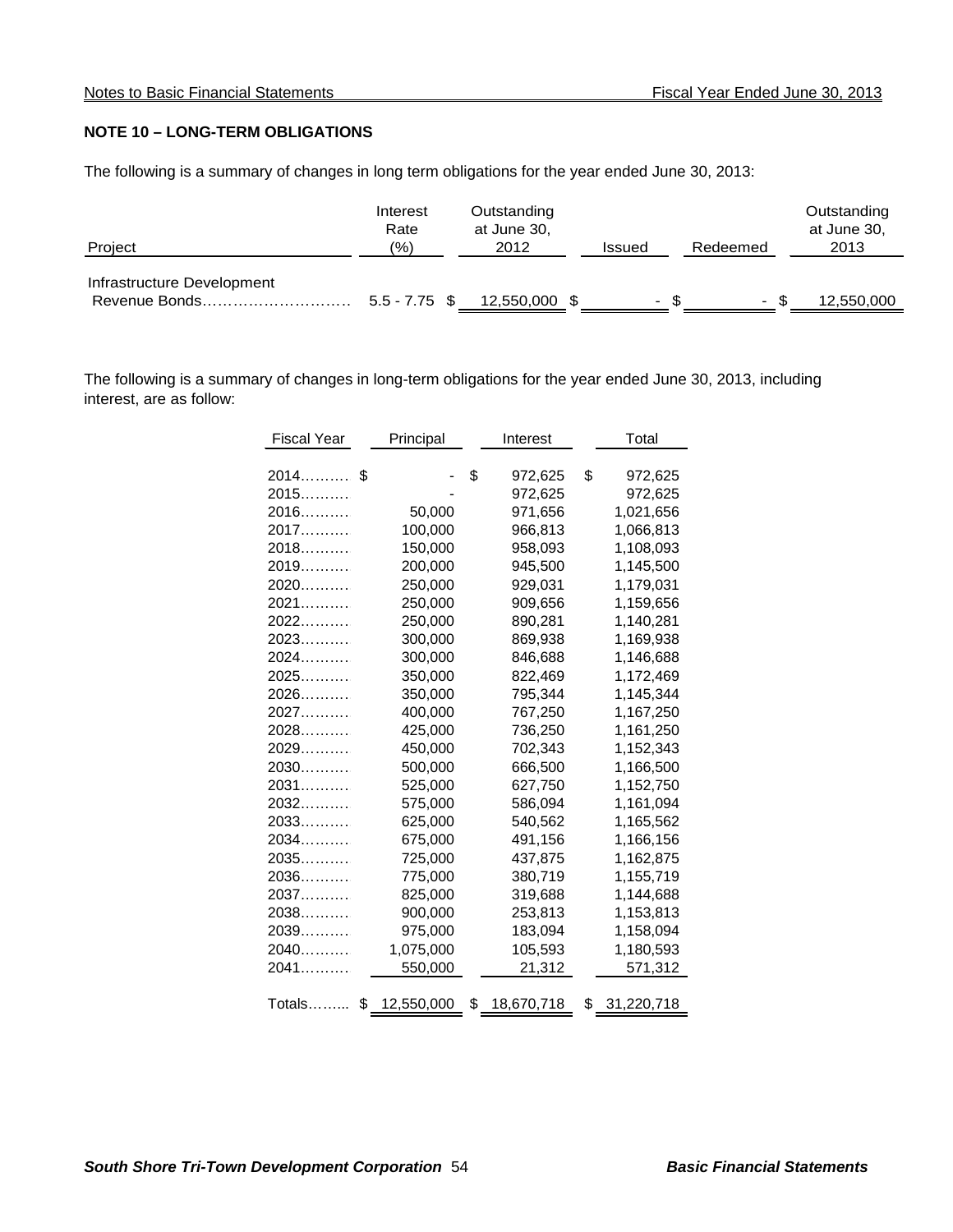## NOTE 10 – LONG-TERM OBLIGATIONS

The following is a summary of changes in long term obligations for the year ended June 30, 2013:

| Project | Interest Rate (%) | Outstanding at June 30, 2012 | Issued | Redeemed | Outstanding at June 30, 2013 |
|---|---|---|---|---|---|
| Infrastructure Development Revenue Bonds………………………… | 5.5 - 7.75 | $ 12,550,000 | $ - | $ - | $ 12,550,000 |

The following is a summary of changes in long-term obligations for the year ended June 30, 2013, including interest, are as follow:

| Fiscal Year | Principal | Interest | Total |
|---|---|---|---|
| 2014………. | $ - | $ 972,625 | $ 972,625 |
| 2015………. | - | 972,625 | 972,625 |
| 2016………. | 50,000 | 971,656 | 1,021,656 |
| 2017………. | 100,000 | 966,813 | 1,066,813 |
| 2018………. | 150,000 | 958,093 | 1,108,093 |
| 2019………. | 200,000 | 945,500 | 1,145,500 |
| 2020………. | 250,000 | 929,031 | 1,179,031 |
| 2021………. | 250,000 | 909,656 | 1,159,656 |
| 2022………. | 250,000 | 890,281 | 1,140,281 |
| 2023………. | 300,000 | 869,938 | 1,169,938 |
| 2024………. | 300,000 | 846,688 | 1,146,688 |
| 2025………. | 350,000 | 822,469 | 1,172,469 |
| 2026………. | 350,000 | 795,344 | 1,145,344 |
| 2027………. | 400,000 | 767,250 | 1,167,250 |
| 2028………. | 425,000 | 736,250 | 1,161,250 |
| 2029………. | 450,000 | 702,343 | 1,152,343 |
| 2030………. | 500,000 | 666,500 | 1,166,500 |
| 2031………. | 525,000 | 627,750 | 1,152,750 |
| 2032………. | 575,000 | 586,094 | 1,161,094 |
| 2033………. | 625,000 | 540,562 | 1,165,562 |
| 2034………. | 675,000 | 491,156 | 1,166,156 |
| 2035………. | 725,000 | 437,875 | 1,162,875 |
| 2036………. | 775,000 | 380,719 | 1,155,719 |
| 2037………. | 825,000 | 319,688 | 1,144,688 |
| 2038………. | 900,000 | 253,813 | 1,153,813 |
| 2039………. | 975,000 | 183,094 | 1,158,094 |
| 2040………. | 1,075,000 | 105,593 | 1,180,593 |
| 2041………. | 550,000 | 21,312 | 571,312 |
| Totals…….... | $ 12,550,000 | $ 18,670,718 | $ 31,220,718 |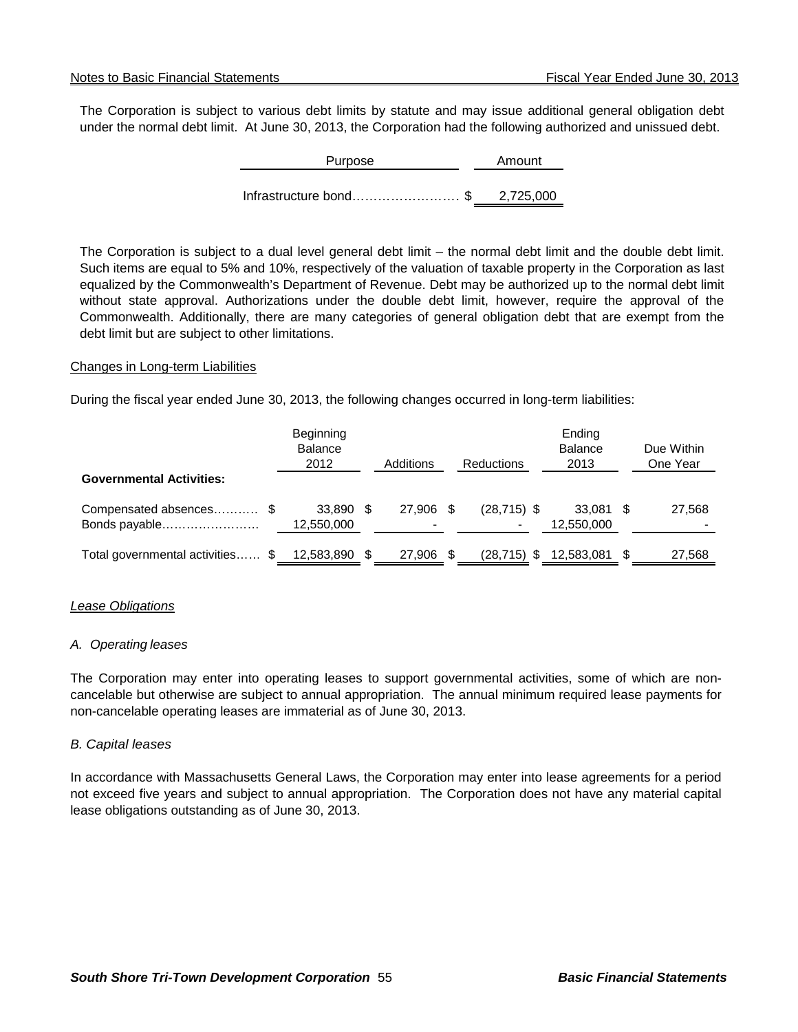The Corporation is subject to various debt limits by statute and may issue additional general obligation debt under the normal debt limit. At June 30, 2013, the Corporation had the following authorized and unissued debt.

| Purpose | Amount |
|---|---|
| Infrastructure bond……………………… | $ 2,725,000 |

The Corporation is subject to a dual level general debt limit – the normal debt limit and the double debt limit. Such items are equal to 5% and 10%, respectively of the valuation of taxable property in the Corporation as last equalized by the Commonwealth's Department of Revenue. Debt may be authorized up to the normal debt limit without state approval. Authorizations under the double debt limit, however, require the approval of the Commonwealth. Additionally, there are many categories of general obligation debt that are exempt from the debt limit but are subject to other limitations.

Changes in Long-term Liabilities

During the fiscal year ended June 30, 2013, the following changes occurred in long-term liabilities:

| | Beginning Balance 2012 | Additions | Reductions | Ending Balance 2013 | Due Within One Year |
|---|---|---|---|---|---|
| **Governmental Activities:** | | | | | |
| Compensated absences……….. | $ 33,890 | $ 27,906 | $ (28,715) | $ 33,081 | $ 27,568 |
| Bonds payable…………………… | 12,550,000 | - | - | 12,550,000 | - |
| Total governmental activities…… | $ 12,583,890 | $ 27,906 | $ (28,715) | $ 12,583,081 | $ 27,568 |

*Lease Obligations*

*A. Operating leases*

The Corporation may enter into operating leases to support governmental activities, some of which are non-cancelable but otherwise are subject to annual appropriation. The annual minimum required lease payments for non-cancelable operating leases are immaterial as of June 30, 2013.

*B. Capital leases*

In accordance with Massachusetts General Laws, the Corporation may enter into lease agreements for a period not exceed five years and subject to annual appropriation. The Corporation does not have any material capital lease obligations outstanding as of June 30, 2013.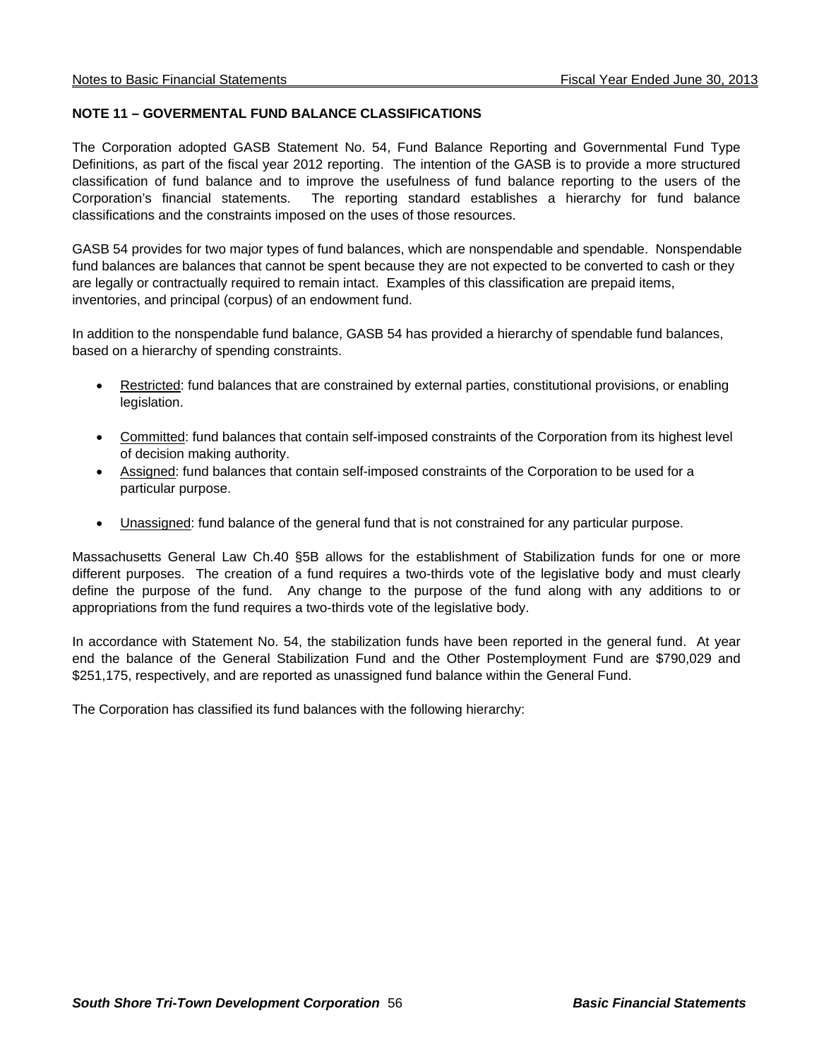## NOTE 11 – GOVERMENTAL FUND BALANCE CLASSIFICATIONS

The Corporation adopted GASB Statement No. 54, Fund Balance Reporting and Governmental Fund Type Definitions, as part of the fiscal year 2012 reporting. The intention of the GASB is to provide a more structured classification of fund balance and to improve the usefulness of fund balance reporting to the users of the Corporation's financial statements. The reporting standard establishes a hierarchy for fund balance classifications and the constraints imposed on the uses of those resources.

GASB 54 provides for two major types of fund balances, which are nonspendable and spendable. Nonspendable fund balances are balances that cannot be spent because they are not expected to be converted to cash or they are legally or contractually required to remain intact. Examples of this classification are prepaid items, inventories, and principal (corpus) of an endowment fund.

In addition to the nonspendable fund balance, GASB 54 has provided a hierarchy of spendable fund balances, based on a hierarchy of spending constraints.

- Restricted: fund balances that are constrained by external parties, constitutional provisions, or enabling legislation.
- Committed: fund balances that contain self-imposed constraints of the Corporation from its highest level of decision making authority.
- Assigned: fund balances that contain self-imposed constraints of the Corporation to be used for a particular purpose.
- Unassigned: fund balance of the general fund that is not constrained for any particular purpose.

Massachusetts General Law Ch.40 §5B allows for the establishment of Stabilization funds for one or more different purposes. The creation of a fund requires a two-thirds vote of the legislative body and must clearly define the purpose of the fund. Any change to the purpose of the fund along with any additions to or appropriations from the fund requires a two-thirds vote of the legislative body.

In accordance with Statement No. 54, the stabilization funds have been reported in the general fund. At year end the balance of the General Stabilization Fund and the Other Postemployment Fund are $790,029 and $251,175, respectively, and are reported as unassigned fund balance within the General Fund.

The Corporation has classified its fund balances with the following hierarchy: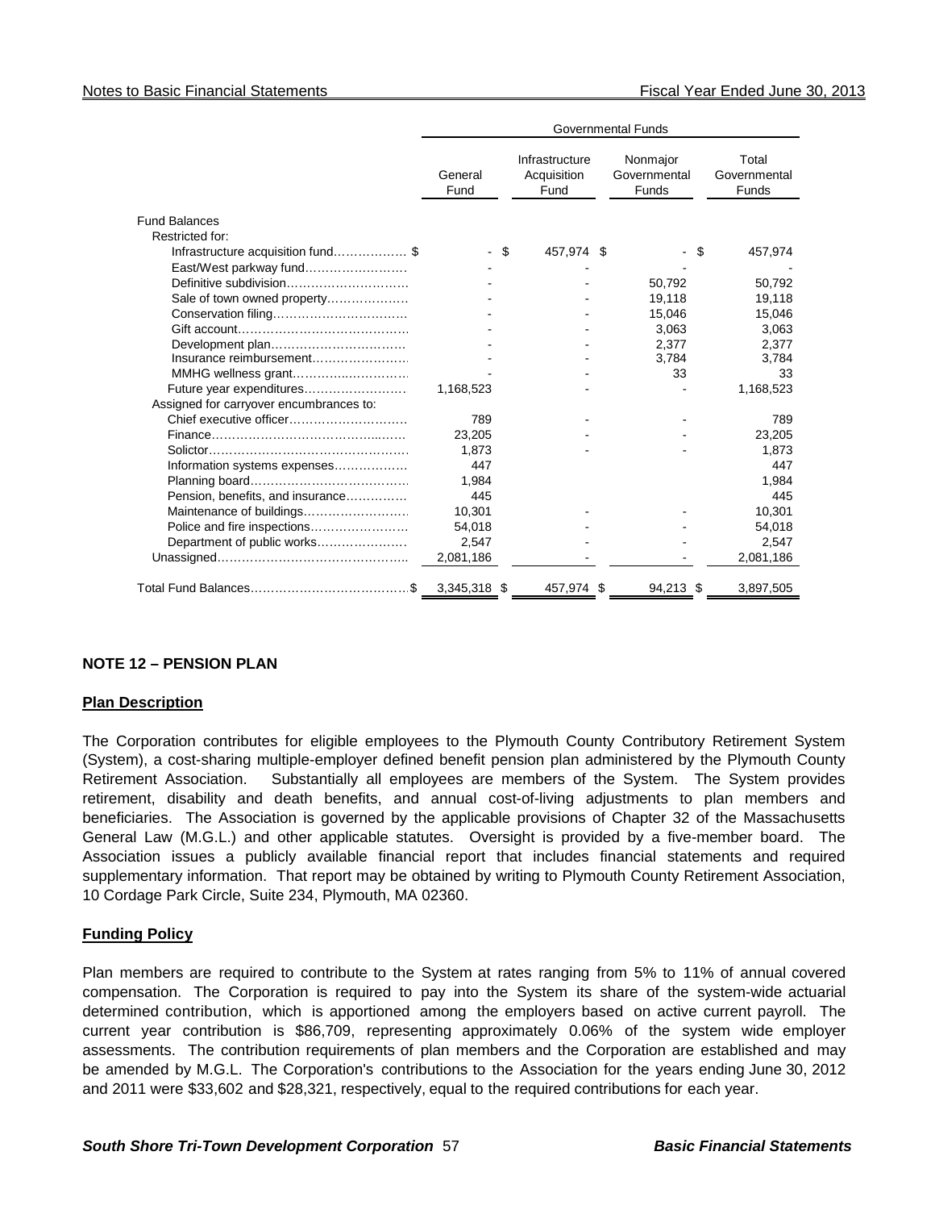| | Governmental Funds | | | |
|---|---|---|---|---|
| | General Fund | Infrastructure Acquisition Fund | Nonmajor Governmental Funds | Total Governmental Funds |
| Fund Balances | | | | |
| Restricted for: | | | | |
| Infrastructure acquisition fund……………… $ | - $ | 457,974 $ | - $ | 457,974 |
| East/West parkway fund…………………… | - | - | - | - |
| Definitive subdivision………………………… | - | - | 50,792 | 50,792 |
| Sale of town owned property……………… | - | - | 19,118 | 19,118 |
| Conservation filing…………………………… | - | - | 15,046 | 15,046 |
| Gift account…………………………………… | - | - | 3,063 | 3,063 |
| Development plan…………………………… | - | - | 2,377 | 2,377 |
| Insurance reimbursement…………………… | - | - | 3,784 | 3,784 |
| MMHG wellness grant………………………… | - | - | 33 | 33 |
| Future year expenditures…………………… | 1,168,523 | - | - | 1,168,523 |
| Assigned for carryover encumbrances to: | | | | |
| Chief executive officer……………………… | 789 | - | - | 789 |
| Finance………………………………………… | 23,205 | - | - | 23,205 |
| Solicitor………………………………………… | 1,873 | - | - | 1,873 |
| Information systems expenses……………… | 447 | | | 447 |
| Planning board………………………………… | 1,984 | | | 1,984 |
| Pension, benefits, and insurance…………… | 445 | | | 445 |
| Maintenance of buildings…………………… | 10,301 | - | - | 10,301 |
| Police and fire inspections…………………… | 54,018 | - | - | 54,018 |
| Department of public works………………… | 2,547 | - | - | 2,547 |
| Unassigned……………………………………… | 2,081,186 | - | - | 2,081,186 |
| Total Fund Balances……………………………$ | 3,345,318 $ | 457,974 $ | 94,213 $ | 3,897,505 |

## NOTE 12 – PENSION PLAN

### Plan Description

The Corporation contributes for eligible employees to the Plymouth County Contributory Retirement System (System), a cost-sharing multiple-employer defined benefit pension plan administered by the Plymouth County Retirement Association. Substantially all employees are members of the System. The System provides retirement, disability and death benefits, and annual cost-of-living adjustments to plan members and beneficiaries. The Association is governed by the applicable provisions of Chapter 32 of the Massachusetts General Law (M.G.L.) and other applicable statutes. Oversight is provided by a five-member board. The Association issues a publicly available financial report that includes financial statements and required supplementary information. That report may be obtained by writing to Plymouth County Retirement Association, 10 Cordage Park Circle, Suite 234, Plymouth, MA 02360.

### Funding Policy

Plan members are required to contribute to the System at rates ranging from 5% to 11% of annual covered compensation. The Corporation is required to pay into the System its share of the system-wide actuarial determined contribution, which is apportioned among the employers based on active current payroll. The current year contribution is $86,709, representing approximately 0.06% of the system wide employer assessments. The contribution requirements of plan members and the Corporation are established and may be amended by M.G.L. The Corporation's contributions to the Association for the years ending June 30, 2012 and 2011 were $33,602 and $28,321, respectively, equal to the required contributions for each year.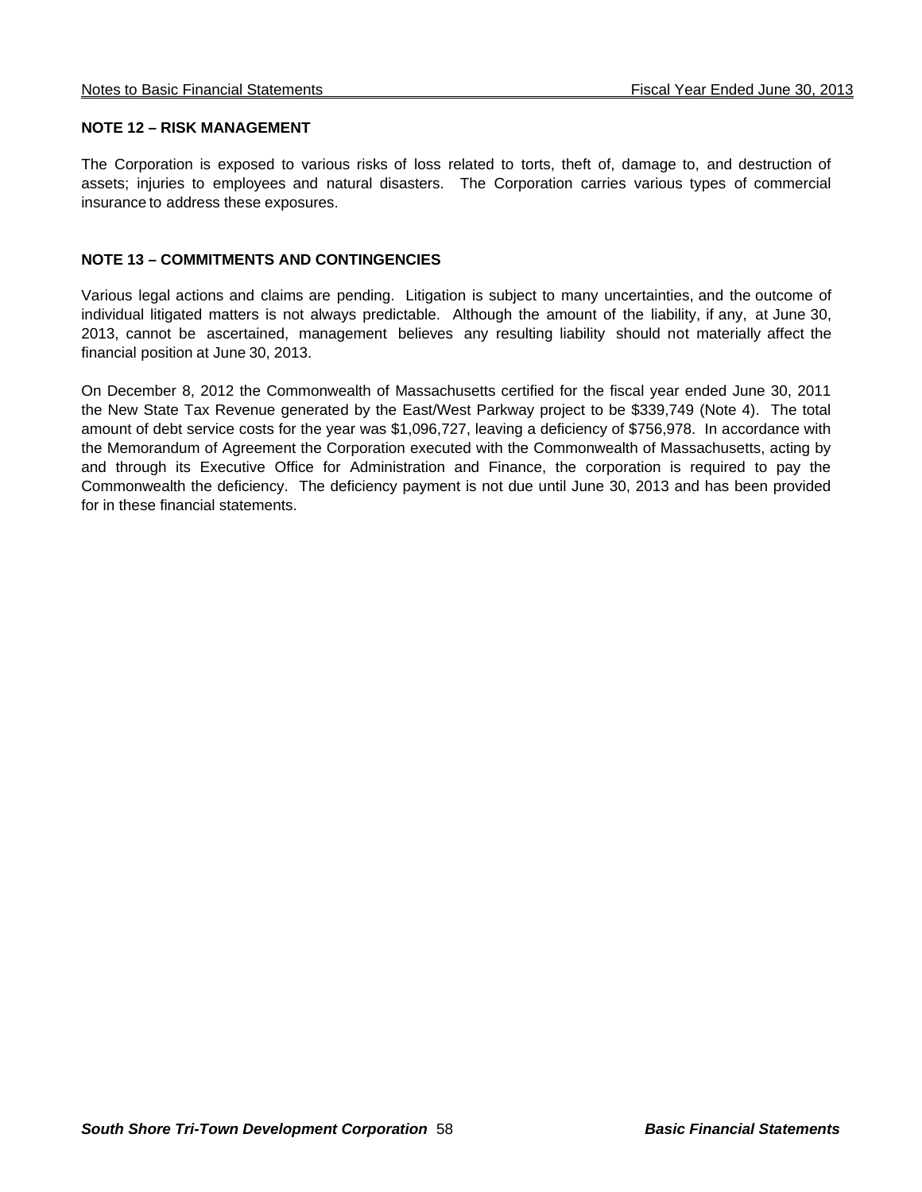## NOTE 12 – RISK MANAGEMENT

The Corporation is exposed to various risks of loss related to torts, theft of, damage to, and destruction of assets; injuries to employees and natural disasters. The Corporation carries various types of commercial insurance to address these exposures.

## NOTE 13 – COMMITMENTS AND CONTINGENCIES

Various legal actions and claims are pending. Litigation is subject to many uncertainties, and the outcome of individual litigated matters is not always predictable. Although the amount of the liability, if any, at June 30, 2013, cannot be ascertained, management believes any resulting liability should not materially affect the financial position at June 30, 2013.

On December 8, 2012 the Commonwealth of Massachusetts certified for the fiscal year ended June 30, 2011 the New State Tax Revenue generated by the East/West Parkway project to be $339,749 (Note 4). The total amount of debt service costs for the year was $1,096,727, leaving a deficiency of $756,978. In accordance with the Memorandum of Agreement the Corporation executed with the Commonwealth of Massachusetts, acting by and through its Executive Office for Administration and Finance, the corporation is required to pay the Commonwealth the deficiency. The deficiency payment is not due until June 30, 2013 and has been provided for in these financial statements.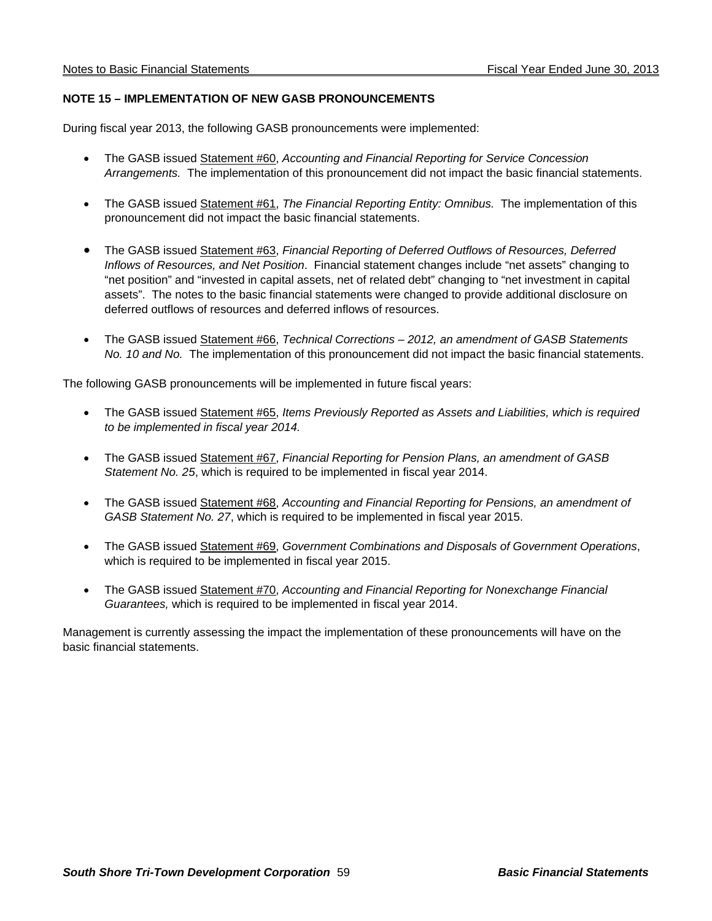## NOTE 15 – IMPLEMENTATION OF NEW GASB PRONOUNCEMENTS

During fiscal year 2013, the following GASB pronouncements were implemented:

- The GASB issued Statement #60, *Accounting and Financial Reporting for Service Concession Arrangements.* The implementation of this pronouncement did not impact the basic financial statements.
- The GASB issued Statement #61, *The Financial Reporting Entity: Omnibus.* The implementation of this pronouncement did not impact the basic financial statements.
- The GASB issued Statement #63, *Financial Reporting of Deferred Outflows of Resources, Deferred Inflows of Resources, and Net Position*. Financial statement changes include "net assets" changing to "net position" and "invested in capital assets, net of related debt" changing to "net investment in capital assets". The notes to the basic financial statements were changed to provide additional disclosure on deferred outflows of resources and deferred inflows of resources.
- The GASB issued Statement #66, *Technical Corrections – 2012, an amendment of GASB Statements No. 10 and No.* The implementation of this pronouncement did not impact the basic financial statements.

The following GASB pronouncements will be implemented in future fiscal years:

- The GASB issued Statement #65, *Items Previously Reported as Assets and Liabilities, which is required to be implemented in fiscal year 2014.*
- The GASB issued Statement #67, *Financial Reporting for Pension Plans, an amendment of GASB Statement No. 25*, which is required to be implemented in fiscal year 2014.
- The GASB issued Statement #68, *Accounting and Financial Reporting for Pensions, an amendment of GASB Statement No. 27*, which is required to be implemented in fiscal year 2015.
- The GASB issued Statement #69, *Government Combinations and Disposals of Government Operations*, which is required to be implemented in fiscal year 2015.
- The GASB issued Statement #70, *Accounting and Financial Reporting for Nonexchange Financial Guarantees,* which is required to be implemented in fiscal year 2014.

Management is currently assessing the impact the implementation of these pronouncements will have on the basic financial statements.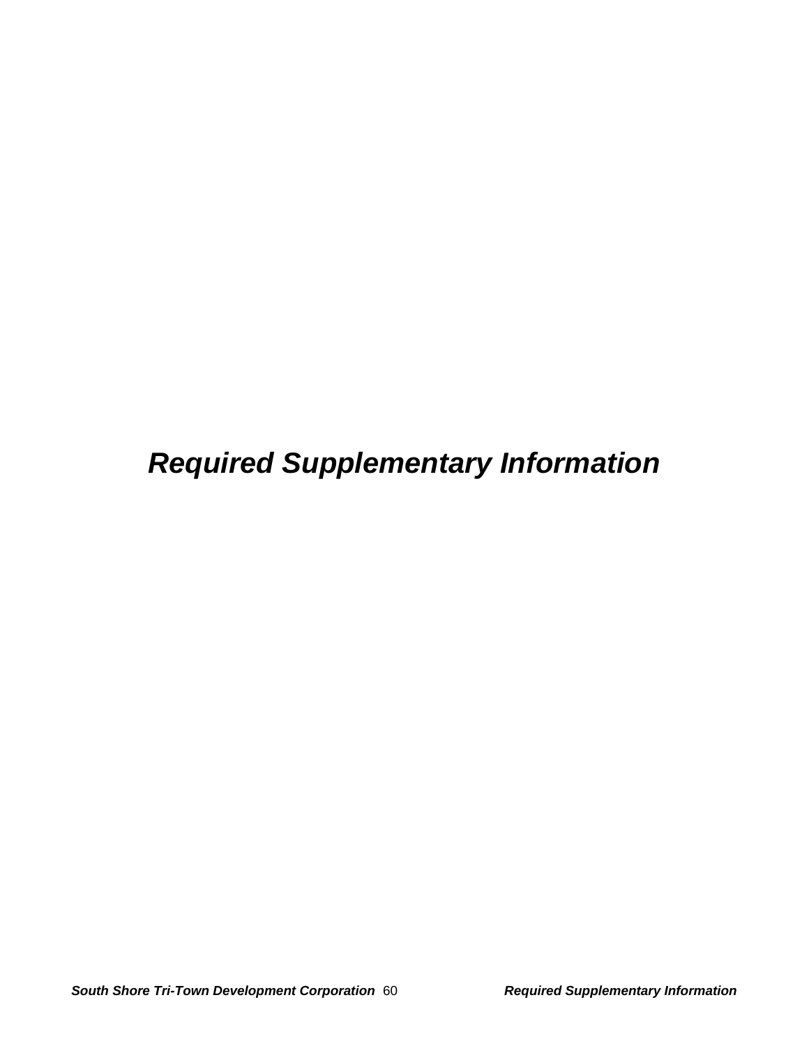# *Required Supplementary Information*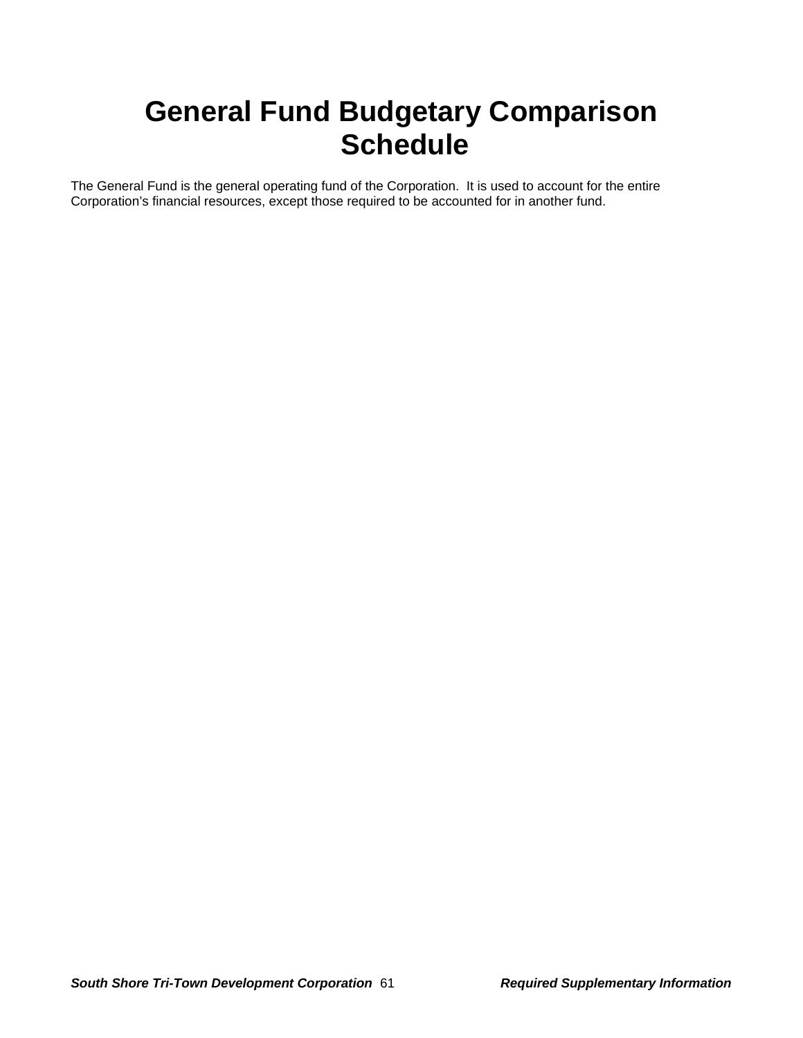# General Fund Budgetary Comparison Schedule

The General Fund is the general operating fund of the Corporation. It is used to account for the entire Corporation's financial resources, except those required to be accounted for in another fund.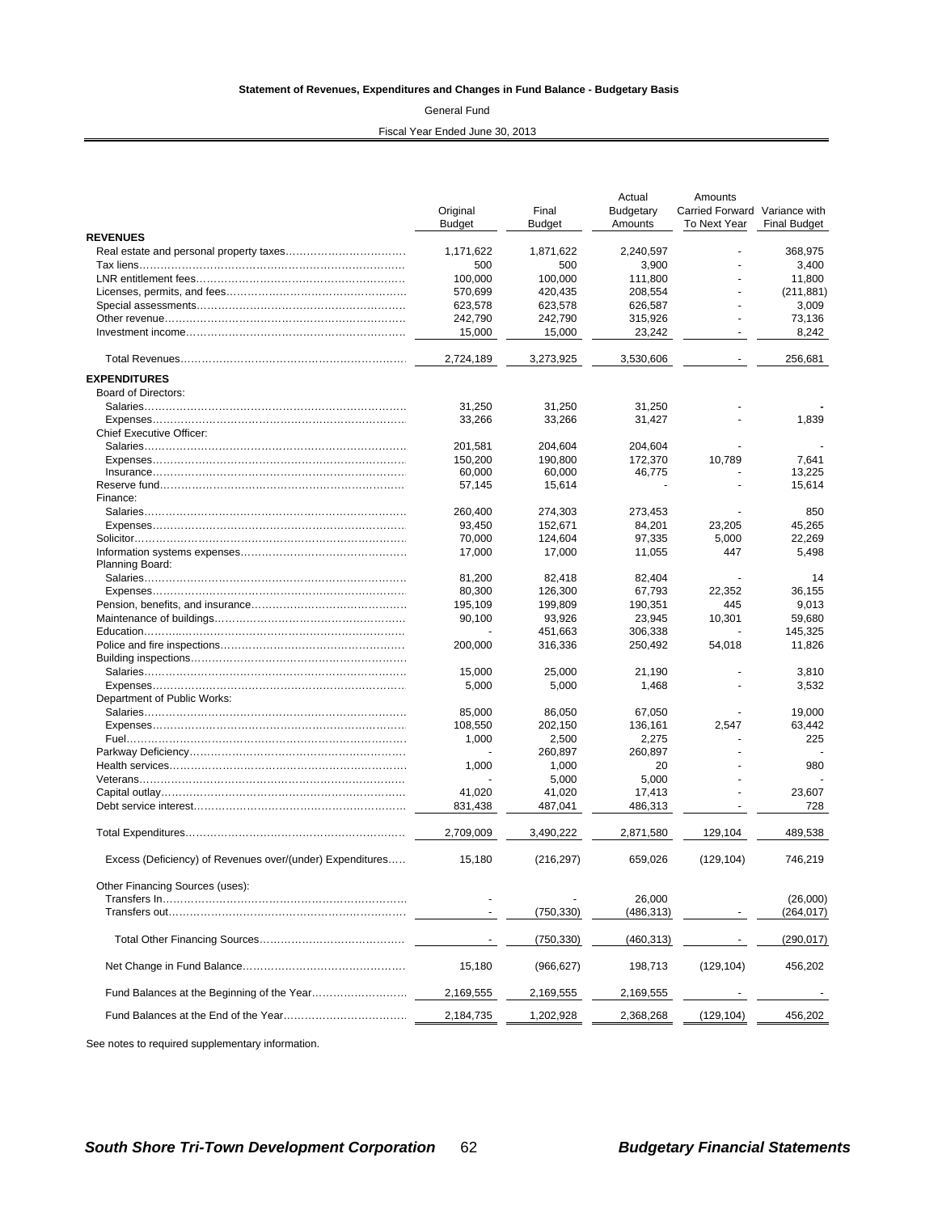**Statement of Revenues, Expenditures and Changes in Fund Balance - Budgetary Basis**

General Fund

Fiscal Year Ended June 30, 2013

| | Original Budget | Final Budget | Actual Budgetary Amounts | Amounts Carried Forward To Next Year | Variance with Final Budget |
|---|---|---|---|---|---|
| **REVENUES** | | | | | |
| Real estate and personal property taxes | 1,171,622 | 1,871,622 | 2,240,597 | - | 368,975 |
| Tax liens | 500 | 500 | 3,900 | - | 3,400 |
| LNR entitlement fees | 100,000 | 100,000 | 111,800 | - | 11,800 |
| Licenses, permits, and fees | 570,699 | 420,435 | 208,554 | - | (211,881) |
| Special assessments | 623,578 | 623,578 | 626,587 | - | 3,009 |
| Other revenue | 242,790 | 242,790 | 315,926 | - | 73,136 |
| Investment income | 15,000 | 15,000 | 23,242 | - | 8,242 |
| Total Revenues | 2,724,189 | 3,273,925 | 3,530,606 | - | 256,681 |
| **EXPENDITURES** | | | | | |
| Board of Directors: | | | | | |
| Salaries | 31,250 | 31,250 | 31,250 | - | - |
| Expenses | 33,266 | 33,266 | 31,427 | - | 1,839 |
| Chief Executive Officer: | | | | | |
| Salaries | 201,581 | 204,604 | 204,604 | - | - |
| Expenses | 150,200 | 190,800 | 172,370 | 10,789 | 7,641 |
| Insurance | 60,000 | 60,000 | 46,775 | - | 13,225 |
| Reserve fund | 57,145 | 15,614 | - | - | 15,614 |
| Finance: | | | | | |
| Salaries | 260,400 | 274,303 | 273,453 | - | 850 |
| Expenses | 93,450 | 152,671 | 84,201 | 23,205 | 45,265 |
| Solicitor | 70,000 | 124,604 | 97,335 | 5,000 | 22,269 |
| Information systems expenses | 17,000 | 17,000 | 11,055 | 447 | 5,498 |
| Planning Board: | | | | | |
| Salaries | 81,200 | 82,418 | 82,404 | - | 14 |
| Expenses | 80,300 | 126,300 | 67,793 | 22,352 | 36,155 |
| Pension, benefits, and insurance | 195,109 | 199,809 | 190,351 | 445 | 9,013 |
| Maintenance of buildings | 90,100 | 93,926 | 23,945 | 10,301 | 59,680 |
| Education | - | 451,663 | 306,338 | - | 145,325 |
| Police and fire inspections | 200,000 | 316,336 | 250,492 | 54,018 | 11,826 |
| Building inspections | | | | | |
| Salaries | 15,000 | 25,000 | 21,190 | - | 3,810 |
| Expenses | 5,000 | 5,000 | 1,468 | - | 3,532 |
| Department of Public Works: | | | | | |
| Salaries | 85,000 | 86,050 | 67,050 | - | 19,000 |
| Expenses | 108,550 | 202,150 | 136,161 | 2,547 | 63,442 |
| Fuel | 1,000 | 2,500 | 2,275 | - | 225 |
| Parkway Deficiency | - | 260,897 | 260,897 | - | - |
| Health services | 1,000 | 1,000 | 20 | - | 980 |
| Veterans | - | 5,000 | 5,000 | - | - |
| Capital outlay | 41,020 | 41,020 | 17,413 | - | 23,607 |
| Debt service interest | 831,438 | 487,041 | 486,313 | - | 728 |
| Total Expenditures | 2,709,009 | 3,490,222 | 2,871,580 | 129,104 | 489,538 |
| Excess (Deficiency) of Revenues over/(under) Expenditures | 15,180 | (216,297) | 659,026 | (129,104) | 746,219 |
| Other Financing Sources (uses): | | | | | |
| Transfers In | - | - | 26,000 | | (26,000) |
| Transfers out | - | (750,330) | (486,313) | - | (264,017) |
| Total Other Financing Sources | - | (750,330) | (460,313) | - | (290,017) |
| Net Change in Fund Balance | 15,180 | (966,627) | 198,713 | (129,104) | 456,202 |
| Fund Balances at the Beginning of the Year | 2,169,555 | 2,169,555 | 2,169,555 | - | - |
| Fund Balances at the End of the Year | 2,184,735 | 1,202,928 | 2,368,268 | (129,104) | 456,202 |

See notes to required supplementary information.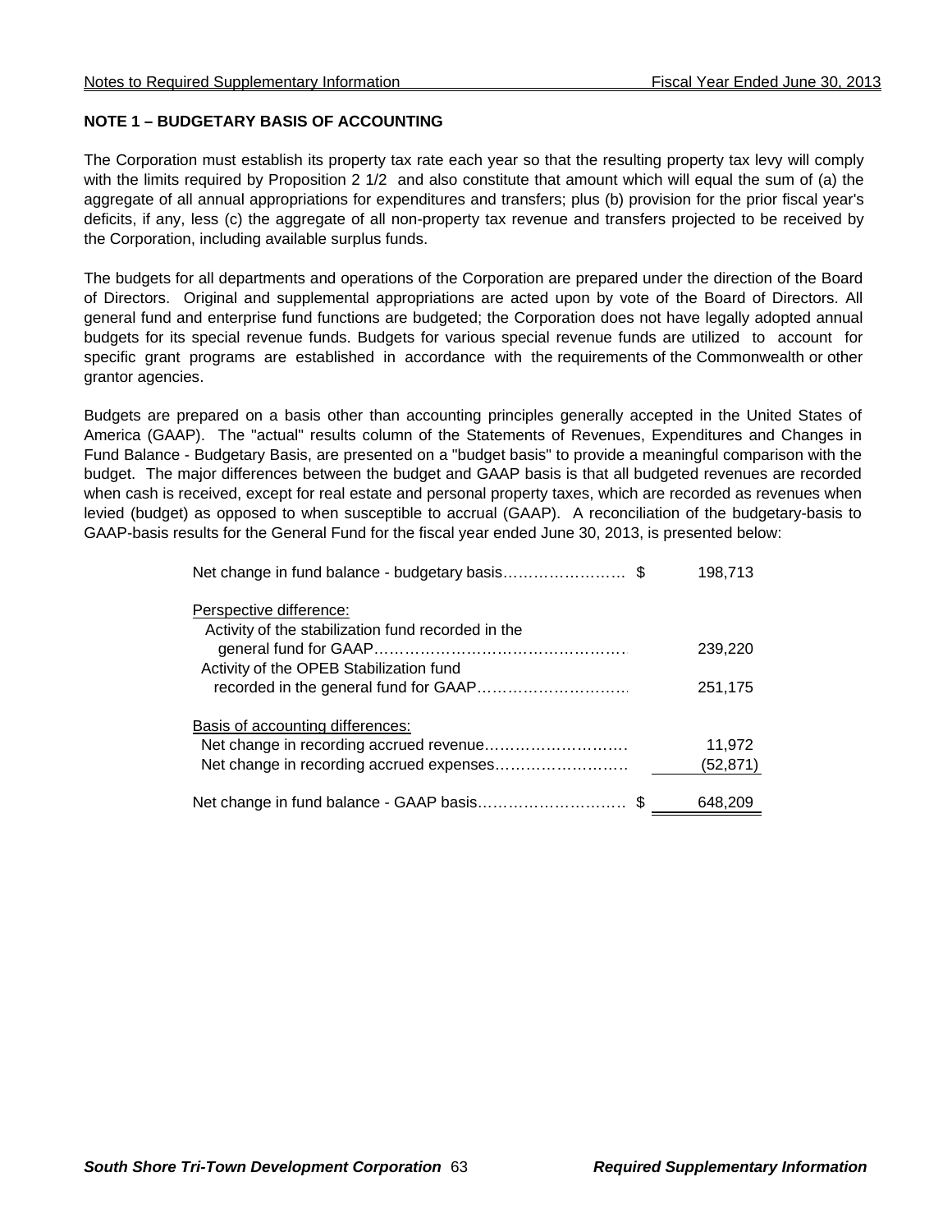## NOTE 1 – BUDGETARY BASIS OF ACCOUNTING

The Corporation must establish its property tax rate each year so that the resulting property tax levy will comply with the limits required by Proposition 2 1/2 and also constitute that amount which will equal the sum of (a) the aggregate of all annual appropriations for expenditures and transfers; plus (b) provision for the prior fiscal year's deficits, if any, less (c) the aggregate of all non-property tax revenue and transfers projected to be received by the Corporation, including available surplus funds.

The budgets for all departments and operations of the Corporation are prepared under the direction of the Board of Directors. Original and supplemental appropriations are acted upon by vote of the Board of Directors. All general fund and enterprise fund functions are budgeted; the Corporation does not have legally adopted annual budgets for its special revenue funds. Budgets for various special revenue funds are utilized to account for specific grant programs are established in accordance with the requirements of the Commonwealth or other grantor agencies.

Budgets are prepared on a basis other than accounting principles generally accepted in the United States of America (GAAP). The "actual" results column of the Statements of Revenues, Expenditures and Changes in Fund Balance - Budgetary Basis, are presented on a "budget basis" to provide a meaningful comparison with the budget. The major differences between the budget and GAAP basis is that all budgeted revenues are recorded when cash is received, except for real estate and personal property taxes, which are recorded as revenues when levied (budget) as opposed to when susceptible to accrual (GAAP). A reconciliation of the budgetary-basis to GAAP-basis results for the General Fund for the fiscal year ended June 30, 2013, is presented below:

| | | |
|---|---|---|
| Net change in fund balance - budgetary basis | $ | 198,713 |
| Perspective difference: | | |
| Activity of the stabilization fund recorded in the general fund for GAAP | | 239,220 |
| Activity of the OPEB Stabilization fund recorded in the general fund for GAAP | | 251,175 |
| Basis of accounting differences: | | |
| Net change in recording accrued revenue | | 11,972 |
| Net change in recording accrued expenses | | (52,871) |
| Net change in fund balance - GAAP basis | $ | 648,209 |